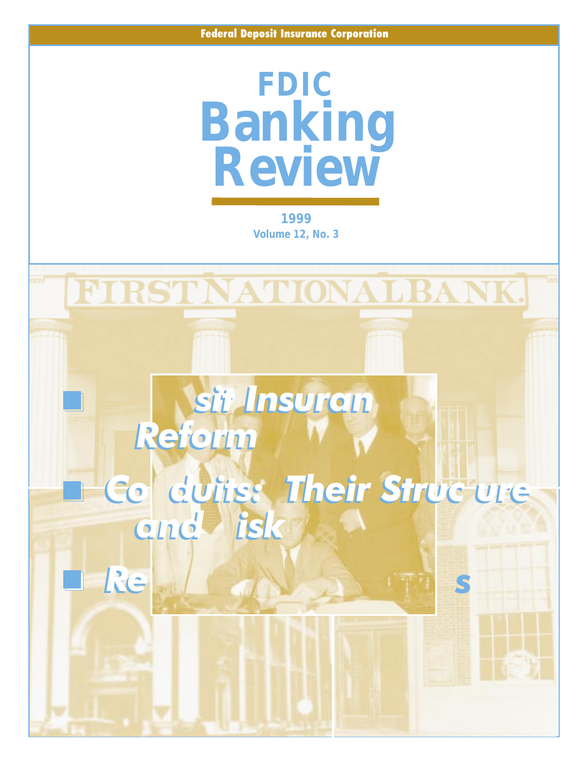Federal Deposit Insurance Corporation

# FDIC Banking Review

1999

Volume 12, No. 3

- sit Insuran Reform
- Co duits: Their Struc ure and isk
- Re s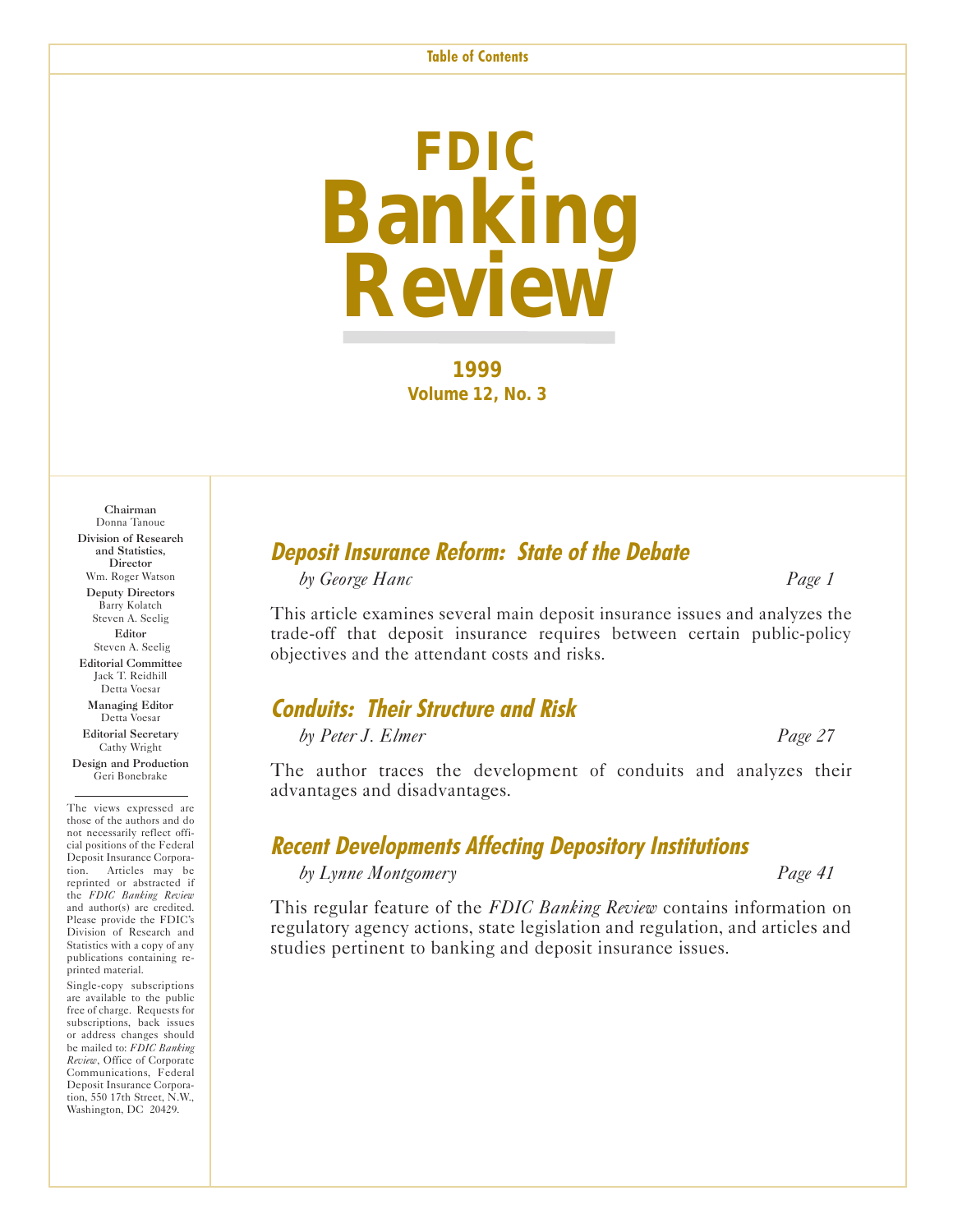Table of Contents

# FDIC Banking Review

**1999**
**Volume 12, No. 3**

Chairman
Donna Tanoue

Division of Research and Statistics, Director
Wm. Roger Watson

Deputy Directors
Barry Kolatch
Steven A. Seelig

Editor
Steven A. Seelig

Editorial Committee
Jack T. Reidhill
Detta Voesar

Managing Editor
Detta Voesar

Editorial Secretary
Cathy Wright

Design and Production
Geri Bonebrake

---

The views expressed are those of the authors and do not necessarily reflect official positions of the Federal Deposit Insurance Corporation. Articles may be reprinted or abstracted if the *FDIC Banking Review* and author(s) are credited. Please provide the FDIC's Division of Research and Statistics with a copy of any publications containing reprinted material.

Single-copy subscriptions are available to the public free of charge. Requests for subscriptions, back issues or address changes should be mailed to: *FDIC Banking Review*, Office of Corporate Communications, Federal Deposit Insurance Corporation, 550 17th Street, N.W., Washington, DC 20429.

## Deposit Insurance Reform: State of the Debate

*by George Hanc* — *Page 1*

This article examines several main deposit insurance issues and analyzes the trade-off that deposit insurance requires between certain public-policy objectives and the attendant costs and risks.

## Conduits: Their Structure and Risk

*by Peter J. Elmer* — *Page 27*

The author traces the development of conduits and analyzes their advantages and disadvantages.

## Recent Developments Affecting Depository Institutions

*by Lynne Montgomery* — *Page 41*

This regular feature of the *FDIC Banking Review* contains information on regulatory agency actions, state legislation and regulation, and articles and studies pertinent to banking and deposit insurance issues.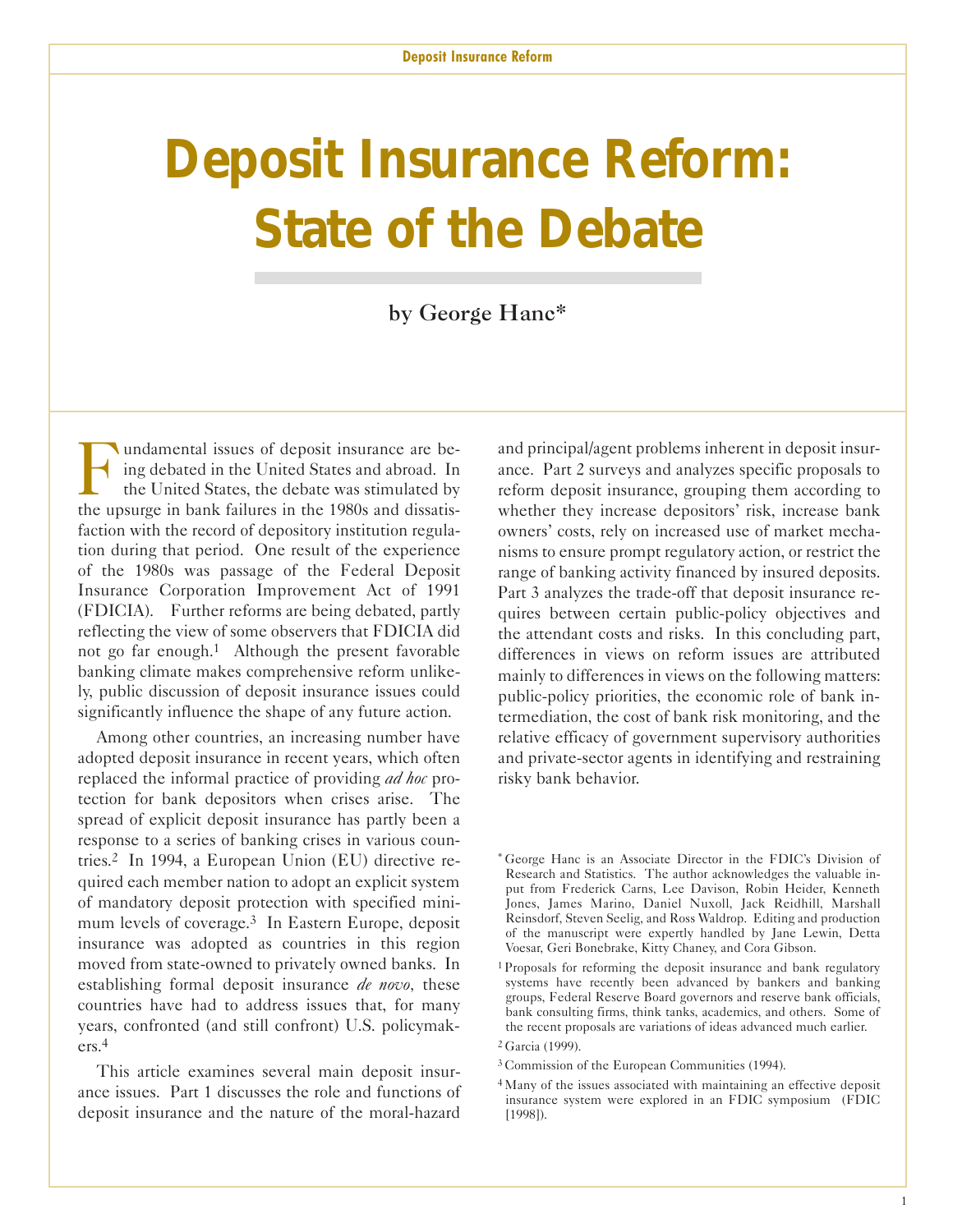# Deposit Insurance Reform: State of the Debate

by George Hanc*

Fundamental issues of deposit insurance are being debated in the United States and abroad. In the United States, the debate was stimulated by the upsurge in bank failures in the 1980s and dissatisfaction with the record of depository institution regulation during that period. One result of the experience of the 1980s was passage of the Federal Deposit Insurance Corporation Improvement Act of 1991 (FDICIA). Further reforms are being debated, partly reflecting the view of some observers that FDICIA did not go far enough.[1] Although the present favorable banking climate makes comprehensive reform unlikely, public discussion of deposit insurance issues could significantly influence the shape of any future action.

Among other countries, an increasing number have adopted deposit insurance in recent years, which often replaced the informal practice of providing *ad hoc* protection for bank depositors when crises arise. The spread of explicit deposit insurance has partly been a response to a series of banking crises in various countries.[2] In 1994, a European Union (EU) directive required each member nation to adopt an explicit system of mandatory deposit protection with specified minimum levels of coverage.[3] In Eastern Europe, deposit insurance was adopted as countries in this region moved from state-owned to privately owned banks. In establishing formal deposit insurance *de novo*, these countries have had to address issues that, for many years, confronted (and still confront) U.S. policymakers.[4]

This article examines several main deposit insurance issues. Part 1 discusses the role and functions of deposit insurance and the nature of the moral-hazard and principal/agent problems inherent in deposit insurance. Part 2 surveys and analyzes specific proposals to reform deposit insurance, grouping them according to whether they increase depositors' risk, increase bank owners' costs, rely on increased use of market mechanisms to ensure prompt regulatory action, or restrict the range of banking activity financed by insured deposits. Part 3 analyzes the trade-off that deposit insurance requires between certain public-policy objectives and the attendant costs and risks. In this concluding part, differences in views on reform issues are attributed mainly to differences in views on the following matters: public-policy priorities, the economic role of bank intermediation, the cost of bank risk monitoring, and the relative efficacy of government supervisory authorities and private-sector agents in identifying and restraining risky bank behavior.

---

\* George Hanc is an Associate Director in the FDIC's Division of Research and Statistics. The author acknowledges the valuable input from Frederick Carns, Lee Davison, Robin Heider, Kenneth Jones, James Marino, Daniel Nuxoll, Jack Reidhill, Marshall Reinsdorf, Steven Seelig, and Ross Waldrop. Editing and production of the manuscript were expertly handled by Jane Lewin, Detta Voesar, Geri Bonebrake, Kitty Chaney, and Cora Gibson.

[1] Proposals for reforming the deposit insurance and bank regulatory systems have recently been advanced by bankers and banking groups, Federal Reserve Board governors and reserve bank officials, bank consulting firms, think tanks, academics, and others. Some of the recent proposals are variations of ideas advanced much earlier.

[2] Garcia (1999).

[3] Commission of the European Communities (1994).

[4] Many of the issues associated with maintaining an effective deposit insurance system were explored in an FDIC symposium (FDIC [1998]).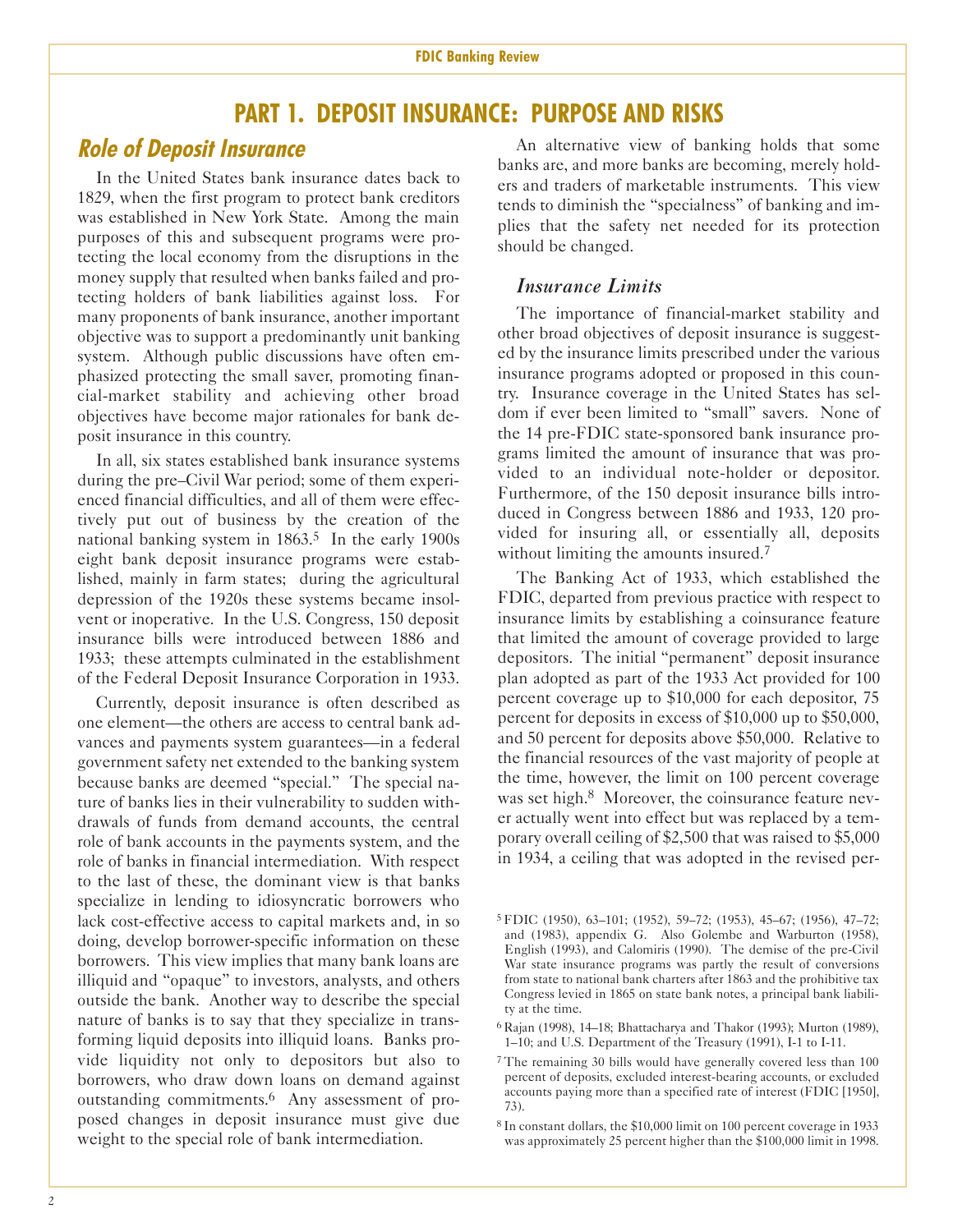# PART 1. DEPOSIT INSURANCE: PURPOSE AND RISKS

## *Role of Deposit Insurance*

In the United States bank insurance dates back to 1829, when the first program to protect bank creditors was established in New York State. Among the main purposes of this and subsequent programs were protecting the local economy from the disruptions in the money supply that resulted when banks failed and protecting holders of bank liabilities against loss. For many proponents of bank insurance, another important objective was to support a predominantly unit banking system. Although public discussions have often emphasized protecting the small saver, promoting financial-market stability and achieving other broad objectives have become major rationales for bank deposit insurance in this country.

In all, six states established bank insurance systems during the pre–Civil War period; some of them experienced financial difficulties, and all of them were effectively put out of business by the creation of the national banking system in 1863.[5] In the early 1900s eight bank deposit insurance programs were established, mainly in farm states; during the agricultural depression of the 1920s these systems became insolvent or inoperative. In the U.S. Congress, 150 deposit insurance bills were introduced between 1886 and 1933; these attempts culminated in the establishment of the Federal Deposit Insurance Corporation in 1933.

Currently, deposit insurance is often described as one element—the others are access to central bank advances and payments system guarantees—in a federal government safety net extended to the banking system because banks are deemed "special." The special nature of banks lies in their vulnerability to sudden withdrawals of funds from demand accounts, the central role of bank accounts in the payments system, and the role of banks in financial intermediation. With respect to the last of these, the dominant view is that banks specialize in lending to idiosyncratic borrowers who lack cost-effective access to capital markets and, in so doing, develop borrower-specific information on these borrowers. This view implies that many bank loans are illiquid and "opaque" to investors, analysts, and others outside the bank. Another way to describe the special nature of banks is to say that they specialize in transforming liquid deposits into illiquid loans. Banks provide liquidity not only to depositors but also to borrowers, who draw down loans on demand against outstanding commitments.[6] Any assessment of proposed changes in deposit insurance must give due weight to the special role of bank intermediation.

An alternative view of banking holds that some banks are, and more banks are becoming, merely holders and traders of marketable instruments. This view tends to diminish the "specialness" of banking and implies that the safety net needed for its protection should be changed.

### *Insurance Limits*

The importance of financial-market stability and other broad objectives of deposit insurance is suggested by the insurance limits prescribed under the various insurance programs adopted or proposed in this country. Insurance coverage in the United States has seldom if ever been limited to "small" savers. None of the 14 pre-FDIC state-sponsored bank insurance programs limited the amount of insurance that was provided to an individual note-holder or depositor. Furthermore, of the 150 deposit insurance bills introduced in Congress between 1886 and 1933, 120 provided for insuring all, or essentially all, deposits without limiting the amounts insured.[7]

The Banking Act of 1933, which established the FDIC, departed from previous practice with respect to insurance limits by establishing a coinsurance feature that limited the amount of coverage provided to large depositors. The initial "permanent" deposit insurance plan adopted as part of the 1933 Act provided for 100 percent coverage up to $10,000 for each depositor, 75 percent for deposits in excess of $10,000 up to $50,000, and 50 percent for deposits above $50,000. Relative to the financial resources of the vast majority of people at the time, however, the limit on 100 percent coverage was set high.[8] Moreover, the coinsurance feature never actually went into effect but was replaced by a temporary overall ceiling of $2,500 that was raised to $5,000 in 1934, a ceiling that was adopted in the revised per-

---

[5] FDIC (1950), 63–101; (1952), 59–72; (1953), 45–67; (1956), 47–72; and (1983), appendix G. Also Golembe and Warburton (1958), English (1993), and Calomiris (1990). The demise of the pre-Civil War state insurance programs was partly the result of conversions from state to national bank charters after 1863 and the prohibitive tax Congress levied in 1865 on state bank notes, a principal bank liability at the time.

[6] Rajan (1998), 14–18; Bhattacharya and Thakor (1993); Murton (1989), 1–10; and U.S. Department of the Treasury (1991), I-1 to I-11.

[7] The remaining 30 bills would have generally covered less than 100 percent of deposits, excluded interest-bearing accounts, or excluded accounts paying more than a specified rate of interest (FDIC [1950], 73).

[8] In constant dollars, the $10,000 limit on 100 percent coverage in 1933 was approximately 25 percent higher than the $100,000 limit in 1998.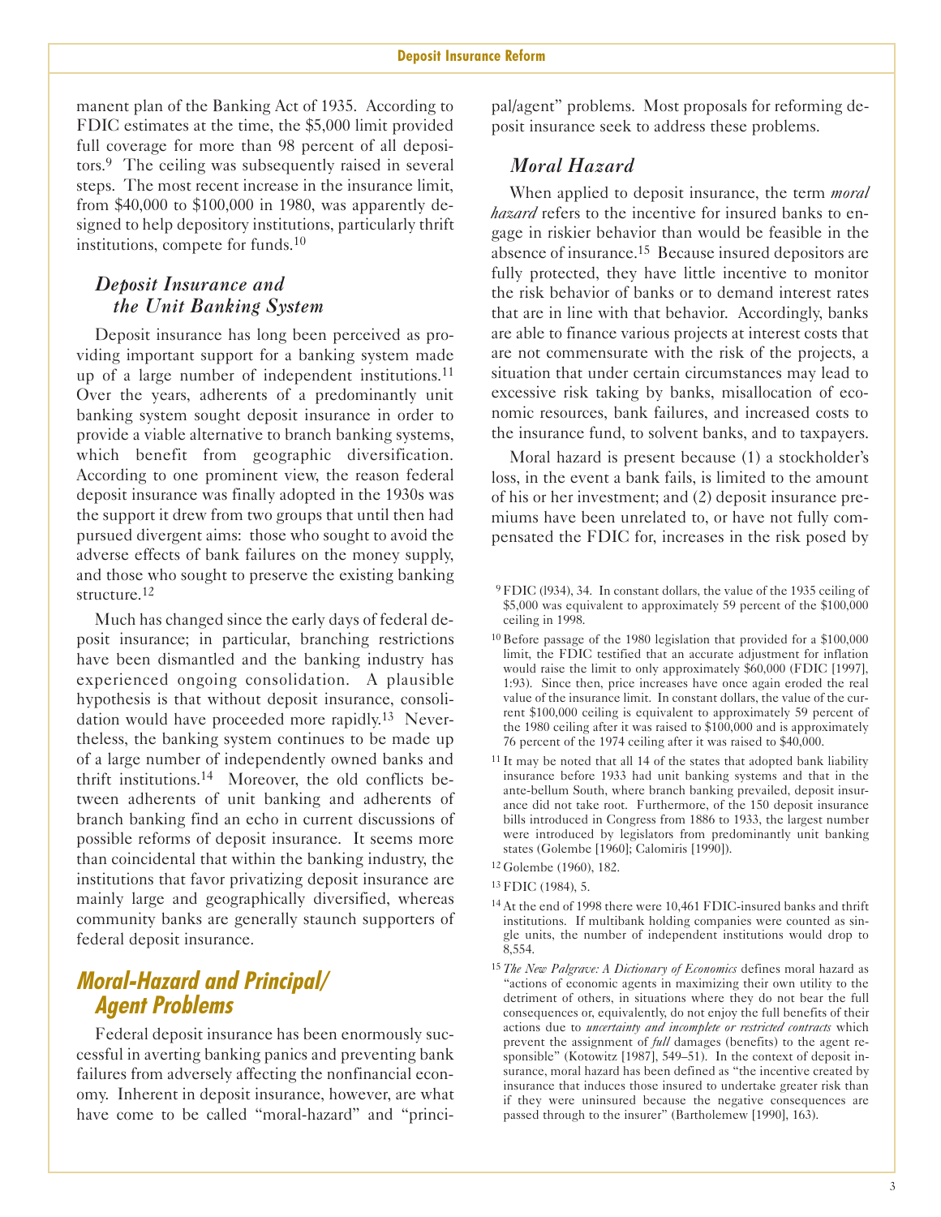manent plan of the Banking Act of 1935. According to FDIC estimates at the time, the $5,000 limit provided full coverage for more than 98 percent of all depositors.[9] The ceiling was subsequently raised in several steps. The most recent increase in the insurance limit, from $40,000 to $100,000 in 1980, was apparently designed to help depository institutions, particularly thrift institutions, compete for funds.[10]

### *Deposit Insurance and the Unit Banking System*

Deposit insurance has long been perceived as providing important support for a banking system made up of a large number of independent institutions.[11] Over the years, adherents of a predominantly unit banking system sought deposit insurance in order to provide a viable alternative to branch banking systems, which benefit from geographic diversification. According to one prominent view, the reason federal deposit insurance was finally adopted in the 1930s was the support it drew from two groups that until then had pursued divergent aims: those who sought to avoid the adverse effects of bank failures on the money supply, and those who sought to preserve the existing banking structure.[12]

Much has changed since the early days of federal deposit insurance; in particular, branching restrictions have been dismantled and the banking industry has experienced ongoing consolidation. A plausible hypothesis is that without deposit insurance, consolidation would have proceeded more rapidly.[13] Nevertheless, the banking system continues to be made up of a large number of independently owned banks and thrift institutions.[14] Moreover, the old conflicts between adherents of unit banking and adherents of branch banking find an echo in current discussions of possible reforms of deposit insurance. It seems more than coincidental that within the banking industry, the institutions that favor privatizing deposit insurance are mainly large and geographically diversified, whereas community banks are generally staunch supporters of federal deposit insurance.

## Moral-Hazard and Principal/Agent Problems

Federal deposit insurance has been enormously successful in averting banking panics and preventing bank failures from adversely affecting the nonfinancial economy. Inherent in deposit insurance, however, are what have come to be called "moral-hazard" and "principal/agent" problems. Most proposals for reforming deposit insurance seek to address these problems.

### *Moral Hazard*

When applied to deposit insurance, the term *moral hazard* refers to the incentive for insured banks to engage in riskier behavior than would be feasible in the absence of insurance.[15] Because insured depositors are fully protected, they have little incentive to monitor the risk behavior of banks or to demand interest rates that are in line with that behavior. Accordingly, banks are able to finance various projects at interest costs that are not commensurate with the risk of the projects, a situation that under certain circumstances may lead to excessive risk taking by banks, misallocation of economic resources, bank failures, and increased costs to the insurance fund, to solvent banks, and to taxpayers.

Moral hazard is present because (1) a stockholder's loss, in the event a bank fails, is limited to the amount of his or her investment; and (2) deposit insurance premiums have been unrelated to, or have not fully compensated the FDIC for, increases in the risk posed by

---

[9] FDIC (l934), 34. In constant dollars, the value of the 1935 ceiling of $5,000 was equivalent to approximately 59 percent of the $100,000 ceiling in 1998.

[10] Before passage of the 1980 legislation that provided for a $100,000 limit, the FDIC testified that an accurate adjustment for inflation would raise the limit to only approximately $60,000 (FDIC [1997], 1:93). Since then, price increases have once again eroded the real value of the insurance limit. In constant dollars, the value of the current $100,000 ceiling is equivalent to approximately 59 percent of the 1980 ceiling after it was raised to $100,000 and is approximately 76 percent of the 1974 ceiling after it was raised to $40,000.

[11] It may be noted that all 14 of the states that adopted bank liability insurance before 1933 had unit banking systems and that in the ante-bellum South, where branch banking prevailed, deposit insurance did not take root. Furthermore, of the 150 deposit insurance bills introduced in Congress from 1886 to 1933, the largest number were introduced by legislators from predominantly unit banking states (Golembe [1960]; Calomiris [1990]).

[12] Golembe (1960), 182.

[13] FDIC (1984), 5.

[14] At the end of 1998 there were 10,461 FDIC-insured banks and thrift institutions. If multibank holding companies were counted as single units, the number of independent institutions would drop to 8,554.

[15] *The New Palgrave: A Dictionary of Economics* defines moral hazard as "actions of economic agents in maximizing their own utility to the detriment of others, in situations where they do not bear the full consequences or, equivalently, do not enjoy the full benefits of their actions due to *uncertainty and incomplete or restricted contracts* which prevent the assignment of *full* damages (benefits) to the agent responsible" (Kotowitz [1987], 549–51). In the context of deposit insurance, moral hazard has been defined as "the incentive created by insurance that induces those insured to undertake greater risk than if they were uninsured because the negative consequences are passed through to the insurer" (Bartholemew [1990], 163).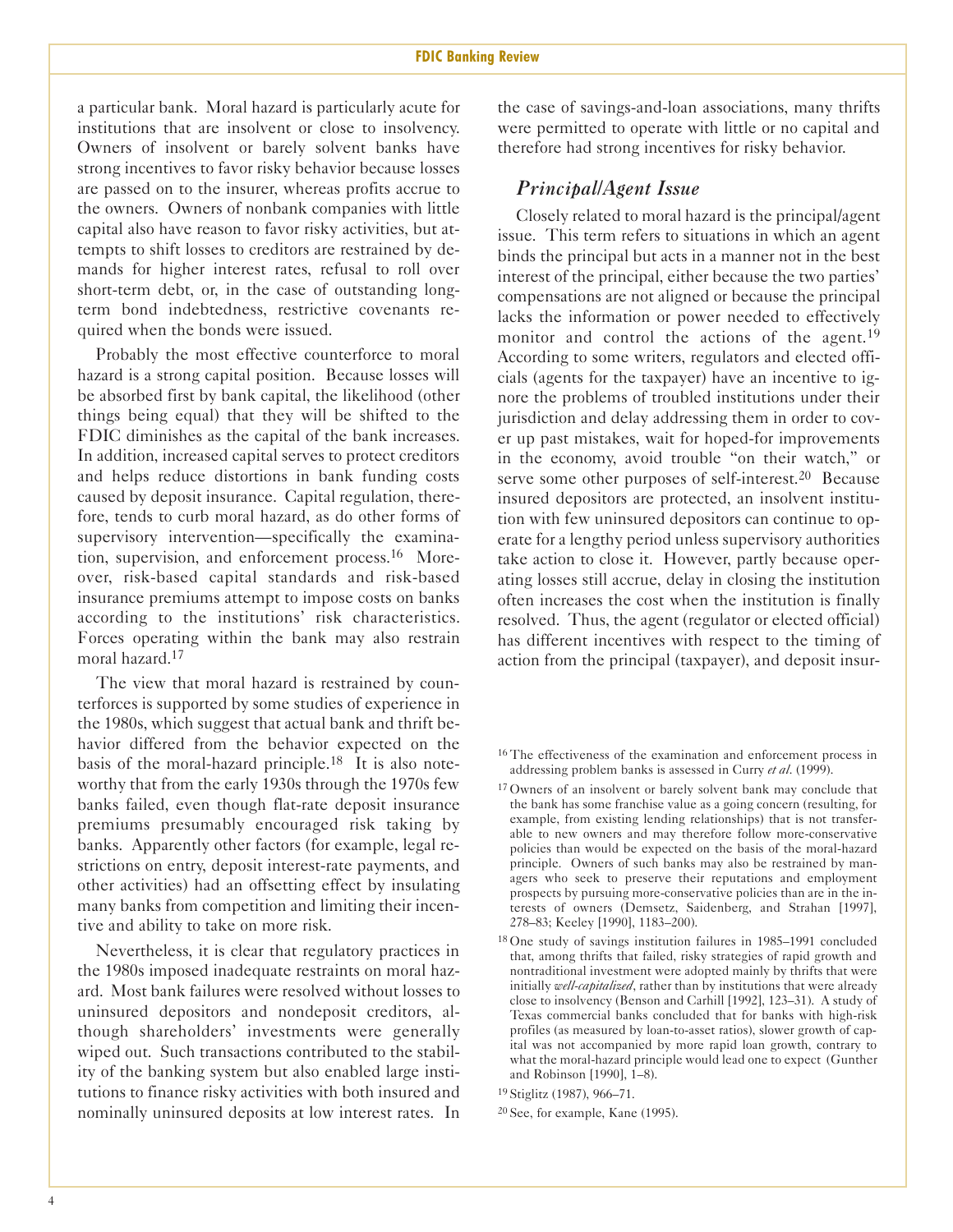a particular bank. Moral hazard is particularly acute for institutions that are insolvent or close to insolvency. Owners of insolvent or barely solvent banks have strong incentives to favor risky behavior because losses are passed on to the insurer, whereas profits accrue to the owners. Owners of nonbank companies with little capital also have reason to favor risky activities, but attempts to shift losses to creditors are restrained by demands for higher interest rates, refusal to roll over short-term debt, or, in the case of outstanding long-term bond indebtedness, restrictive covenants required when the bonds were issued.

Probably the most effective counterforce to moral hazard is a strong capital position. Because losses will be absorbed first by bank capital, the likelihood (other things being equal) that they will be shifted to the FDIC diminishes as the capital of the bank increases. In addition, increased capital serves to protect creditors and helps reduce distortions in bank funding costs caused by deposit insurance. Capital regulation, therefore, tends to curb moral hazard, as do other forms of supervisory intervention—specifically the examination, supervision, and enforcement process.[16] Moreover, risk-based capital standards and risk-based insurance premiums attempt to impose costs on banks according to the institutions' risk characteristics. Forces operating within the bank may also restrain moral hazard.[17]

The view that moral hazard is restrained by counterforces is supported by some studies of experience in the 1980s, which suggest that actual bank and thrift behavior differed from the behavior expected on the basis of the moral-hazard principle.[18] It is also noteworthy that from the early 1930s through the 1970s few banks failed, even though flat-rate deposit insurance premiums presumably encouraged risk taking by banks. Apparently other factors (for example, legal restrictions on entry, deposit interest-rate payments, and other activities) had an offsetting effect by insulating many banks from competition and limiting their incentive and ability to take on more risk.

Nevertheless, it is clear that regulatory practices in the 1980s imposed inadequate restraints on moral hazard. Most bank failures were resolved without losses to uninsured depositors and nondeposit creditors, although shareholders' investments were generally wiped out. Such transactions contributed to the stability of the banking system but also enabled large institutions to finance risky activities with both insured and nominally uninsured deposits at low interest rates. In the case of savings-and-loan associations, many thrifts were permitted to operate with little or no capital and therefore had strong incentives for risky behavior.

### *Principal/Agent Issue*

Closely related to moral hazard is the principal/agent issue. This term refers to situations in which an agent binds the principal but acts in a manner not in the best interest of the principal, either because the two parties' compensations are not aligned or because the principal lacks the information or power needed to effectively monitor and control the actions of the agent.[19] According to some writers, regulators and elected officials (agents for the taxpayer) have an incentive to ignore the problems of troubled institutions under their jurisdiction and delay addressing them in order to cover up past mistakes, wait for hoped-for improvements in the economy, avoid trouble "on their watch," or serve some other purposes of self-interest.[20] Because insured depositors are protected, an insolvent institution with few uninsured depositors can continue to operate for a lengthy period unless supervisory authorities take action to close it. However, partly because operating losses still accrue, delay in closing the institution often increases the cost when the institution is finally resolved. Thus, the agent (regulator or elected official) has different incentives with respect to the timing of action from the principal (taxpayer), and deposit insur-

---

[16] The effectiveness of the examination and enforcement process in addressing problem banks is assessed in Curry *et al*. (1999).

[17] Owners of an insolvent or barely solvent bank may conclude that the bank has some franchise value as a going concern (resulting, for example, from existing lending relationships) that is not transferable to new owners and may therefore follow more-conservative policies than would be expected on the basis of the moral-hazard principle. Owners of such banks may also be restrained by managers who seek to preserve their reputations and employment prospects by pursuing more-conservative policies than are in the interests of owners (Demsetz, Saidenberg, and Strahan [1997], 278–83; Keeley [1990], 1183–200).

[18] One study of savings institution failures in 1985–1991 concluded that, among thrifts that failed, risky strategies of rapid growth and nontraditional investment were adopted mainly by thrifts that were initially *well-capitalized*, rather than by institutions that were already close to insolvency (Benson and Carhill [1992], 123–31). A study of Texas commercial banks concluded that for banks with high-risk profiles (as measured by loan-to-asset ratios), slower growth of capital was not accompanied by more rapid loan growth, contrary to what the moral-hazard principle would lead one to expect (Gunther and Robinson [1990], 1–8).

[19] Stiglitz (1987), 966–71.

[20] See, for example, Kane (1995).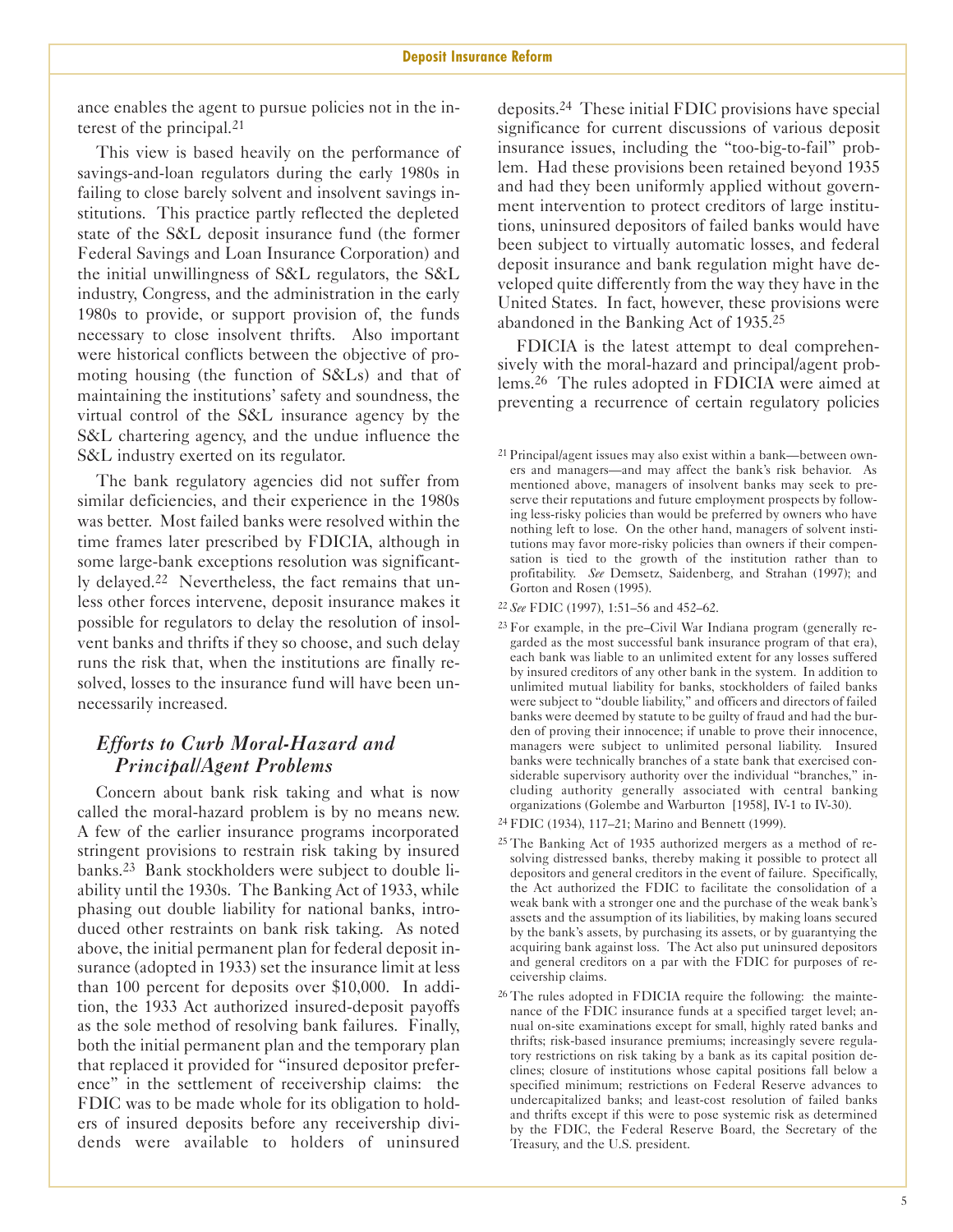ance enables the agent to pursue policies not in the interest of the principal.[21]

This view is based heavily on the performance of savings-and-loan regulators during the early 1980s in failing to close barely solvent and insolvent savings institutions. This practice partly reflected the depleted state of the S&L deposit insurance fund (the former Federal Savings and Loan Insurance Corporation) and the initial unwillingness of S&L regulators, the S&L industry, Congress, and the administration in the early 1980s to provide, or support provision of, the funds necessary to close insolvent thrifts. Also important were historical conflicts between the objective of promoting housing (the function of S&Ls) and that of maintaining the institutions' safety and soundness, the virtual control of the S&L insurance agency by the S&L chartering agency, and the undue influence the S&L industry exerted on its regulator.

The bank regulatory agencies did not suffer from similar deficiencies, and their experience in the 1980s was better. Most failed banks were resolved within the time frames later prescribed by FDICIA, although in some large-bank exceptions resolution was significantly delayed.[22] Nevertheless, the fact remains that unless other forces intervene, deposit insurance makes it possible for regulators to delay the resolution of insolvent banks and thrifts if they so choose, and such delay runs the risk that, when the institutions are finally resolved, losses to the insurance fund will have been unnecessarily increased.

## *Efforts to Curb Moral-Hazard and Principal/Agent Problems*

Concern about bank risk taking and what is now called the moral-hazard problem is by no means new. A few of the earlier insurance programs incorporated stringent provisions to restrain risk taking by insured banks.[23] Bank stockholders were subject to double liability until the 1930s. The Banking Act of 1933, while phasing out double liability for national banks, introduced other restraints on bank risk taking. As noted above, the initial permanent plan for federal deposit insurance (adopted in 1933) set the insurance limit at less than 100 percent for deposits over $10,000. In addition, the 1933 Act authorized insured-deposit payoffs as the sole method of resolving bank failures. Finally, both the initial permanent plan and the temporary plan that replaced it provided for "insured depositor preference" in the settlement of receivership claims: the FDIC was to be made whole for its obligation to holders of insured deposits before any receivership dividends were available to holders of uninsured deposits.[24] These initial FDIC provisions have special significance for current discussions of various deposit insurance issues, including the "too-big-to-fail" problem. Had these provisions been retained beyond 1935 and had they been uniformly applied without government intervention to protect creditors of large institutions, uninsured depositors of failed banks would have been subject to virtually automatic losses, and federal deposit insurance and bank regulation might have developed quite differently from the way they have in the United States. In fact, however, these provisions were abandoned in the Banking Act of 1935.[25]

FDICIA is the latest attempt to deal comprehensively with the moral-hazard and principal/agent problems.[26] The rules adopted in FDICIA were aimed at preventing a recurrence of certain regulatory policies

---

[21] Principal/agent issues may also exist within a bank—between owners and managers—and may affect the bank's risk behavior. As mentioned above, managers of insolvent banks may seek to preserve their reputations and future employment prospects by following less-risky policies than would be preferred by owners who have nothing left to lose. On the other hand, managers of solvent institutions may favor more-risky policies than owners if their compensation is tied to the growth of the institution rather than to profitability. *See* Demsetz, Saidenberg, and Strahan (1997); and Gorton and Rosen (1995).

[22] *See* FDIC (1997), 1:51–56 and 452–62.

[23] For example, in the pre–Civil War Indiana program (generally regarded as the most successful bank insurance program of that era), each bank was liable to an unlimited extent for any losses suffered by insured creditors of any other bank in the system. In addition to unlimited mutual liability for banks, stockholders of failed banks were subject to "double liability," and officers and directors of failed banks were deemed by statute to be guilty of fraud and had the burden of proving their innocence; if unable to prove their innocence, managers were subject to unlimited personal liability. Insured banks were technically branches of a state bank that exercised considerable supervisory authority over the individual "branches," including authority generally associated with central banking organizations (Golembe and Warburton [1958], IV-1 to IV-30).

[24] FDIC (1934), 117–21; Marino and Bennett (1999).

[25] The Banking Act of 1935 authorized mergers as a method of resolving distressed banks, thereby making it possible to protect all depositors and general creditors in the event of failure. Specifically, the Act authorized the FDIC to facilitate the consolidation of a weak bank with a stronger one and the purchase of the weak bank's assets and the assumption of its liabilities, by making loans secured by the bank's assets, by purchasing its assets, or by guarantying the acquiring bank against loss. The Act also put uninsured depositors and general creditors on a par with the FDIC for purposes of receivership claims.

[26] The rules adopted in FDICIA require the following: the maintenance of the FDIC insurance funds at a specified target level; annual on-site examinations except for small, highly rated banks and thrifts; risk-based insurance premiums; increasingly severe regulatory restrictions on risk taking by a bank as its capital position declines; closure of institutions whose capital positions fall below a specified minimum; restrictions on Federal Reserve advances to undercapitalized banks; and least-cost resolution of failed banks and thrifts except if this were to pose systemic risk as determined by the FDIC, the Federal Reserve Board, the Secretary of the Treasury, and the U.S. president.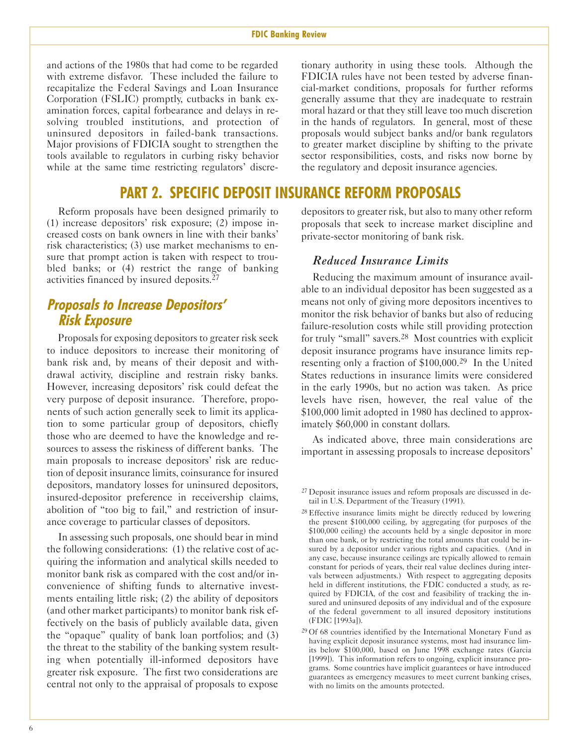and actions of the 1980s that had come to be regarded with extreme disfavor. These included the failure to recapitalize the Federal Savings and Loan Insurance Corporation (FSLIC) promptly, cutbacks in bank examination forces, capital forbearance and delays in resolving troubled institutions, and protection of uninsured depositors in failed-bank transactions. Major provisions of FDICIA sought to strengthen the tools available to regulators in curbing risky behavior while at the same time restricting regulators' discretionary authority in using these tools. Although the FDICIA rules have not been tested by adverse financial-market conditions, proposals for further reforms generally assume that they are inadequate to restrain moral hazard or that they still leave too much discretion in the hands of regulators. In general, most of these proposals would subject banks and/or bank regulators to greater market discipline by shifting to the private sector responsibilities, costs, and risks now borne by the regulatory and deposit insurance agencies.

# PART 2. SPECIFIC DEPOSIT INSURANCE REFORM PROPOSALS

Reform proposals have been designed primarily to (1) increase depositors' risk exposure; (2) impose increased costs on bank owners in line with their banks' risk characteristics; (3) use market mechanisms to ensure that prompt action is taken with respect to troubled banks; or (4) restrict the range of banking activities financed by insured deposits.[27]

## Proposals to Increase Depositors' Risk Exposure

Proposals for exposing depositors to greater risk seek to induce depositors to increase their monitoring of bank risk and, by means of their deposit and withdrawal activity, discipline and restrain risky banks. However, increasing depositors' risk could defeat the very purpose of deposit insurance. Therefore, proponents of such action generally seek to limit its application to some particular group of depositors, chiefly those who are deemed to have the knowledge and resources to assess the riskiness of different banks. The main proposals to increase depositors' risk are reduction of deposit insurance limits, coinsurance for insured depositors, mandatory losses for uninsured depositors, insured-depositor preference in receivership claims, abolition of "too big to fail," and restriction of insurance coverage to particular classes of depositors.

In assessing such proposals, one should bear in mind the following considerations: (1) the relative cost of acquiring the information and analytical skills needed to monitor bank risk as compared with the cost and/or inconvenience of shifting funds to alternative investments entailing little risk; (2) the ability of depositors (and other market participants) to monitor bank risk effectively on the basis of publicly available data, given the "opaque" quality of bank loan portfolios; and (3) the threat to the stability of the banking system resulting when potentially ill-informed depositors have greater risk exposure. The first two considerations are central not only to the appraisal of proposals to expose depositors to greater risk, but also to many other reform proposals that seek to increase market discipline and private-sector monitoring of bank risk.

### *Reduced Insurance Limits*

Reducing the maximum amount of insurance available to an individual depositor has been suggested as a means not only of giving more depositors incentives to monitor the risk behavior of banks but also of reducing failure-resolution costs while still providing protection for truly "small" savers.[28] Most countries with explicit deposit insurance programs have insurance limits representing only a fraction of $100,000.[29] In the United States reductions in insurance limits were considered in the early 1990s, but no action was taken. As price levels have risen, however, the real value of the $100,000 limit adopted in 1980 has declined to approximately $60,000 in constant dollars.

As indicated above, three main considerations are important in assessing proposals to increase depositors'

---

[27] Deposit insurance issues and reform proposals are discussed in detail in U.S. Department of the Treasury (1991).

[28] Effective insurance limits might be directly reduced by lowering the present $100,000 ceiling, by aggregating (for purposes of the $100,000 ceiling) the accounts held by a single depositor in more than one bank, or by restricting the total amounts that could be insured by a depositor under various rights and capacities. (And in any case, because insurance ceilings are typically allowed to remain constant for periods of years, their real value declines during intervals between adjustments.) With respect to aggregating deposits held in different institutions, the FDIC conducted a study, as required by FDICIA, of the cost and feasibility of tracking the insured and uninsured deposits of any individual and of the exposure of the federal government to all insured depository institutions (FDIC [1993a]).

[29] Of 68 countries identified by the International Monetary Fund as having explicit deposit insurance systems, most had insurance limits below $100,000, based on June 1998 exchange rates (Garcia [1999]). This information refers to ongoing, explicit insurance programs. Some countries have implicit guarantees or have introduced guarantees as emergency measures to meet current banking crises, with no limits on the amounts protected.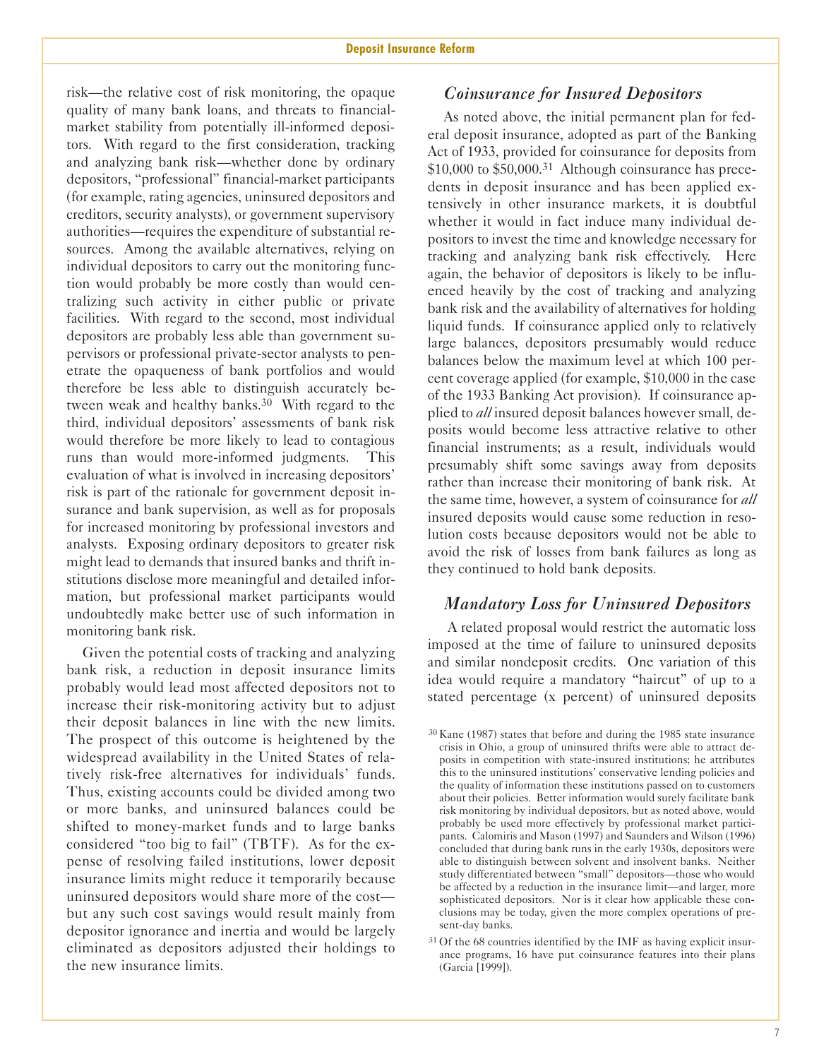risk—the relative cost of risk monitoring, the opaque quality of many bank loans, and threats to financial-market stability from potentially ill-informed depositors. With regard to the first consideration, tracking and analyzing bank risk—whether done by ordinary depositors, "professional" financial-market participants (for example, rating agencies, uninsured depositors and creditors, security analysts), or government supervisory authorities—requires the expenditure of substantial resources. Among the available alternatives, relying on individual depositors to carry out the monitoring function would probably be more costly than would centralizing such activity in either public or private facilities. With regard to the second, most individual depositors are probably less able than government supervisors or professional private-sector analysts to penetrate the opaqueness of bank portfolios and would therefore be less able to distinguish accurately between weak and healthy banks.[30] With regard to the third, individual depositors' assessments of bank risk would therefore be more likely to lead to contagious runs than would more-informed judgments. This evaluation of what is involved in increasing depositors' risk is part of the rationale for government deposit insurance and bank supervision, as well as for proposals for increased monitoring by professional investors and analysts. Exposing ordinary depositors to greater risk might lead to demands that insured banks and thrift institutions disclose more meaningful and detailed information, but professional market participants would undoubtedly make better use of such information in monitoring bank risk.

Given the potential costs of tracking and analyzing bank risk, a reduction in deposit insurance limits probably would lead most affected depositors not to increase their risk-monitoring activity but to adjust their deposit balances in line with the new limits. The prospect of this outcome is heightened by the widespread availability in the United States of relatively risk-free alternatives for individuals' funds. Thus, existing accounts could be divided among two or more banks, and uninsured balances could be shifted to money-market funds and to large banks considered "too big to fail" (TBTF). As for the expense of resolving failed institutions, lower deposit insurance limits might reduce it temporarily because uninsured depositors would share more of the cost—but any such cost savings would result mainly from depositor ignorance and inertia and would be largely eliminated as depositors adjusted their holdings to the new insurance limits.

## *Coinsurance for Insured Depositors*

As noted above, the initial permanent plan for federal deposit insurance, adopted as part of the Banking Act of 1933, provided for coinsurance for deposits from \$10,000 to \$50,000.[31] Although coinsurance has precedents in deposit insurance and has been applied extensively in other insurance markets, it is doubtful whether it would in fact induce many individual depositors to invest the time and knowledge necessary for tracking and analyzing bank risk effectively. Here again, the behavior of depositors is likely to be influenced heavily by the cost of tracking and analyzing bank risk and the availability of alternatives for holding liquid funds. If coinsurance applied only to relatively large balances, depositors presumably would reduce balances below the maximum level at which 100 percent coverage applied (for example, \$10,000 in the case of the 1933 Banking Act provision). If coinsurance applied to *all* insured deposit balances however small, deposits would become less attractive relative to other financial instruments; as a result, individuals would presumably shift some savings away from deposits rather than increase their monitoring of bank risk. At the same time, however, a system of coinsurance for *all* insured deposits would cause some reduction in resolution costs because depositors would not be able to avoid the risk of losses from bank failures as long as they continued to hold bank deposits.

## *Mandatory Loss for Uninsured Depositors*

A related proposal would restrict the automatic loss imposed at the time of failure to uninsured deposits and similar nondeposit credits. One variation of this idea would require a mandatory "haircut" of up to a stated percentage (x percent) of uninsured deposits

[30] Kane (1987) states that before and during the 1985 state insurance crisis in Ohio, a group of uninsured thrifts were able to attract deposits in competition with state-insured institutions; he attributes this to the uninsured institutions' conservative lending policies and the quality of information these institutions passed on to customers about their policies. Better information would surely facilitate bank risk monitoring by individual depositors, but as noted above, would probably be used more effectively by professional market participants. Calomiris and Mason (1997) and Saunders and Wilson (1996) concluded that during bank runs in the early 1930s, depositors were able to distinguish between solvent and insolvent banks. Neither study differentiated between "small" depositors—those who would be affected by a reduction in the insurance limit—and larger, more sophisticated depositors. Nor is it clear how applicable these conclusions may be today, given the more complex operations of present-day banks.

[31] Of the 68 countries identified by the IMF as having explicit insurance programs, 16 have put coinsurance features into their plans (Garcia [1999]).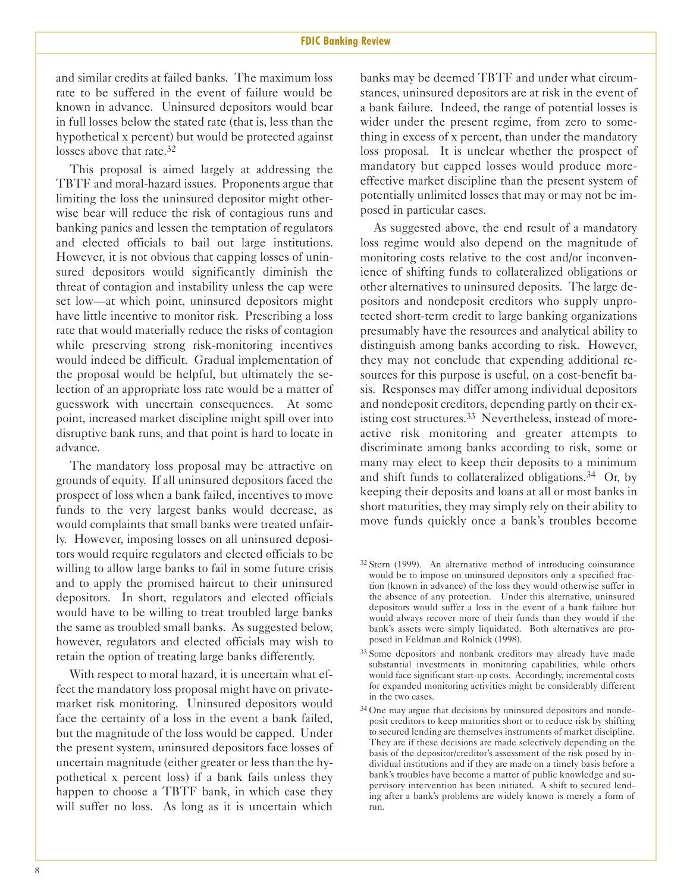and similar credits at failed banks. The maximum loss rate to be suffered in the event of failure would be known in advance. Uninsured depositors would bear in full losses below the stated rate (that is, less than the hypothetical x percent) but would be protected against losses above that rate.[32]

This proposal is aimed largely at addressing the TBTF and moral-hazard issues. Proponents argue that limiting the loss the uninsured depositor might otherwise bear will reduce the risk of contagious runs and banking panics and lessen the temptation of regulators and elected officials to bail out large institutions. However, it is not obvious that capping losses of uninsured depositors would significantly diminish the threat of contagion and instability unless the cap were set low—at which point, uninsured depositors might have little incentive to monitor risk. Prescribing a loss rate that would materially reduce the risks of contagion while preserving strong risk-monitoring incentives would indeed be difficult. Gradual implementation of the proposal would be helpful, but ultimately the selection of an appropriate loss rate would be a matter of guesswork with uncertain consequences. At some point, increased market discipline might spill over into disruptive bank runs, and that point is hard to locate in advance.

The mandatory loss proposal may be attractive on grounds of equity. If all uninsured depositors faced the prospect of loss when a bank failed, incentives to move funds to the very largest banks would decrease, as would complaints that small banks were treated unfairly. However, imposing losses on all uninsured depositors would require regulators and elected officials to be willing to allow large banks to fail in some future crisis and to apply the promised haircut to their uninsured depositors. In short, regulators and elected officials would have to be willing to treat troubled large banks the same as troubled small banks. As suggested below, however, regulators and elected officials may wish to retain the option of treating large banks differently.

With respect to moral hazard, it is uncertain what effect the mandatory loss proposal might have on private-market risk monitoring. Uninsured depositors would face the certainty of a loss in the event a bank failed, but the magnitude of the loss would be capped. Under the present system, uninsured depositors face losses of uncertain magnitude (either greater or less than the hypothetical x percent loss) if a bank fails unless they happen to choose a TBTF bank, in which case they will suffer no loss. As long as it is uncertain which banks may be deemed TBTF and under what circumstances, uninsured depositors are at risk in the event of a bank failure. Indeed, the range of potential losses is wider under the present regime, from zero to something in excess of x percent, than under the mandatory loss proposal. It is unclear whether the prospect of mandatory but capped losses would produce more-effective market discipline than the present system of potentially unlimited losses that may or may not be imposed in particular cases.

As suggested above, the end result of a mandatory loss regime would also depend on the magnitude of monitoring costs relative to the cost and/or inconvenience of shifting funds to collateralized obligations or other alternatives to uninsured deposits. The large depositors and nondeposit creditors who supply unprotected short-term credit to large banking organizations presumably have the resources and analytical ability to distinguish among banks according to risk. However, they may not conclude that expending additional resources for this purpose is useful, on a cost-benefit basis. Responses may differ among individual depositors and nondeposit creditors, depending partly on their existing cost structures.[33] Nevertheless, instead of more-active risk monitoring and greater attempts to discriminate among banks according to risk, some or many may elect to keep their deposits to a minimum and shift funds to collateralized obligations.[34] Or, by keeping their deposits and loans at all or most banks in short maturities, they may simply rely on their ability to move funds quickly once a bank's troubles become

---

[32] Stern (1999). An alternative method of introducing coinsurance would be to impose on uninsured depositors only a specified fraction (known in advance) of the loss they would otherwise suffer in the absence of any protection. Under this alternative, uninsured depositors would suffer a loss in the event of a bank failure but would always recover more of their funds than they would if the bank's assets were simply liquidated. Both alternatives are proposed in Feldman and Rolnick (1998).

[33] Some depositors and nonbank creditors may already have made substantial investments in monitoring capabilities, while others would face significant start-up costs. Accordingly, incremental costs for expanded monitoring activities might be considerably different in the two cases.

[34] One may argue that decisions by uninsured depositors and nondeposit creditors to keep maturities short or to reduce risk by shifting to secured lending are themselves instruments of market discipline. They are if these decisions are made selectively depending on the basis of the depositor/creditor's assessment of the risk posed by individual institutions and if they are made on a timely basis before a bank's troubles have become a matter of public knowledge and supervisory intervention has been initiated. A shift to secured lending after a bank's problems are widely known is merely a form of run.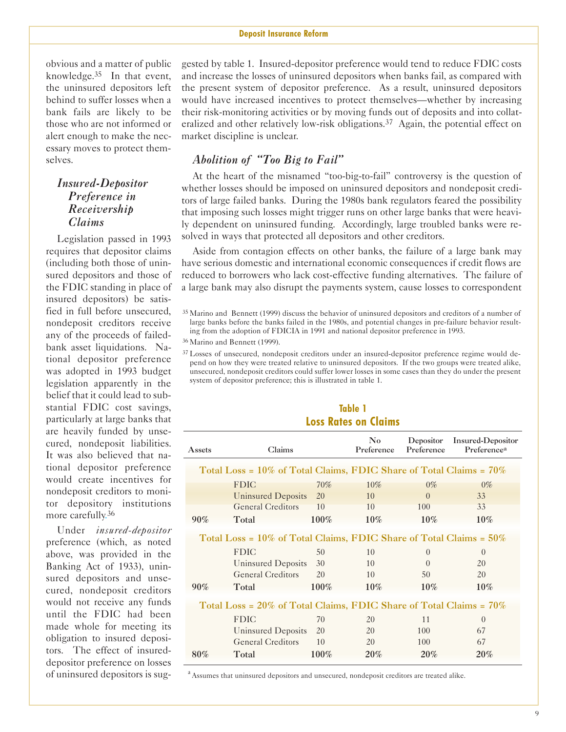obvious and a matter of public knowledge.[35] In that event, the uninsured depositors left behind to suffer losses when a bank fails are likely to be those who are not informed or alert enough to make the necessary moves to protect themselves.

### *Insured-Depositor Preference in Receivership Claims*

Legislation passed in 1993 requires that depositor claims (including both those of uninsured depositors and those of the FDIC standing in place of insured depositors) be satisfied in full before unsecured, nondeposit creditors receive any of the proceeds of failed-bank asset liquidations. National depositor preference was adopted in 1993 budget legislation apparently in the belief that it could lead to substantial FDIC cost savings, particularly at large banks that are heavily funded by unsecured, nondeposit liabilities. It was also believed that national depositor preference would create incentives for nondeposit creditors to monitor depository institutions more carefully.[36]

Under *insured-depositor* preference (which, as noted above, was provided in the Banking Act of 1933), uninsured depositors and unsecured, nondeposit creditors would not receive any funds until the FDIC had been made whole for meeting its obligation to insured depositors. The effect of insured-depositor preference on losses of uninsured depositors is suggested by table 1. Insured-depositor preference would tend to reduce FDIC costs and increase the losses of uninsured depositors when banks fail, as compared with the present system of depositor preference. As a result, uninsured depositors would have increased incentives to protect themselves—whether by increasing their risk-monitoring activities or by moving funds out of deposits and into collateralized and other relatively low-risk obligations.[37] Again, the potential effect on market discipline is unclear.

### *Abolition of "Too Big to Fail"*

At the heart of the misnamed "too-big-to-fail" controversy is the question of whether losses should be imposed on uninsured depositors and nondeposit creditors of large failed banks. During the 1980s bank regulators feared the possibility that imposing such losses might trigger runs on other large banks that were heavily dependent on uninsured funding. Accordingly, large troubled banks were resolved in ways that protected all depositors and other creditors.

Aside from contagion effects on other banks, the failure of a large bank may have serious domestic and international economic consequences if credit flows are reduced to borrowers who lack cost-effective funding alternatives. The failure of a large bank may also disrupt the payments system, cause losses to correspondent

[35] Marino and Bennett (1999) discuss the behavior of uninsured depositors and creditors of a number of large banks before the banks failed in the 1980s, and potential changes in pre-failure behavior resulting from the adoption of FDICIA in 1991 and national depositor preference in 1993.

[36] Marino and Bennett (1999).

[37] Losses of unsecured, nondeposit creditors under an insured-depositor preference regime would depend on how they were treated relative to uninsured depositors. If the two groups were treated alike, unsecured, nondeposit creditors could suffer lower losses in some cases than they do under the present system of depositor preference; this is illustrated in table 1.

**Table 1**
**Loss Rates on Claims**

| Assets | Claims | | No Preference | Depositor Preference | Insured-Depositor Preference[a] |
|---|---|---|---|---|---|
| **Total Loss = 10% of Total Claims, FDIC Share of Total Claims = 70%** | | | | | |
| | FDIC | 70% | 10% | 0% | 0% |
| | Uninsured Deposits | 20 | 10 | 0 | 33 |
| | General Creditors | 10 | 10 | 100 | 33 |
| **90%** | **Total** | **100%** | **10%** | **10%** | **10%** |
| **Total Loss = 10% of Total Claims, FDIC Share of Total Claims = 50%** | | | | | |
| | FDIC | 50 | 10 | 0 | 0 |
| | Uninsured Deposits | 30 | 10 | 0 | 20 |
| | General Creditors | 20 | 10 | 50 | 20 |
| **90%** | **Total** | **100%** | **10%** | **10%** | **10%** |
| **Total Loss = 20% of Total Claims, FDIC Share of Total Claims = 70%** | | | | | |
| | FDIC | 70 | 20 | 11 | 0 |
| | Uninsured Deposits | 20 | 20 | 100 | 67 |
| | General Creditors | 10 | 20 | 100 | 67 |
| **80%** | **Total** | **100%** | **20%** | **20%** | **20%** |

[a] Assumes that uninsured depositors and unsecured, nondeposit creditors are treated alike.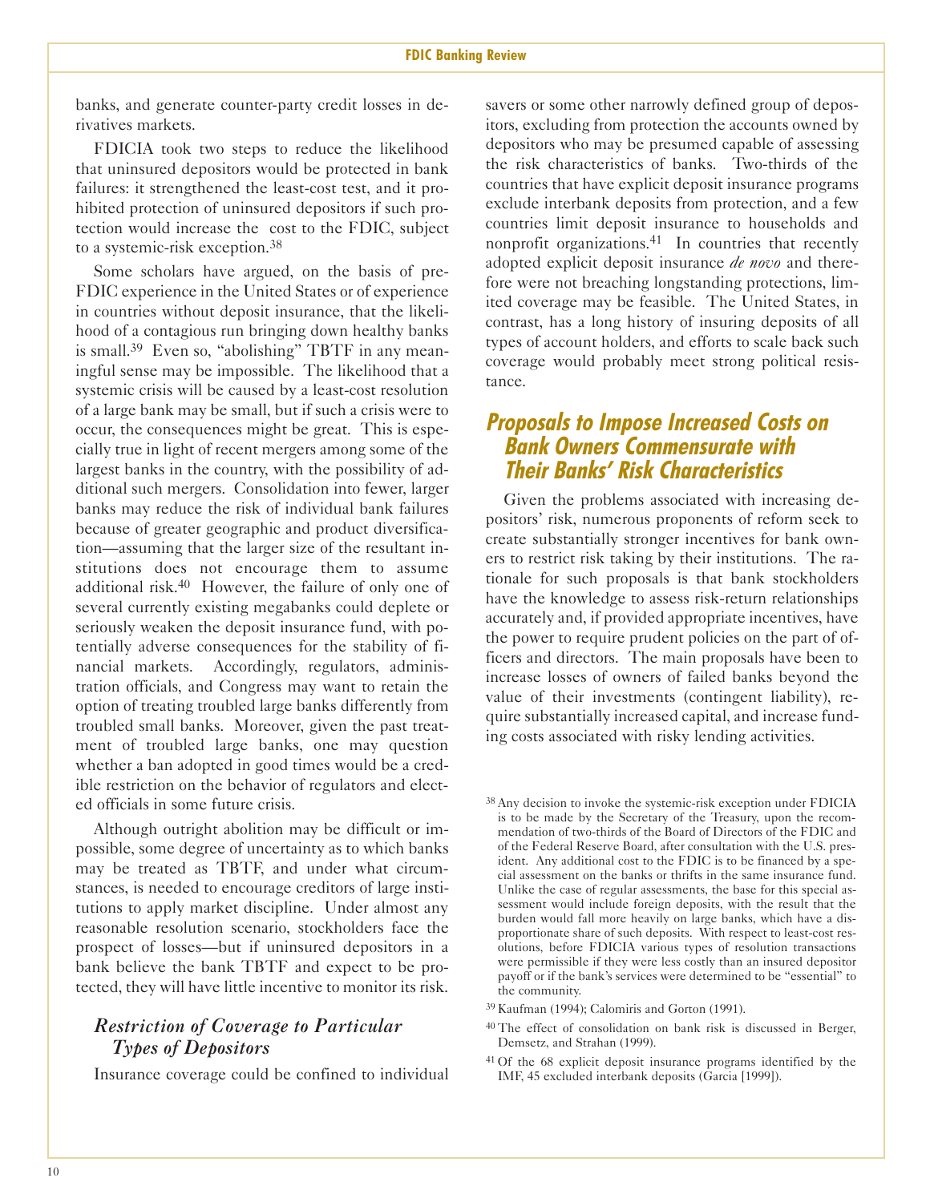banks, and generate counter-party credit losses in derivatives markets.

FDICIA took two steps to reduce the likelihood that uninsured depositors would be protected in bank failures: it strengthened the least-cost test, and it prohibited protection of uninsured depositors if such protection would increase the cost to the FDIC, subject to a systemic-risk exception.[38]

Some scholars have argued, on the basis of pre-FDIC experience in the United States or of experience in countries without deposit insurance, that the likelihood of a contagious run bringing down healthy banks is small.[39] Even so, "abolishing" TBTF in any meaningful sense may be impossible. The likelihood that a systemic crisis will be caused by a least-cost resolution of a large bank may be small, but if such a crisis were to occur, the consequences might be great. This is especially true in light of recent mergers among some of the largest banks in the country, with the possibility of additional such mergers. Consolidation into fewer, larger banks may reduce the risk of individual bank failures because of greater geographic and product diversification—assuming that the larger size of the resultant institutions does not encourage them to assume additional risk.[40] However, the failure of only one of several currently existing megabanks could deplete or seriously weaken the deposit insurance fund, with potentially adverse consequences for the stability of financial markets. Accordingly, regulators, administration officials, and Congress may want to retain the option of treating troubled large banks differently from troubled small banks. Moreover, given the past treatment of troubled large banks, one may question whether a ban adopted in good times would be a credible restriction on the behavior of regulators and elected officials in some future crisis.

Although outright abolition may be difficult or impossible, some degree of uncertainty as to which banks may be treated as TBTF, and under what circumstances, is needed to encourage creditors of large institutions to apply market discipline. Under almost any reasonable resolution scenario, stockholders face the prospect of losses—but if uninsured depositors in a bank believe the bank TBTF and expect to be protected, they will have little incentive to monitor its risk.

### *Restriction of Coverage to Particular Types of Depositors*

Insurance coverage could be confined to individual savers or some other narrowly defined group of depositors, excluding from protection the accounts owned by depositors who may be presumed capable of assessing the risk characteristics of banks. Two-thirds of the countries that have explicit deposit insurance programs exclude interbank deposits from protection, and a few countries limit deposit insurance to households and nonprofit organizations.[41] In countries that recently adopted explicit deposit insurance *de novo* and therefore were not breaching longstanding protections, limited coverage may be feasible. The United States, in contrast, has a long history of insuring deposits of all types of account holders, and efforts to scale back such coverage would probably meet strong political resistance.

## Proposals to Impose Increased Costs on Bank Owners Commensurate with Their Banks' Risk Characteristics

Given the problems associated with increasing depositors' risk, numerous proponents of reform seek to create substantially stronger incentives for bank owners to restrict risk taking by their institutions. The rationale for such proposals is that bank stockholders have the knowledge to assess risk-return relationships accurately and, if provided appropriate incentives, have the power to require prudent policies on the part of officers and directors. The main proposals have been to increase losses of owners of failed banks beyond the value of their investments (contingent liability), require substantially increased capital, and increase funding costs associated with risky lending activities.

---

[38] Any decision to invoke the systemic-risk exception under FDICIA is to be made by the Secretary of the Treasury, upon the recommendation of two-thirds of the Board of Directors of the FDIC and of the Federal Reserve Board, after consultation with the U.S. president. Any additional cost to the FDIC is to be financed by a special assessment on the banks or thrifts in the same insurance fund. Unlike the case of regular assessments, the base for this special assessment would include foreign deposits, with the result that the burden would fall more heavily on large banks, which have a disproportionate share of such deposits. With respect to least-cost resolutions, before FDICIA various types of resolution transactions were permissible if they were less costly than an insured depositor payoff or if the bank's services were determined to be "essential" to the community.

[39] Kaufman (1994); Calomiris and Gorton (1991).

[40] The effect of consolidation on bank risk is discussed in Berger, Demsetz, and Strahan (1999).

[41] Of the 68 explicit deposit insurance programs identified by the IMF, 45 excluded interbank deposits (Garcia [1999]).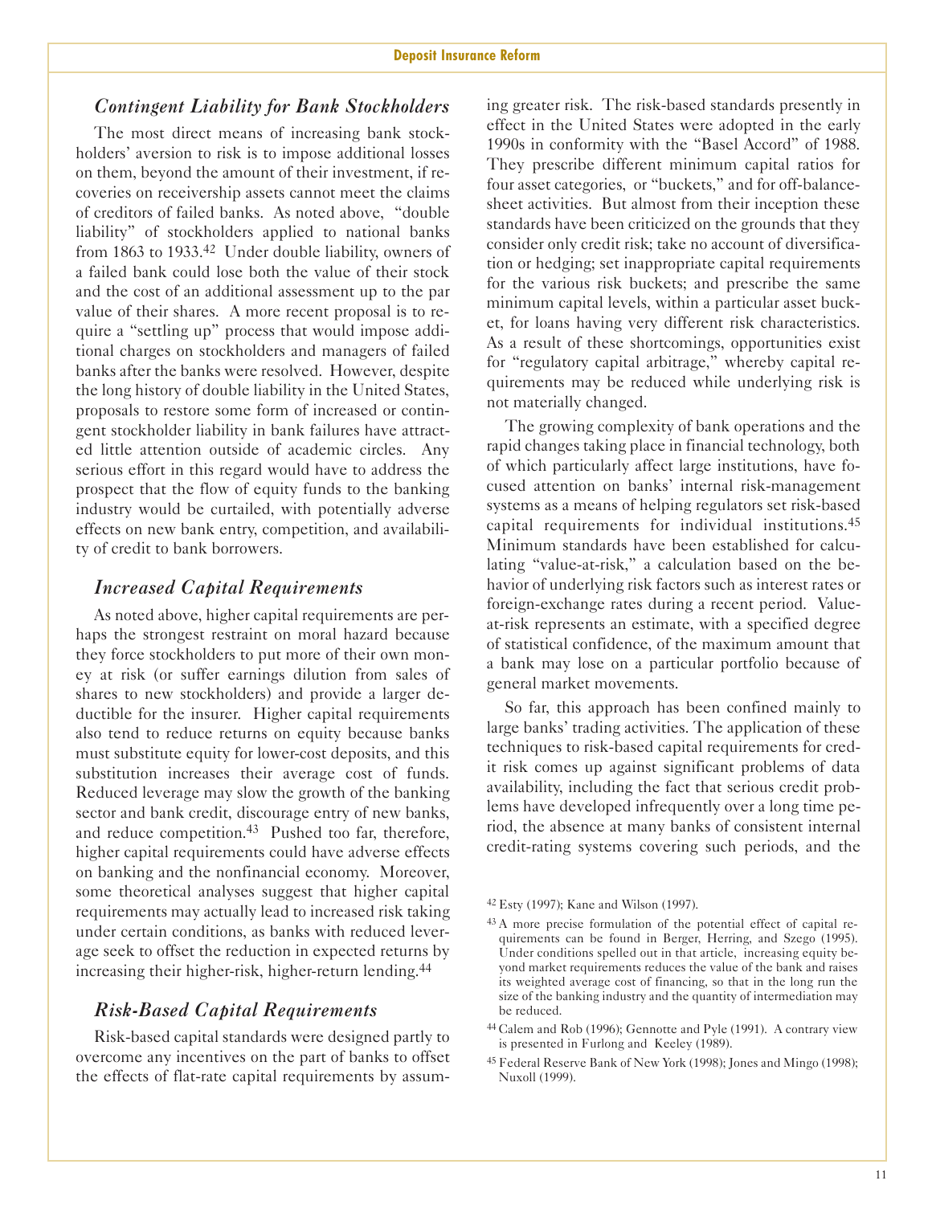### *Contingent Liability for Bank Stockholders*

The most direct means of increasing bank stockholders' aversion to risk is to impose additional losses on them, beyond the amount of their investment, if recoveries on receivership assets cannot meet the claims of creditors of failed banks. As noted above, "double liability" of stockholders applied to national banks from 1863 to 1933.[42] Under double liability, owners of a failed bank could lose both the value of their stock and the cost of an additional assessment up to the par value of their shares. A more recent proposal is to require a "settling up" process that would impose additional charges on stockholders and managers of failed banks after the banks were resolved. However, despite the long history of double liability in the United States, proposals to restore some form of increased or contingent stockholder liability in bank failures have attracted little attention outside of academic circles. Any serious effort in this regard would have to address the prospect that the flow of equity funds to the banking industry would be curtailed, with potentially adverse effects on new bank entry, competition, and availability of credit to bank borrowers.

### *Increased Capital Requirements*

As noted above, higher capital requirements are perhaps the strongest restraint on moral hazard because they force stockholders to put more of their own money at risk (or suffer earnings dilution from sales of shares to new stockholders) and provide a larger deductible for the insurer. Higher capital requirements also tend to reduce returns on equity because banks must substitute equity for lower-cost deposits, and this substitution increases their average cost of funds. Reduced leverage may slow the growth of the banking sector and bank credit, discourage entry of new banks, and reduce competition.[43] Pushed too far, therefore, higher capital requirements could have adverse effects on banking and the nonfinancial economy. Moreover, some theoretical analyses suggest that higher capital requirements may actually lead to increased risk taking under certain conditions, as banks with reduced leverage seek to offset the reduction in expected returns by increasing their higher-risk, higher-return lending.[44]

### *Risk-Based Capital Requirements*

Risk-based capital standards were designed partly to overcome any incentives on the part of banks to offset the effects of flat-rate capital requirements by assuming greater risk. The risk-based standards presently in effect in the United States were adopted in the early 1990s in conformity with the "Basel Accord" of 1988. They prescribe different minimum capital ratios for four asset categories, or "buckets," and for off-balance-sheet activities. But almost from their inception these standards have been criticized on the grounds that they consider only credit risk; take no account of diversification or hedging; set inappropriate capital requirements for the various risk buckets; and prescribe the same minimum capital levels, within a particular asset bucket, for loans having very different risk characteristics. As a result of these shortcomings, opportunities exist for "regulatory capital arbitrage," whereby capital requirements may be reduced while underlying risk is not materially changed.

The growing complexity of bank operations and the rapid changes taking place in financial technology, both of which particularly affect large institutions, have focused attention on banks' internal risk-management systems as a means of helping regulators set risk-based capital requirements for individual institutions.[45] Minimum standards have been established for calculating "value-at-risk," a calculation based on the behavior of underlying risk factors such as interest rates or foreign-exchange rates during a recent period. Value-at-risk represents an estimate, with a specified degree of statistical confidence, of the maximum amount that a bank may lose on a particular portfolio because of general market movements.

So far, this approach has been confined mainly to large banks' trading activities. The application of these techniques to risk-based capital requirements for credit risk comes up against significant problems of data availability, including the fact that serious credit problems have developed infrequently over a long time period, the absence at many banks of consistent internal credit-rating systems covering such periods, and the

---

[42] Esty (1997); Kane and Wilson (1997).

[43] A more precise formulation of the potential effect of capital requirements can be found in Berger, Herring, and Szego (1995). Under conditions spelled out in that article, increasing equity beyond market requirements reduces the value of the bank and raises its weighted average cost of financing, so that in the long run the size of the banking industry and the quantity of intermediation may be reduced.

[44] Calem and Rob (1996); Gennotte and Pyle (1991). A contrary view is presented in Furlong and Keeley (1989).

[45] Federal Reserve Bank of New York (1998); Jones and Mingo (1998); Nuxoll (1999).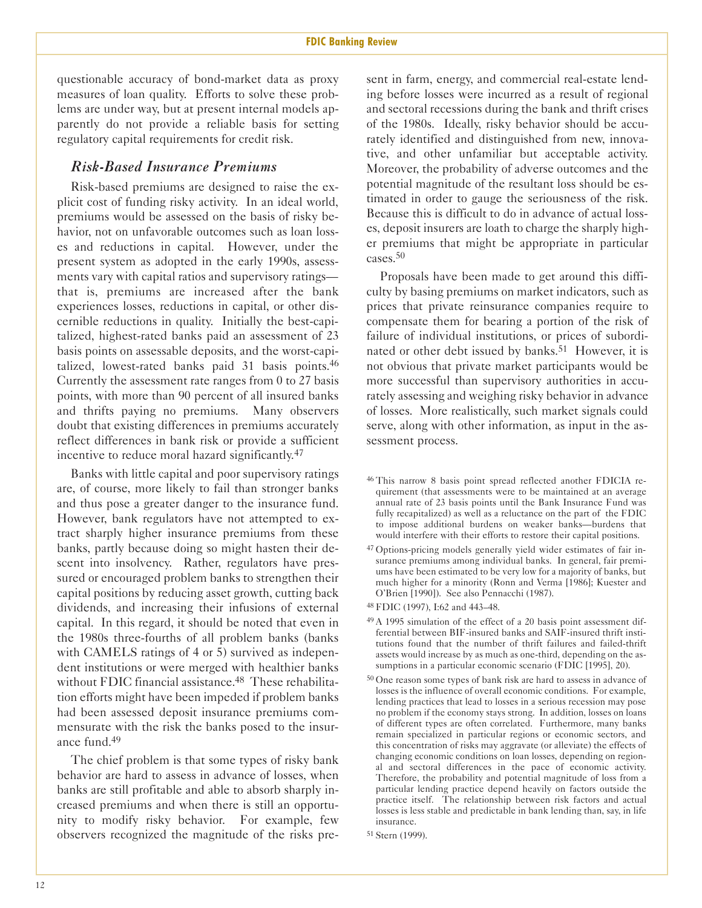questionable accuracy of bond-market data as proxy measures of loan quality. Efforts to solve these problems are under way, but at present internal models apparently do not provide a reliable basis for setting regulatory capital requirements for credit risk.

### *Risk-Based Insurance Premiums*

Risk-based premiums are designed to raise the explicit cost of funding risky activity. In an ideal world, premiums would be assessed on the basis of risky behavior, not on unfavorable outcomes such as loan losses and reductions in capital. However, under the present system as adopted in the early 1990s, assessments vary with capital ratios and supervisory ratings—that is, premiums are increased after the bank experiences losses, reductions in capital, or other discernible reductions in quality. Initially the best-capitalized, highest-rated banks paid an assessment of 23 basis points on assessable deposits, and the worst-capitalized, lowest-rated banks paid 31 basis points.[46] Currently the assessment rate ranges from 0 to 27 basis points, with more than 90 percent of all insured banks and thrifts paying no premiums. Many observers doubt that existing differences in premiums accurately reflect differences in bank risk or provide a sufficient incentive to reduce moral hazard significantly.[47]

Banks with little capital and poor supervisory ratings are, of course, more likely to fail than stronger banks and thus pose a greater danger to the insurance fund. However, bank regulators have not attempted to extract sharply higher insurance premiums from these banks, partly because doing so might hasten their descent into insolvency. Rather, regulators have pressured or encouraged problem banks to strengthen their capital positions by reducing asset growth, cutting back dividends, and increasing their infusions of external capital. In this regard, it should be noted that even in the 1980s three-fourths of all problem banks (banks with CAMELS ratings of 4 or 5) survived as independent institutions or were merged with healthier banks without FDIC financial assistance.[48] These rehabilitation efforts might have been impeded if problem banks had been assessed deposit insurance premiums commensurate with the risk the banks posed to the insurance fund.[49]

The chief problem is that some types of risky bank behavior are hard to assess in advance of losses, when banks are still profitable and able to absorb sharply increased premiums and when there is still an opportunity to modify risky behavior. For example, few observers recognized the magnitude of the risks present in farm, energy, and commercial real-estate lending before losses were incurred as a result of regional and sectoral recessions during the bank and thrift crises of the 1980s. Ideally, risky behavior should be accurately identified and distinguished from new, innovative, and other unfamiliar but acceptable activity. Moreover, the probability of adverse outcomes and the potential magnitude of the resultant loss should be estimated in order to gauge the seriousness of the risk. Because this is difficult to do in advance of actual losses, deposit insurers are loath to charge the sharply higher premiums that might be appropriate in particular cases.[50]

Proposals have been made to get around this difficulty by basing premiums on market indicators, such as prices that private reinsurance companies require to compensate them for bearing a portion of the risk of failure of individual institutions, or prices of subordinated or other debt issued by banks.[51] However, it is not obvious that private market participants would be more successful than supervisory authorities in accurately assessing and weighing risky behavior in advance of losses. More realistically, such market signals could serve, along with other information, as input in the assessment process.

---

[46] This narrow 8 basis point spread reflected another FDICIA requirement (that assessments were to be maintained at an average annual rate of 23 basis points until the Bank Insurance Fund was fully recapitalized) as well as a reluctance on the part of the FDIC to impose additional burdens on weaker banks—burdens that would interfere with their efforts to restore their capital positions.

[47] Options-pricing models generally yield wider estimates of fair insurance premiums among individual banks. In general, fair premiums have been estimated to be very low for a majority of banks, but much higher for a minority (Ronn and Verma [1986]; Kuester and O'Brien [1990]). See also Pennacchi (1987).

[48] FDIC (1997), I:62 and 443–48.

[49] A 1995 simulation of the effect of a 20 basis point assessment differential between BIF-insured banks and SAIF-insured thrift institutions found that the number of thrift failures and failed-thrift assets would increase by as much as one-third, depending on the assumptions in a particular economic scenario (FDIC [1995], 20).

[50] One reason some types of bank risk are hard to assess in advance of losses is the influence of overall economic conditions. For example, lending practices that lead to losses in a serious recession may pose no problem if the economy stays strong. In addition, losses on loans of different types are often correlated. Furthermore, many banks remain specialized in particular regions or economic sectors, and this concentration of risks may aggravate (or alleviate) the effects of changing economic conditions on loan losses, depending on regional and sectoral differences in the pace of economic activity. Therefore, the probability and potential magnitude of loss from a particular lending practice depend heavily on factors outside the practice itself. The relationship between risk factors and actual losses is less stable and predictable in bank lending than, say, in life insurance.

[51] Stern (1999).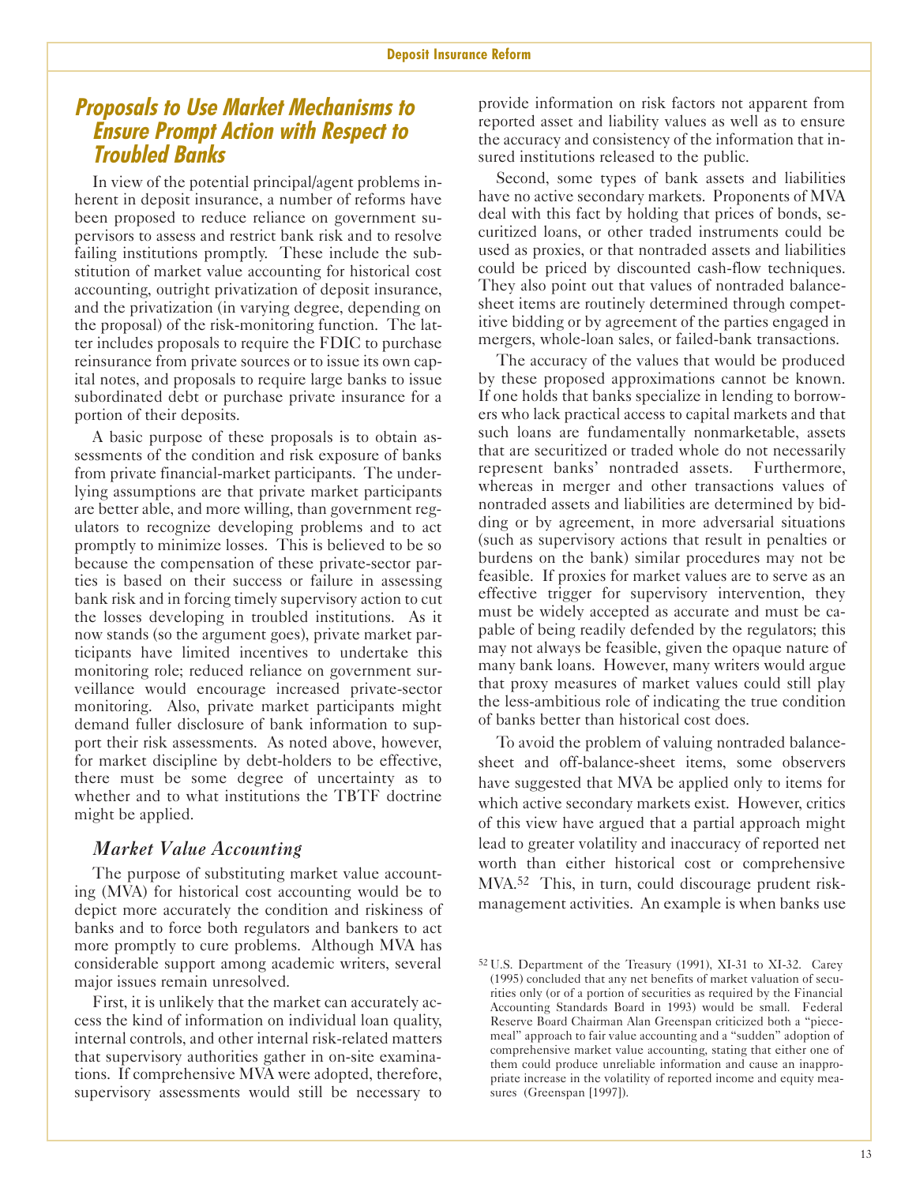## Proposals to Use Market Mechanisms to Ensure Prompt Action with Respect to Troubled Banks

In view of the potential principal/agent problems inherent in deposit insurance, a number of reforms have been proposed to reduce reliance on government supervisors to assess and restrict bank risk and to resolve failing institutions promptly. These include the substitution of market value accounting for historical cost accounting, outright privatization of deposit insurance, and the privatization (in varying degree, depending on the proposal) of the risk-monitoring function. The latter includes proposals to require the FDIC to purchase reinsurance from private sources or to issue its own capital notes, and proposals to require large banks to issue subordinated debt or purchase private insurance for a portion of their deposits.

A basic purpose of these proposals is to obtain assessments of the condition and risk exposure of banks from private financial-market participants. The underlying assumptions are that private market participants are better able, and more willing, than government regulators to recognize developing problems and to act promptly to minimize losses. This is believed to be so because the compensation of these private-sector parties is based on their success or failure in assessing bank risk and in forcing timely supervisory action to cut the losses developing in troubled institutions. As it now stands (so the argument goes), private market participants have limited incentives to undertake this monitoring role; reduced reliance on government surveillance would encourage increased private-sector monitoring. Also, private market participants might demand fuller disclosure of bank information to support their risk assessments. As noted above, however, for market discipline by debt-holders to be effective, there must be some degree of uncertainty as to whether and to what institutions the TBTF doctrine might be applied.

### *Market Value Accounting*

The purpose of substituting market value accounting (MVA) for historical cost accounting would be to depict more accurately the condition and riskiness of banks and to force both regulators and bankers to act more promptly to cure problems. Although MVA has considerable support among academic writers, several major issues remain unresolved.

First, it is unlikely that the market can accurately access the kind of information on individual loan quality, internal controls, and other internal risk-related matters that supervisory authorities gather in on-site examinations. If comprehensive MVA were adopted, therefore, supervisory assessments would still be necessary to provide information on risk factors not apparent from reported asset and liability values as well as to ensure the accuracy and consistency of the information that insured institutions released to the public.

Second, some types of bank assets and liabilities have no active secondary markets. Proponents of MVA deal with this fact by holding that prices of bonds, securitized loans, or other traded instruments could be used as proxies, or that nontraded assets and liabilities could be priced by discounted cash-flow techniques. They also point out that values of nontraded balance-sheet items are routinely determined through competitive bidding or by agreement of the parties engaged in mergers, whole-loan sales, or failed-bank transactions.

The accuracy of the values that would be produced by these proposed approximations cannot be known. If one holds that banks specialize in lending to borrowers who lack practical access to capital markets and that such loans are fundamentally nonmarketable, assets that are securitized or traded whole do not necessarily represent banks' nontraded assets. Furthermore, whereas in merger and other transactions values of nontraded assets and liabilities are determined by bidding or by agreement, in more adversarial situations (such as supervisory actions that result in penalties or burdens on the bank) similar procedures may not be feasible. If proxies for market values are to serve as an effective trigger for supervisory intervention, they must be widely accepted as accurate and must be capable of being readily defended by the regulators; this may not always be feasible, given the opaque nature of many bank loans. However, many writers would argue that proxy measures of market values could still play the less-ambitious role of indicating the true condition of banks better than historical cost does.

To avoid the problem of valuing nontraded balance-sheet and off-balance-sheet items, some observers have suggested that MVA be applied only to items for which active secondary markets exist. However, critics of this view have argued that a partial approach might lead to greater volatility and inaccuracy of reported net worth than either historical cost or comprehensive MVA.[52] This, in turn, could discourage prudent risk-management activities. An example is when banks use

[52] U.S. Department of the Treasury (1991), XI-31 to XI-32. Carey (1995) concluded that any net benefits of market valuation of securities only (or of a portion of securities as required by the Financial Accounting Standards Board in 1993) would be small. Federal Reserve Board Chairman Alan Greenspan criticized both a "piecemeal" approach to fair value accounting and a "sudden" adoption of comprehensive market value accounting, stating that either one of them could produce unreliable information and cause an inappropriate increase in the volatility of reported income and equity measures (Greenspan [1997]).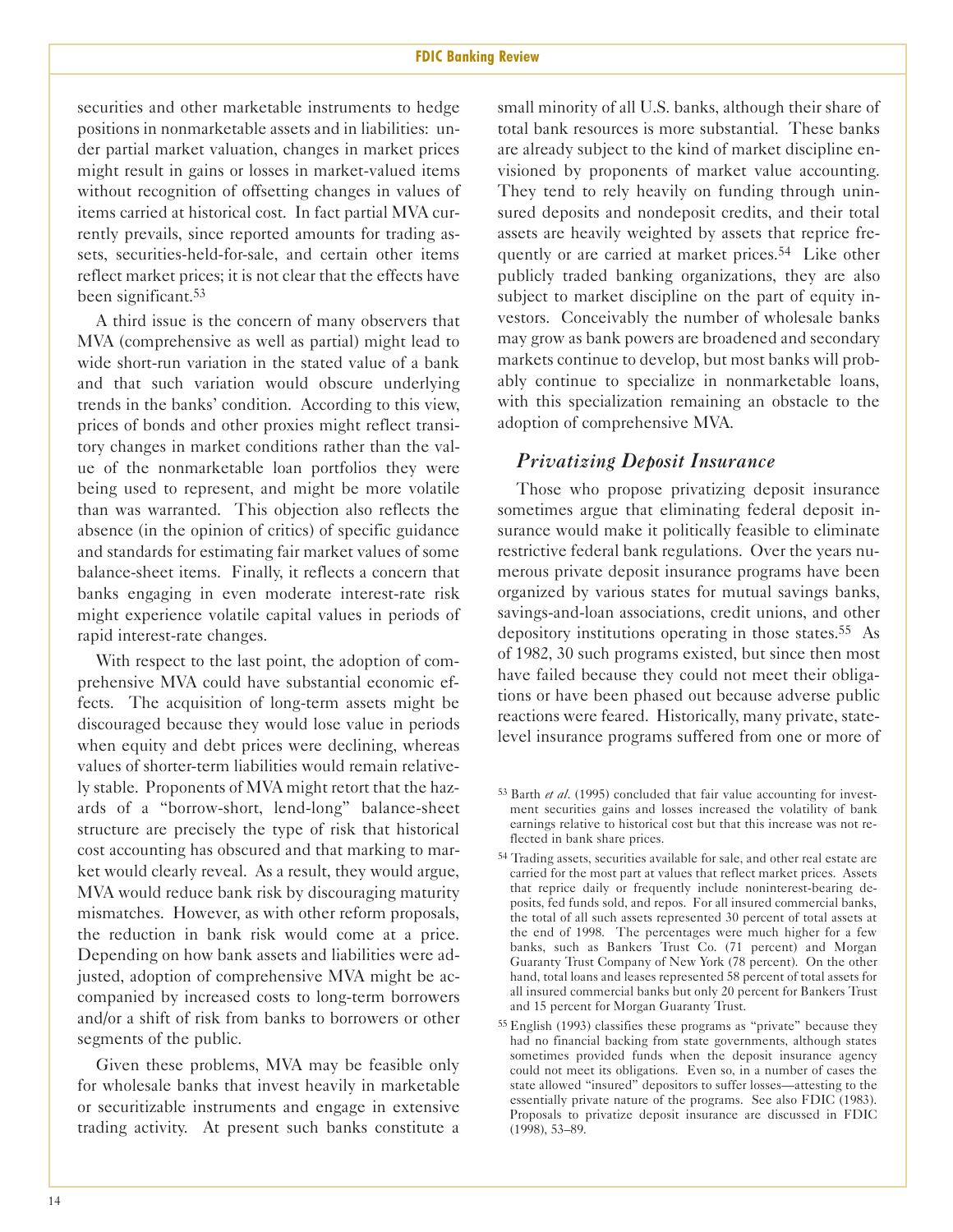securities and other marketable instruments to hedge positions in nonmarketable assets and in liabilities: under partial market valuation, changes in market prices might result in gains or losses in market-valued items without recognition of offsetting changes in values of items carried at historical cost. In fact partial MVA currently prevails, since reported amounts for trading assets, securities-held-for-sale, and certain other items reflect market prices; it is not clear that the effects have been significant.[53]

A third issue is the concern of many observers that MVA (comprehensive as well as partial) might lead to wide short-run variation in the stated value of a bank and that such variation would obscure underlying trends in the banks' condition. According to this view, prices of bonds and other proxies might reflect transitory changes in market conditions rather than the value of the nonmarketable loan portfolios they were being used to represent, and might be more volatile than was warranted. This objection also reflects the absence (in the opinion of critics) of specific guidance and standards for estimating fair market values of some balance-sheet items. Finally, it reflects a concern that banks engaging in even moderate interest-rate risk might experience volatile capital values in periods of rapid interest-rate changes.

With respect to the last point, the adoption of comprehensive MVA could have substantial economic effects. The acquisition of long-term assets might be discouraged because they would lose value in periods when equity and debt prices were declining, whereas values of shorter-term liabilities would remain relatively stable. Proponents of MVA might retort that the hazards of a "borrow-short, lend-long" balance-sheet structure are precisely the type of risk that historical cost accounting has obscured and that marking to market would clearly reveal. As a result, they would argue, MVA would reduce bank risk by discouraging maturity mismatches. However, as with other reform proposals, the reduction in bank risk would come at a price. Depending on how bank assets and liabilities were adjusted, adoption of comprehensive MVA might be accompanied by increased costs to long-term borrowers and/or a shift of risk from banks to borrowers or other segments of the public.

Given these problems, MVA may be feasible only for wholesale banks that invest heavily in marketable or securitizable instruments and engage in extensive trading activity. At present such banks constitute a small minority of all U.S. banks, although their share of total bank resources is more substantial. These banks are already subject to the kind of market discipline envisioned by proponents of market value accounting. They tend to rely heavily on funding through uninsured deposits and nondeposit credits, and their total assets are heavily weighted by assets that reprice frequently or are carried at market prices.[54] Like other publicly traded banking organizations, they are also subject to market discipline on the part of equity investors. Conceivably the number of wholesale banks may grow as bank powers are broadened and secondary markets continue to develop, but most banks will probably continue to specialize in nonmarketable loans, with this specialization remaining an obstacle to the adoption of comprehensive MVA.

## *Privatizing Deposit Insurance*

Those who propose privatizing deposit insurance sometimes argue that eliminating federal deposit insurance would make it politically feasible to eliminate restrictive federal bank regulations. Over the years numerous private deposit insurance programs have been organized by various states for mutual savings banks, savings-and-loan associations, credit unions, and other depository institutions operating in those states.[55] As of 1982, 30 such programs existed, but since then most have failed because they could not meet their obligations or have been phased out because adverse public reactions were feared. Historically, many private, state-level insurance programs suffered from one or more of

[53] Barth *et al*. (1995) concluded that fair value accounting for investment securities gains and losses increased the volatility of bank earnings relative to historical cost but that this increase was not reflected in bank share prices.

[54] Trading assets, securities available for sale, and other real estate are carried for the most part at values that reflect market prices. Assets that reprice daily or frequently include noninterest-bearing deposits, fed funds sold, and repos. For all insured commercial banks, the total of all such assets represented 30 percent of total assets at the end of 1998. The percentages were much higher for a few banks, such as Bankers Trust Co. (71 percent) and Morgan Guaranty Trust Company of New York (78 percent). On the other hand, total loans and leases represented 58 percent of total assets for all insured commercial banks but only 20 percent for Bankers Trust and 15 percent for Morgan Guaranty Trust.

[55] English (1993) classifies these programs as "private" because they had no financial backing from state governments, although states sometimes provided funds when the deposit insurance agency could not meet its obligations. Even so, in a number of cases the state allowed "insured" depositors to suffer losses—attesting to the essentially private nature of the programs. See also FDIC (1983). Proposals to privatize deposit insurance are discussed in FDIC (1998), 53–89.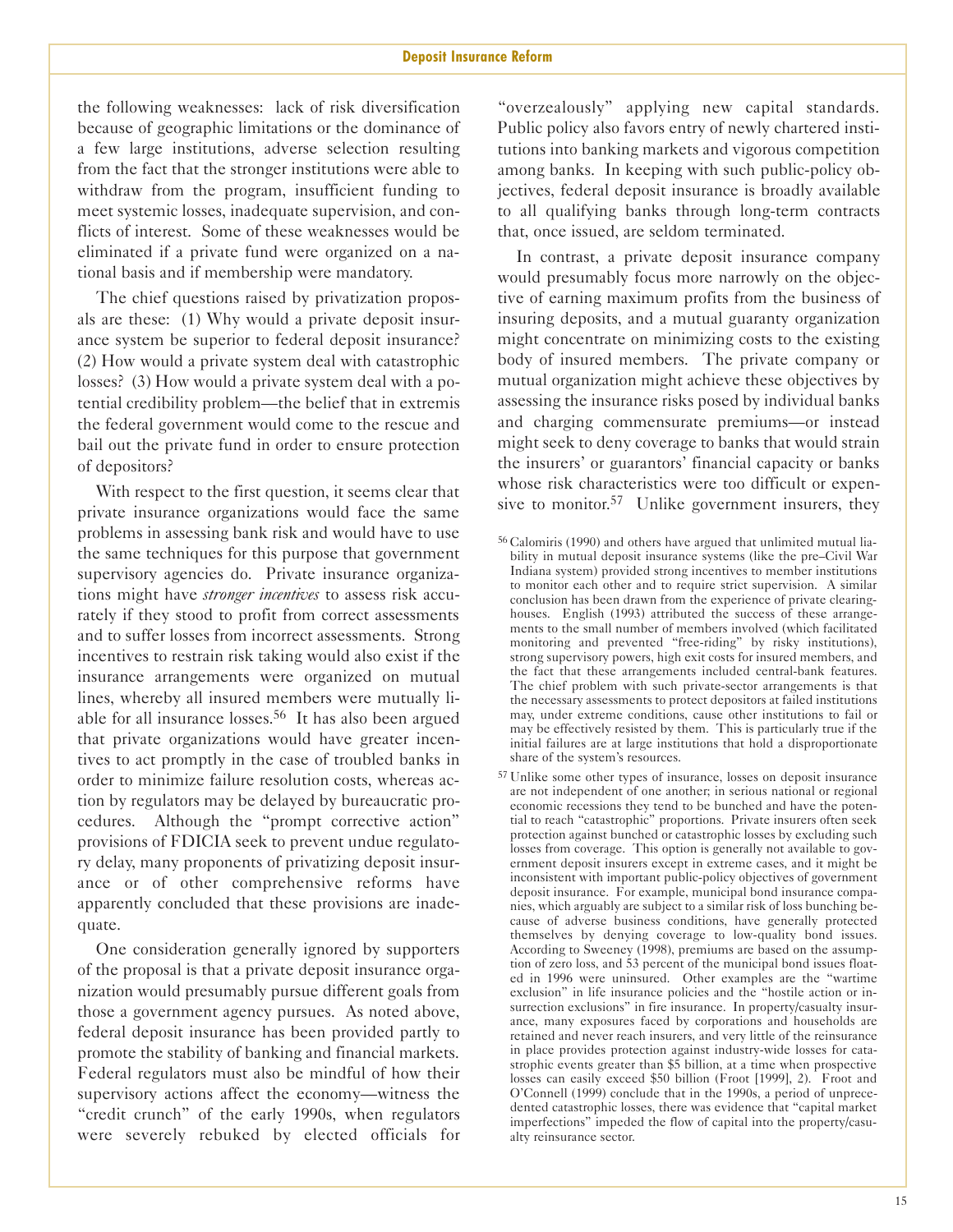the following weaknesses: lack of risk diversification because of geographic limitations or the dominance of a few large institutions, adverse selection resulting from the fact that the stronger institutions were able to withdraw from the program, insufficient funding to meet systemic losses, inadequate supervision, and conflicts of interest. Some of these weaknesses would be eliminated if a private fund were organized on a national basis and if membership were mandatory.

The chief questions raised by privatization proposals are these: (1) Why would a private deposit insurance system be superior to federal deposit insurance? (2) How would a private system deal with catastrophic losses? (3) How would a private system deal with a potential credibility problem—the belief that in extremis the federal government would come to the rescue and bail out the private fund in order to ensure protection of depositors?

With respect to the first question, it seems clear that private insurance organizations would face the same problems in assessing bank risk and would have to use the same techniques for this purpose that government supervisory agencies do. Private insurance organizations might have *stronger incentives* to assess risk accurately if they stood to profit from correct assessments and to suffer losses from incorrect assessments. Strong incentives to restrain risk taking would also exist if the insurance arrangements were organized on mutual lines, whereby all insured members were mutually liable for all insurance losses.[56] It has also been argued that private organizations would have greater incentives to act promptly in the case of troubled banks in order to minimize failure resolution costs, whereas action by regulators may be delayed by bureaucratic procedures. Although the "prompt corrective action" provisions of FDICIA seek to prevent undue regulatory delay, many proponents of privatizing deposit insurance or of other comprehensive reforms have apparently concluded that these provisions are inadequate.

One consideration generally ignored by supporters of the proposal is that a private deposit insurance organization would presumably pursue different goals from those a government agency pursues. As noted above, federal deposit insurance has been provided partly to promote the stability of banking and financial markets. Federal regulators must also be mindful of how their supervisory actions affect the economy—witness the "credit crunch" of the early 1990s, when regulators were severely rebuked by elected officials for "overzealously" applying new capital standards. Public policy also favors entry of newly chartered institutions into banking markets and vigorous competition among banks. In keeping with such public-policy objectives, federal deposit insurance is broadly available to all qualifying banks through long-term contracts that, once issued, are seldom terminated.

In contrast, a private deposit insurance company would presumably focus more narrowly on the objective of earning maximum profits from the business of insuring deposits, and a mutual guaranty organization might concentrate on minimizing costs to the existing body of insured members. The private company or mutual organization might achieve these objectives by assessing the insurance risks posed by individual banks and charging commensurate premiums—or instead might seek to deny coverage to banks that would strain the insurers' or guarantors' financial capacity or banks whose risk characteristics were too difficult or expensive to monitor.[57] Unlike government insurers, they

[56] Calomiris (1990) and others have argued that unlimited mutual liability in mutual deposit insurance systems (like the pre–Civil War Indiana system) provided strong incentives to member institutions to monitor each other and to require strict supervision. A similar conclusion has been drawn from the experience of private clearinghouses. English (1993) attributed the success of these arrangements to the small number of members involved (which facilitated monitoring and prevented "free-riding" by risky institutions), strong supervisory powers, high exit costs for insured members, and the fact that these arrangements included central-bank features. The chief problem with such private-sector arrangements is that the necessary assessments to protect depositors at failed institutions may, under extreme conditions, cause other institutions to fail or may be effectively resisted by them. This is particularly true if the initial failures are at large institutions that hold a disproportionate share of the system's resources.

[57] Unlike some other types of insurance, losses on deposit insurance are not independent of one another; in serious national or regional economic recessions they tend to be bunched and have the potential to reach "catastrophic" proportions. Private insurers often seek protection against bunched or catastrophic losses by excluding such losses from coverage. This option is generally not available to government deposit insurers except in extreme cases, and it might be inconsistent with important public-policy objectives of government deposit insurance. For example, municipal bond insurance companies, which arguably are subject to a similar risk of loss bunching because of adverse business conditions, have generally protected themselves by denying coverage to low-quality bond issues. According to Sweeney (1998), premiums are based on the assumption of zero loss, and 53 percent of the municipal bond issues floated in 1996 were uninsured. Other examples are the "wartime exclusion" in life insurance policies and the "hostile action or insurrection exclusions" in fire insurance. In property/casualty insurance, many exposures faced by corporations and households are retained and never reach insurers, and very little of the reinsurance in place provides protection against industry-wide losses for catastrophic events greater than $5 billion, at a time when prospective losses can easily exceed $50 billion (Froot [1999], 2). Froot and O'Connell (1999) conclude that in the 1990s, a period of unprecedented catastrophic losses, there was evidence that "capital market imperfections" impeded the flow of capital into the property/casualty reinsurance sector.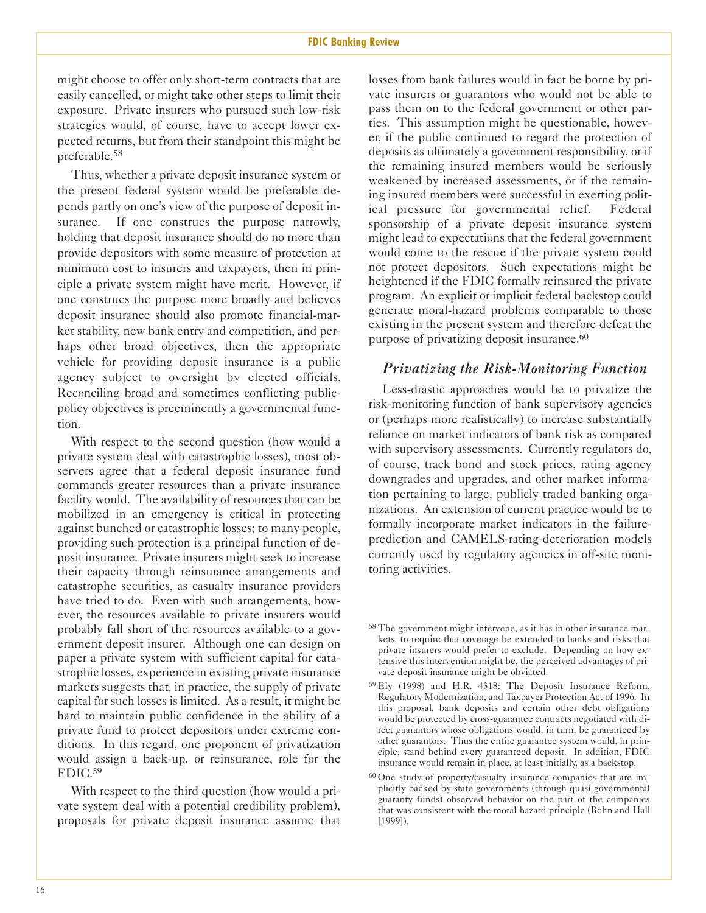might choose to offer only short-term contracts that are easily cancelled, or might take other steps to limit their exposure. Private insurers who pursued such low-risk strategies would, of course, have to accept lower expected returns, but from their standpoint this might be preferable.[58]

Thus, whether a private deposit insurance system or the present federal system would be preferable depends partly on one's view of the purpose of deposit insurance. If one construes the purpose narrowly, holding that deposit insurance should do no more than provide depositors with some measure of protection at minimum cost to insurers and taxpayers, then in principle a private system might have merit. However, if one construes the purpose more broadly and believes deposit insurance should also promote financial-market stability, new bank entry and competition, and perhaps other broad objectives, then the appropriate vehicle for providing deposit insurance is a public agency subject to oversight by elected officials. Reconciling broad and sometimes conflicting public-policy objectives is preeminently a governmental function.

With respect to the second question (how would a private system deal with catastrophic losses), most observers agree that a federal deposit insurance fund commands greater resources than a private insurance facility would. The availability of resources that can be mobilized in an emergency is critical in protecting against bunched or catastrophic losses; to many people, providing such protection is a principal function of deposit insurance. Private insurers might seek to increase their capacity through reinsurance arrangements and catastrophe securities, as casualty insurance providers have tried to do. Even with such arrangements, however, the resources available to private insurers would probably fall short of the resources available to a government deposit insurer. Although one can design on paper a private system with sufficient capital for catastrophic losses, experience in existing private insurance markets suggests that, in practice, the supply of private capital for such losses is limited. As a result, it might be hard to maintain public confidence in the ability of a private fund to protect depositors under extreme conditions. In this regard, one proponent of privatization would assign a back-up, or reinsurance, role for the FDIC.[59]

With respect to the third question (how would a private system deal with a potential credibility problem), proposals for private deposit insurance assume that losses from bank failures would in fact be borne by private insurers or guarantors who would not be able to pass them on to the federal government or other parties. This assumption might be questionable, however, if the public continued to regard the protection of deposits as ultimately a government responsibility, or if the remaining insured members would be seriously weakened by increased assessments, or if the remaining insured members were successful in exerting political pressure for governmental relief. Federal sponsorship of a private deposit insurance system might lead to expectations that the federal government would come to the rescue if the private system could not protect depositors. Such expectations might be heightened if the FDIC formally reinsured the private program. An explicit or implicit federal backstop could generate moral-hazard problems comparable to those existing in the present system and therefore defeat the purpose of privatizing deposit insurance.[60]

### *Privatizing the Risk-Monitoring Function*

Less-drastic approaches would be to privatize the risk-monitoring function of bank supervisory agencies or (perhaps more realistically) to increase substantially reliance on market indicators of bank risk as compared with supervisory assessments. Currently regulators do, of course, track bond and stock prices, rating agency downgrades and upgrades, and other market information pertaining to large, publicly traded banking organizations. An extension of current practice would be to formally incorporate market indicators in the failure-prediction and CAMELS-rating-deterioration models currently used by regulatory agencies in off-site monitoring activities.

---

[58] The government might intervene, as it has in other insurance markets, to require that coverage be extended to banks and risks that private insurers would prefer to exclude. Depending on how extensive this intervention might be, the perceived advantages of private deposit insurance might be obviated.

[59] Ely (1998) and H.R. 4318: The Deposit Insurance Reform, Regulatory Modernization, and Taxpayer Protection Act of 1996. In this proposal, bank deposits and certain other debt obligations would be protected by cross-guarantee contracts negotiated with direct guarantors whose obligations would, in turn, be guaranteed by other guarantors. Thus the entire guarantee system would, in principle, stand behind every guaranteed deposit. In addition, FDIC insurance would remain in place, at least initially, as a backstop.

[60] One study of property/casualty insurance companies that are implicitly backed by state governments (through quasi-governmental guaranty funds) observed behavior on the part of the companies that was consistent with the moral-hazard principle (Bohn and Hall [1999]).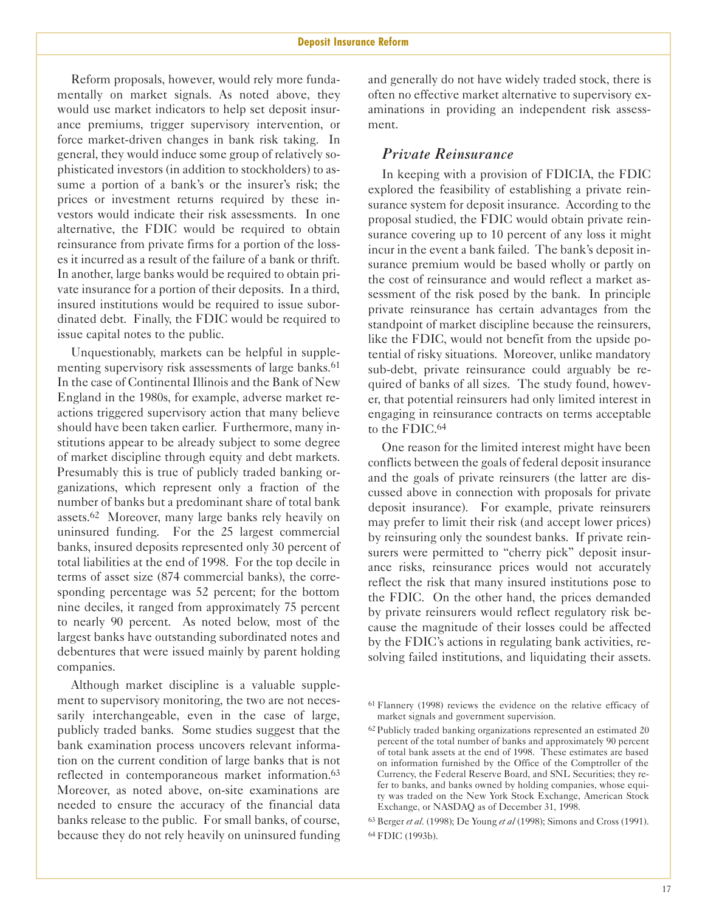Reform proposals, however, would rely more fundamentally on market signals. As noted above, they would use market indicators to help set deposit insurance premiums, trigger supervisory intervention, or force market-driven changes in bank risk taking. In general, they would induce some group of relatively sophisticated investors (in addition to stockholders) to assume a portion of a bank's or the insurer's risk; the prices or investment returns required by these investors would indicate their risk assessments. In one alternative, the FDIC would be required to obtain reinsurance from private firms for a portion of the losses it incurred as a result of the failure of a bank or thrift. In another, large banks would be required to obtain private insurance for a portion of their deposits. In a third, insured institutions would be required to issue subordinated debt. Finally, the FDIC would be required to issue capital notes to the public.

Unquestionably, markets can be helpful in supplementing supervisory risk assessments of large banks.[61] In the case of Continental Illinois and the Bank of New England in the 1980s, for example, adverse market reactions triggered supervisory action that many believe should have been taken earlier. Furthermore, many institutions appear to be already subject to some degree of market discipline through equity and debt markets. Presumably this is true of publicly traded banking organizations, which represent only a fraction of the number of banks but a predominant share of total bank assets.[62] Moreover, many large banks rely heavily on uninsured funding. For the 25 largest commercial banks, insured deposits represented only 30 percent of total liabilities at the end of 1998. For the top decile in terms of asset size (874 commercial banks), the corresponding percentage was 52 percent; for the bottom nine deciles, it ranged from approximately 75 percent to nearly 90 percent. As noted below, most of the largest banks have outstanding subordinated notes and debentures that were issued mainly by parent holding companies.

Although market discipline is a valuable supplement to supervisory monitoring, the two are not necessarily interchangeable, even in the case of large, publicly traded banks. Some studies suggest that the bank examination process uncovers relevant information on the current condition of large banks that is not reflected in contemporaneous market information.[63] Moreover, as noted above, on-site examinations are needed to ensure the accuracy of the financial data banks release to the public. For small banks, of course, because they do not rely heavily on uninsured funding and generally do not have widely traded stock, there is often no effective market alternative to supervisory examinations in providing an independent risk assessment.

## *Private Reinsurance*

In keeping with a provision of FDICIA, the FDIC explored the feasibility of establishing a private reinsurance system for deposit insurance. According to the proposal studied, the FDIC would obtain private reinsurance covering up to 10 percent of any loss it might incur in the event a bank failed. The bank's deposit insurance premium would be based wholly or partly on the cost of reinsurance and would reflect a market assessment of the risk posed by the bank. In principle private reinsurance has certain advantages from the standpoint of market discipline because the reinsurers, like the FDIC, would not benefit from the upside potential of risky situations. Moreover, unlike mandatory sub-debt, private reinsurance could arguably be required of banks of all sizes. The study found, however, that potential reinsurers had only limited interest in engaging in reinsurance contracts on terms acceptable to the FDIC.[64]

One reason for the limited interest might have been conflicts between the goals of federal deposit insurance and the goals of private reinsurers (the latter are discussed above in connection with proposals for private deposit insurance). For example, private reinsurers may prefer to limit their risk (and accept lower prices) by reinsuring only the soundest banks. If private reinsurers were permitted to "cherry pick" deposit insurance risks, reinsurance prices would not accurately reflect the risk that many insured institutions pose to the FDIC. On the other hand, the prices demanded by private reinsurers would reflect regulatory risk because the magnitude of their losses could be affected by the FDIC's actions in regulating bank activities, resolving failed institutions, and liquidating their assets.

---

[61] Flannery (1998) reviews the evidence on the relative efficacy of market signals and government supervision.

[62] Publicly traded banking organizations represented an estimated 20 percent of the total number of banks and approximately 90 percent of total bank assets at the end of 1998. These estimates are based on information furnished by the Office of the Comptroller of the Currency, the Federal Reserve Board, and SNL Securities; they refer to banks, and banks owned by holding companies, whose equity was traded on the New York Stock Exchange, American Stock Exchange, or NASDAQ as of December 31, 1998.

[63] Berger *et al*. (1998); De Young *et al* (1998); Simons and Cross (1991).

[64] FDIC (1993b).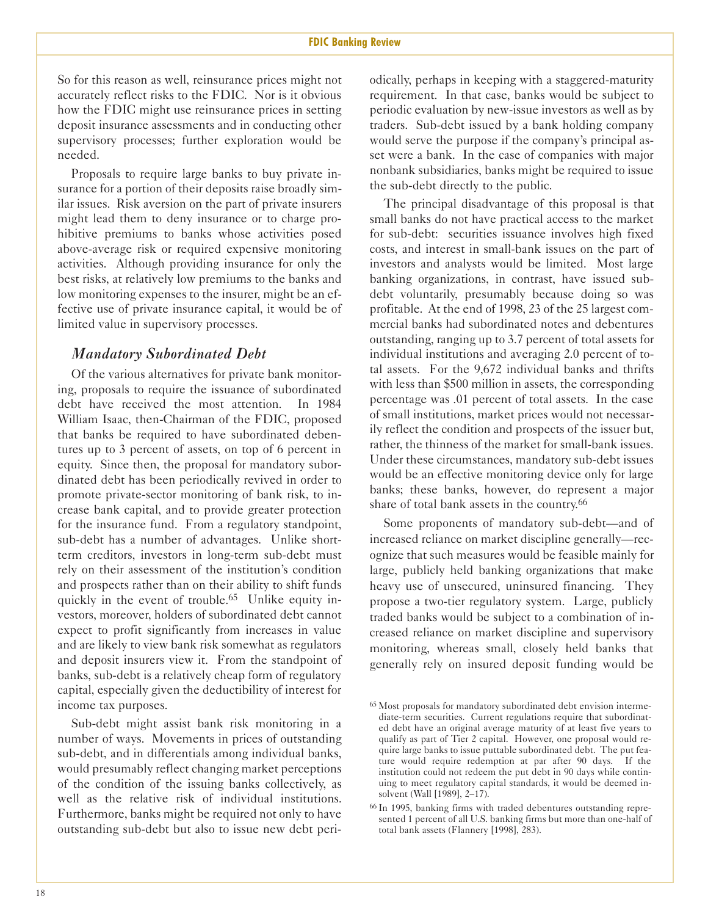So for this reason as well, reinsurance prices might not accurately reflect risks to the FDIC. Nor is it obvious how the FDIC might use reinsurance prices in setting deposit insurance assessments and in conducting other supervisory processes; further exploration would be needed.

Proposals to require large banks to buy private insurance for a portion of their deposits raise broadly similar issues. Risk aversion on the part of private insurers might lead them to deny insurance or to charge prohibitive premiums to banks whose activities posed above-average risk or required expensive monitoring activities. Although providing insurance for only the best risks, at relatively low premiums to the banks and low monitoring expenses to the insurer, might be an effective use of private insurance capital, it would be of limited value in supervisory processes.

### *Mandatory Subordinated Debt*

Of the various alternatives for private bank monitoring, proposals to require the issuance of subordinated debt have received the most attention. In 1984 William Isaac, then-Chairman of the FDIC, proposed that banks be required to have subordinated debentures up to 3 percent of assets, on top of 6 percent in equity. Since then, the proposal for mandatory subordinated debt has been periodically revived in order to promote private-sector monitoring of bank risk, to increase bank capital, and to provide greater protection for the insurance fund. From a regulatory standpoint, sub-debt has a number of advantages. Unlike short-term creditors, investors in long-term sub-debt must rely on their assessment of the institution's condition and prospects rather than on their ability to shift funds quickly in the event of trouble.[65] Unlike equity investors, moreover, holders of subordinated debt cannot expect to profit significantly from increases in value and are likely to view bank risk somewhat as regulators and deposit insurers view it. From the standpoint of banks, sub-debt is a relatively cheap form of regulatory capital, especially given the deductibility of interest for income tax purposes.

Sub-debt might assist bank risk monitoring in a number of ways. Movements in prices of outstanding sub-debt, and in differentials among individual banks, would presumably reflect changing market perceptions of the condition of the issuing banks collectively, as well as the relative risk of individual institutions. Furthermore, banks might be required not only to have outstanding sub-debt but also to issue new debt periodically, perhaps in keeping with a staggered-maturity requirement. In that case, banks would be subject to periodic evaluation by new-issue investors as well as by traders. Sub-debt issued by a bank holding company would serve the purpose if the company's principal asset were a bank. In the case of companies with major nonbank subsidiaries, banks might be required to issue the sub-debt directly to the public.

The principal disadvantage of this proposal is that small banks do not have practical access to the market for sub-debt: securities issuance involves high fixed costs, and interest in small-bank issues on the part of investors and analysts would be limited. Most large banking organizations, in contrast, have issued sub-debt voluntarily, presumably because doing so was profitable. At the end of 1998, 23 of the 25 largest commercial banks had subordinated notes and debentures outstanding, ranging up to 3.7 percent of total assets for individual institutions and averaging 2.0 percent of total assets. For the 9,672 individual banks and thrifts with less than $500 million in assets, the corresponding percentage was .01 percent of total assets. In the case of small institutions, market prices would not necessarily reflect the condition and prospects of the issuer but, rather, the thinness of the market for small-bank issues. Under these circumstances, mandatory sub-debt issues would be an effective monitoring device only for large banks; these banks, however, do represent a major share of total bank assets in the country.[66]

Some proponents of mandatory sub-debt—and of increased reliance on market discipline generally—recognize that such measures would be feasible mainly for large, publicly held banking organizations that make heavy use of unsecured, uninsured financing. They propose a two-tier regulatory system. Large, publicly traded banks would be subject to a combination of increased reliance on market discipline and supervisory monitoring, whereas small, closely held banks that generally rely on insured deposit funding would be

---

[65] Most proposals for mandatory subordinated debt envision intermediate-term securities. Current regulations require that subordinated debt have an original average maturity of at least five years to qualify as part of Tier 2 capital. However, one proposal would require large banks to issue puttable subordinated debt. The put feature would require redemption at par after 90 days. If the institution could not redeem the put debt in 90 days while continuing to meet regulatory capital standards, it would be deemed insolvent (Wall [1989], 2–17).

[66] In 1995, banking firms with traded debentures outstanding represented 1 percent of all U.S. banking firms but more than one-half of total bank assets (Flannery [1998], 283).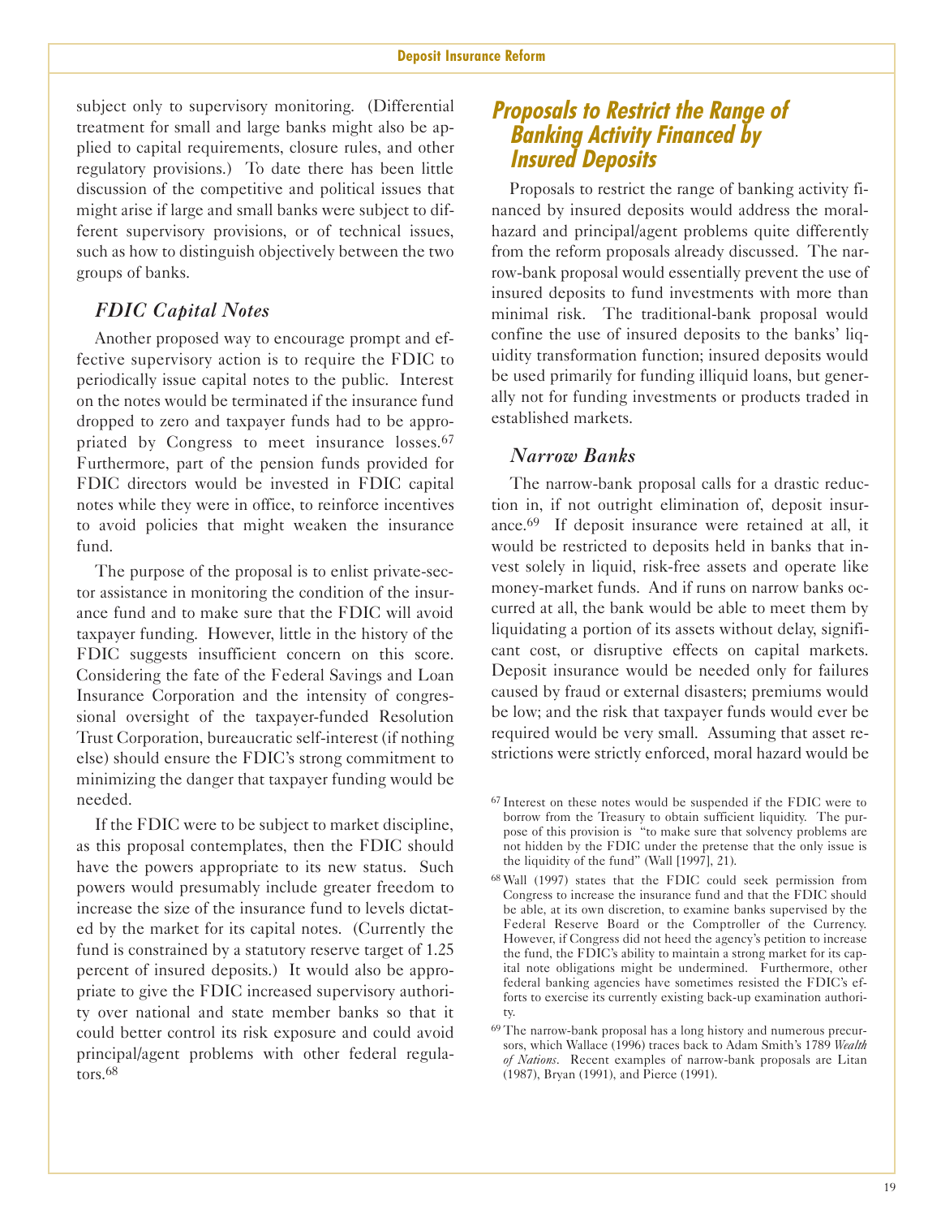subject only to supervisory monitoring. (Differential treatment for small and large banks might also be applied to capital requirements, closure rules, and other regulatory provisions.) To date there has been little discussion of the competitive and political issues that might arise if large and small banks were subject to different supervisory provisions, or of technical issues, such as how to distinguish objectively between the two groups of banks.

### *FDIC Capital Notes*

Another proposed way to encourage prompt and effective supervisory action is to require the FDIC to periodically issue capital notes to the public. Interest on the notes would be terminated if the insurance fund dropped to zero and taxpayer funds had to be appropriated by Congress to meet insurance losses.[67] Furthermore, part of the pension funds provided for FDIC directors would be invested in FDIC capital notes while they were in office, to reinforce incentives to avoid policies that might weaken the insurance fund.

The purpose of the proposal is to enlist private-sector assistance in monitoring the condition of the insurance fund and to make sure that the FDIC will avoid taxpayer funding. However, little in the history of the FDIC suggests insufficient concern on this score. Considering the fate of the Federal Savings and Loan Insurance Corporation and the intensity of congressional oversight of the taxpayer-funded Resolution Trust Corporation, bureaucratic self-interest (if nothing else) should ensure the FDIC's strong commitment to minimizing the danger that taxpayer funding would be needed.

If the FDIC were to be subject to market discipline, as this proposal contemplates, then the FDIC should have the powers appropriate to its new status. Such powers would presumably include greater freedom to increase the size of the insurance fund to levels dictated by the market for its capital notes. (Currently the fund is constrained by a statutory reserve target of 1.25 percent of insured deposits.) It would also be appropriate to give the FDIC increased supervisory authority over national and state member banks so that it could better control its risk exposure and could avoid principal/agent problems with other federal regulators.[68]

## *Proposals to Restrict the Range of Banking Activity Financed by Insured Deposits*

Proposals to restrict the range of banking activity financed by insured deposits would address the moral-hazard and principal/agent problems quite differently from the reform proposals already discussed. The narrow-bank proposal would essentially prevent the use of insured deposits to fund investments with more than minimal risk. The traditional-bank proposal would confine the use of insured deposits to the banks' liquidity transformation function; insured deposits would be used primarily for funding illiquid loans, but generally not for funding investments or products traded in established markets.

### *Narrow Banks*

The narrow-bank proposal calls for a drastic reduction in, if not outright elimination of, deposit insurance.[69] If deposit insurance were retained at all, it would be restricted to deposits held in banks that invest solely in liquid, risk-free assets and operate like money-market funds. And if runs on narrow banks occurred at all, the bank would be able to meet them by liquidating a portion of its assets without delay, significant cost, or disruptive effects on capital markets. Deposit insurance would be needed only for failures caused by fraud or external disasters; premiums would be low; and the risk that taxpayer funds would ever be required would be very small. Assuming that asset restrictions were strictly enforced, moral hazard would be

---

[67] Interest on these notes would be suspended if the FDIC were to borrow from the Treasury to obtain sufficient liquidity. The purpose of this provision is "to make sure that solvency problems are not hidden by the FDIC under the pretense that the only issue is the liquidity of the fund" (Wall [1997], 21).

[68] Wall (1997) states that the FDIC could seek permission from Congress to increase the insurance fund and that the FDIC should be able, at its own discretion, to examine banks supervised by the Federal Reserve Board or the Comptroller of the Currency. However, if Congress did not heed the agency's petition to increase the fund, the FDIC's ability to maintain a strong market for its capital note obligations might be undermined. Furthermore, other federal banking agencies have sometimes resisted the FDIC's efforts to exercise its currently existing back-up examination authority.

[69] The narrow-bank proposal has a long history and numerous precursors, which Wallace (1996) traces back to Adam Smith's 1789 *Wealth of Nations*. Recent examples of narrow-bank proposals are Litan (1987), Bryan (1991), and Pierce (1991).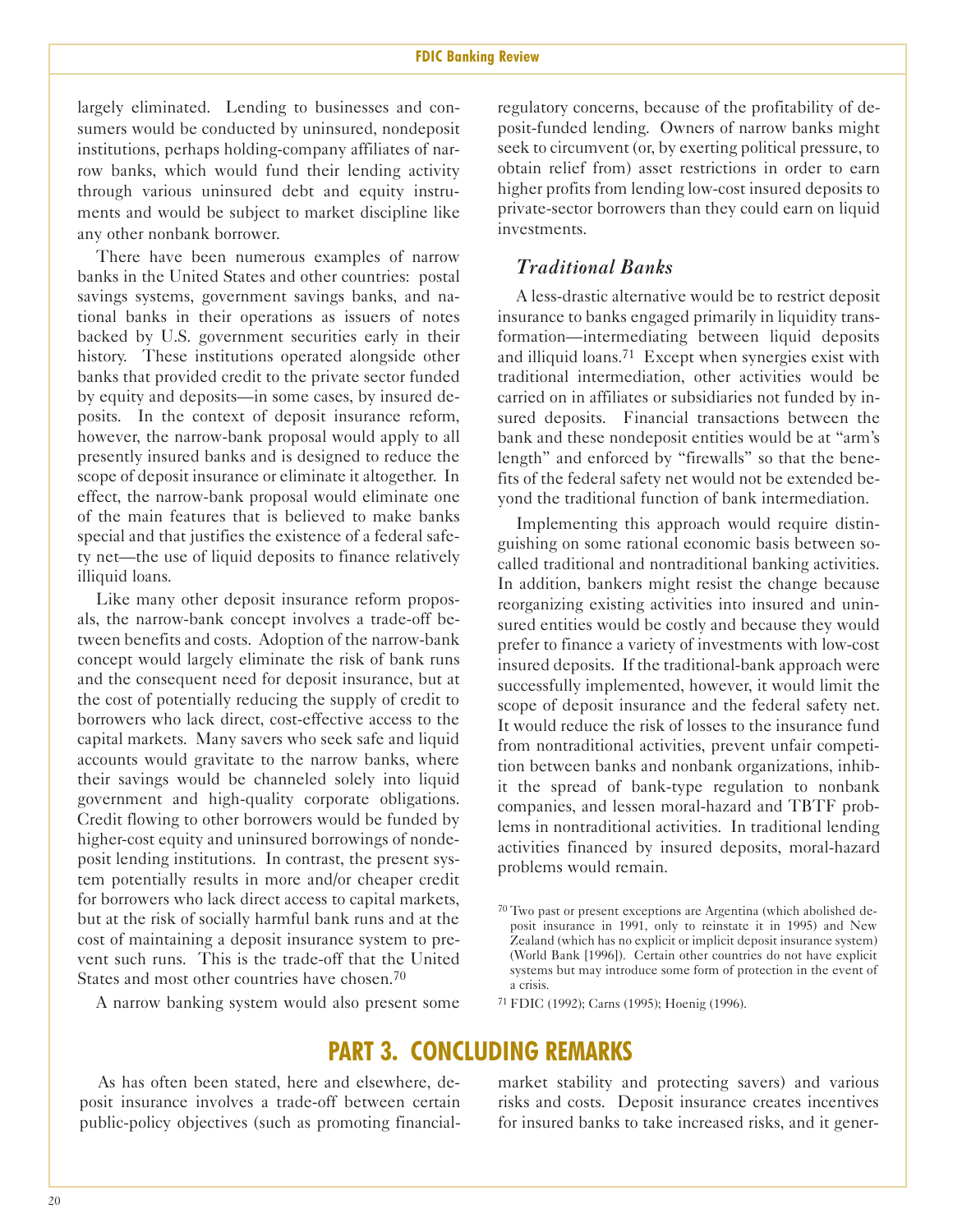largely eliminated. Lending to businesses and consumers would be conducted by uninsured, nondeposit institutions, perhaps holding-company affiliates of narrow banks, which would fund their lending activity through various uninsured debt and equity instruments and would be subject to market discipline like any other nonbank borrower.

There have been numerous examples of narrow banks in the United States and other countries: postal savings systems, government savings banks, and national banks in their operations as issuers of notes backed by U.S. government securities early in their history. These institutions operated alongside other banks that provided credit to the private sector funded by equity and deposits—in some cases, by insured deposits. In the context of deposit insurance reform, however, the narrow-bank proposal would apply to all presently insured banks and is designed to reduce the scope of deposit insurance or eliminate it altogether. In effect, the narrow-bank proposal would eliminate one of the main features that is believed to make banks special and that justifies the existence of a federal safety net—the use of liquid deposits to finance relatively illiquid loans.

Like many other deposit insurance reform proposals, the narrow-bank concept involves a trade-off between benefits and costs. Adoption of the narrow-bank concept would largely eliminate the risk of bank runs and the consequent need for deposit insurance, but at the cost of potentially reducing the supply of credit to borrowers who lack direct, cost-effective access to the capital markets. Many savers who seek safe and liquid accounts would gravitate to the narrow banks, where their savings would be channeled solely into liquid government and high-quality corporate obligations. Credit flowing to other borrowers would be funded by higher-cost equity and uninsured borrowings of nondeposit lending institutions. In contrast, the present system potentially results in more and/or cheaper credit for borrowers who lack direct access to capital markets, but at the risk of socially harmful bank runs and at the cost of maintaining a deposit insurance system to prevent such runs. This is the trade-off that the United States and most other countries have chosen.[70]

A narrow banking system would also present some regulatory concerns, because of the profitability of deposit-funded lending. Owners of narrow banks might seek to circumvent (or, by exerting political pressure, to obtain relief from) asset restrictions in order to earn higher profits from lending low-cost insured deposits to private-sector borrowers than they could earn on liquid investments.

### *Traditional Banks*

A less-drastic alternative would be to restrict deposit insurance to banks engaged primarily in liquidity transformation—intermediating between liquid deposits and illiquid loans.[71] Except when synergies exist with traditional intermediation, other activities would be carried on in affiliates or subsidiaries not funded by insured deposits. Financial transactions between the bank and these nondeposit entities would be at "arm's length" and enforced by "firewalls" so that the benefits of the federal safety net would not be extended beyond the traditional function of bank intermediation.

Implementing this approach would require distinguishing on some rational economic basis between so-called traditional and nontraditional banking activities. In addition, bankers might resist the change because reorganizing existing activities into insured and uninsured entities would be costly and because they would prefer to finance a variety of investments with low-cost insured deposits. If the traditional-bank approach were successfully implemented, however, it would limit the scope of deposit insurance and the federal safety net. It would reduce the risk of losses to the insurance fund from nontraditional activities, prevent unfair competition between banks and nonbank organizations, inhibit the spread of bank-type regulation to nonbank companies, and lessen moral-hazard and TBTF problems in nontraditional activities. In traditional lending activities financed by insured deposits, moral-hazard problems would remain.

[70] Two past or present exceptions are Argentina (which abolished deposit insurance in 1991, only to reinstate it in 1995) and New Zealand (which has no explicit or implicit deposit insurance system) (World Bank [1996]). Certain other countries do not have explicit systems but may introduce some form of protection in the event of a crisis.

[71] FDIC (1992); Carns (1995); Hoenig (1996).

## PART 3. CONCLUDING REMARKS

As has often been stated, here and elsewhere, deposit insurance involves a trade-off between certain public-policy objectives (such as promoting financial-market stability and protecting savers) and various risks and costs. Deposit insurance creates incentives for insured banks to take increased risks, and it gener-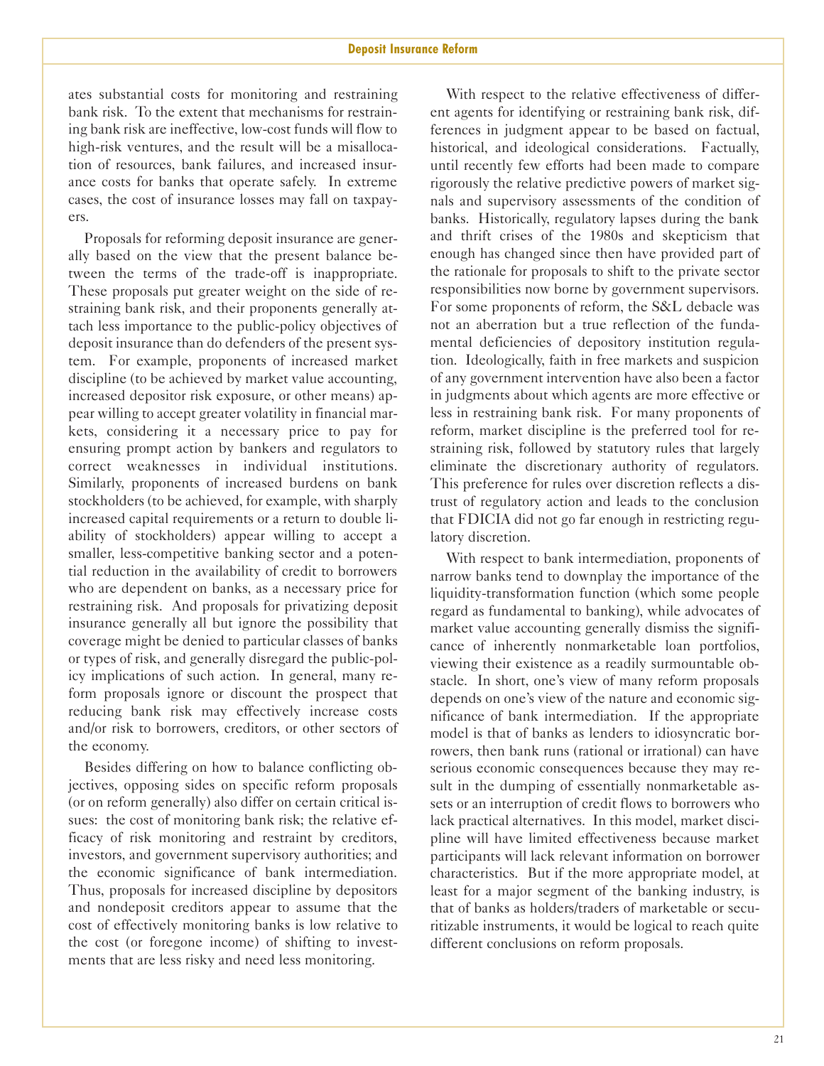ates substantial costs for monitoring and restraining bank risk. To the extent that mechanisms for restraining bank risk are ineffective, low-cost funds will flow to high-risk ventures, and the result will be a misallocation of resources, bank failures, and increased insurance costs for banks that operate safely. In extreme cases, the cost of insurance losses may fall on taxpayers.

Proposals for reforming deposit insurance are generally based on the view that the present balance between the terms of the trade-off is inappropriate. These proposals put greater weight on the side of restraining bank risk, and their proponents generally attach less importance to the public-policy objectives of deposit insurance than do defenders of the present system. For example, proponents of increased market discipline (to be achieved by market value accounting, increased depositor risk exposure, or other means) appear willing to accept greater volatility in financial markets, considering it a necessary price to pay for ensuring prompt action by bankers and regulators to correct weaknesses in individual institutions. Similarly, proponents of increased burdens on bank stockholders (to be achieved, for example, with sharply increased capital requirements or a return to double liability of stockholders) appear willing to accept a smaller, less-competitive banking sector and a potential reduction in the availability of credit to borrowers who are dependent on banks, as a necessary price for restraining risk. And proposals for privatizing deposit insurance generally all but ignore the possibility that coverage might be denied to particular classes of banks or types of risk, and generally disregard the public-policy implications of such action. In general, many reform proposals ignore or discount the prospect that reducing bank risk may effectively increase costs and/or risk to borrowers, creditors, or other sectors of the economy.

Besides differing on how to balance conflicting objectives, opposing sides on specific reform proposals (or on reform generally) also differ on certain critical issues: the cost of monitoring bank risk; the relative efficacy of risk monitoring and restraint by creditors, investors, and government supervisory authorities; and the economic significance of bank intermediation. Thus, proposals for increased discipline by depositors and nondeposit creditors appear to assume that the cost of effectively monitoring banks is low relative to the cost (or foregone income) of shifting to investments that are less risky and need less monitoring.

With respect to the relative effectiveness of different agents for identifying or restraining bank risk, differences in judgment appear to be based on factual, historical, and ideological considerations. Factually, until recently few efforts had been made to compare rigorously the relative predictive powers of market signals and supervisory assessments of the condition of banks. Historically, regulatory lapses during the bank and thrift crises of the 1980s and skepticism that enough has changed since then have provided part of the rationale for proposals to shift to the private sector responsibilities now borne by government supervisors. For some proponents of reform, the S&L debacle was not an aberration but a true reflection of the fundamental deficiencies of depository institution regulation. Ideologically, faith in free markets and suspicion of any government intervention have also been a factor in judgments about which agents are more effective or less in restraining bank risk. For many proponents of reform, market discipline is the preferred tool for restraining risk, followed by statutory rules that largely eliminate the discretionary authority of regulators. This preference for rules over discretion reflects a distrust of regulatory action and leads to the conclusion that FDICIA did not go far enough in restricting regulatory discretion.

With respect to bank intermediation, proponents of narrow banks tend to downplay the importance of the liquidity-transformation function (which some people regard as fundamental to banking), while advocates of market value accounting generally dismiss the significance of inherently nonmarketable loan portfolios, viewing their existence as a readily surmountable obstacle. In short, one's view of many reform proposals depends on one's view of the nature and economic significance of bank intermediation. If the appropriate model is that of banks as lenders to idiosyncratic borrowers, then bank runs (rational or irrational) can have serious economic consequences because they may result in the dumping of essentially nonmarketable assets or an interruption of credit flows to borrowers who lack practical alternatives. In this model, market discipline will have limited effectiveness because market participants will lack relevant information on borrower characteristics. But if the more appropriate model, at least for a major segment of the banking industry, is that of banks as holders/traders of marketable or securitizable instruments, it would be logical to reach quite different conclusions on reform proposals.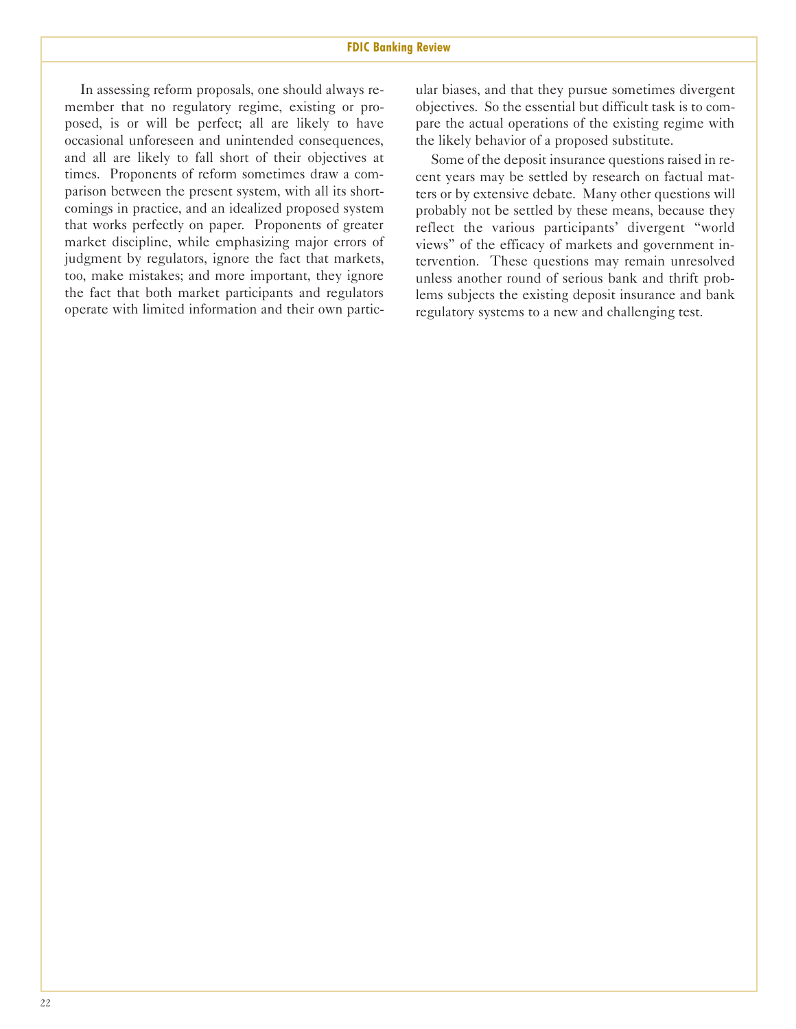In assessing reform proposals, one should always remember that no regulatory regime, existing or proposed, is or will be perfect; all are likely to have occasional unforeseen and unintended consequences, and all are likely to fall short of their objectives at times. Proponents of reform sometimes draw a comparison between the present system, with all its shortcomings in practice, and an idealized proposed system that works perfectly on paper. Proponents of greater market discipline, while emphasizing major errors of judgment by regulators, ignore the fact that markets, too, make mistakes; and more important, they ignore the fact that both market participants and regulators operate with limited information and their own particular biases, and that they pursue sometimes divergent objectives. So the essential but difficult task is to compare the actual operations of the existing regime with the likely behavior of a proposed substitute.

Some of the deposit insurance questions raised in recent years may be settled by research on factual matters or by extensive debate. Many other questions will probably not be settled by these means, because they reflect the various participants' divergent "world views" of the efficacy of markets and government intervention. These questions may remain unresolved unless another round of serious bank and thrift problems subjects the existing deposit insurance and bank regulatory systems to a new and challenging test.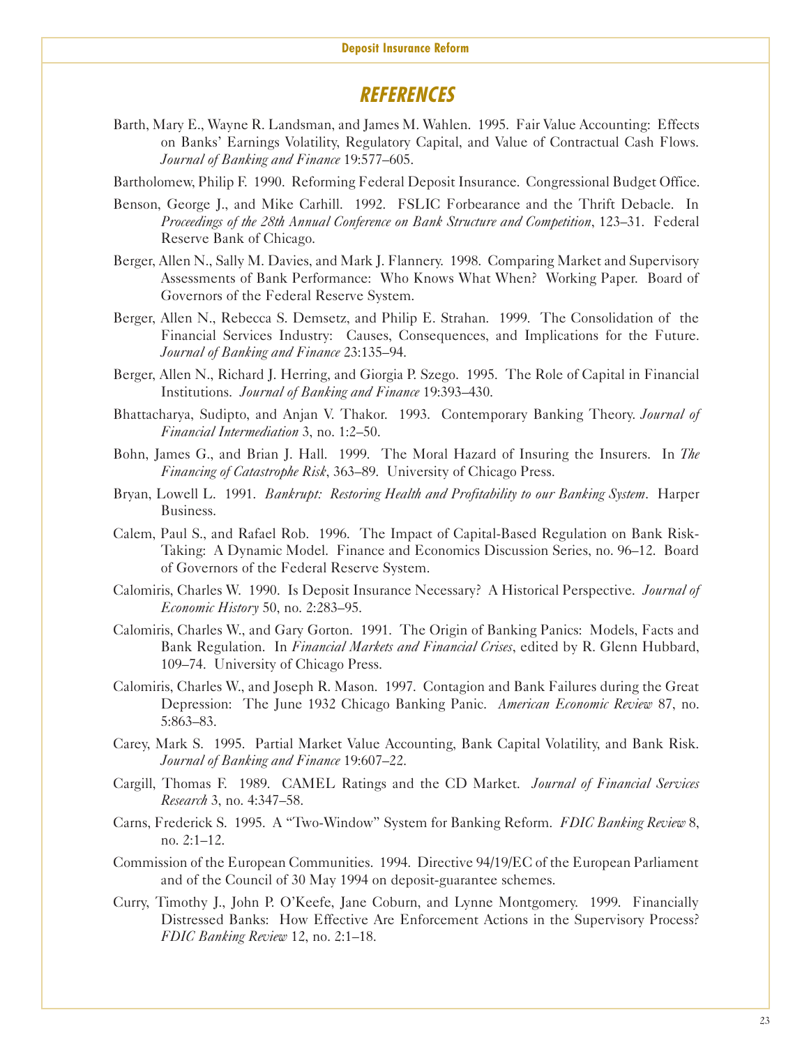# REFERENCES

Barth, Mary E., Wayne R. Landsman, and James M. Wahlen. 1995. Fair Value Accounting: Effects on Banks' Earnings Volatility, Regulatory Capital, and Value of Contractual Cash Flows. *Journal of Banking and Finance* 19:577–605.

Bartholomew, Philip F. 1990. Reforming Federal Deposit Insurance. Congressional Budget Office.

Benson, George J., and Mike Carhill. 1992. FSLIC Forbearance and the Thrift Debacle. In *Proceedings of the 28th Annual Conference on Bank Structure and Competition*, 123–31. Federal Reserve Bank of Chicago.

Berger, Allen N., Sally M. Davies, and Mark J. Flannery. 1998. Comparing Market and Supervisory Assessments of Bank Performance: Who Knows What When? Working Paper. Board of Governors of the Federal Reserve System.

Berger, Allen N., Rebecca S. Demsetz, and Philip E. Strahan. 1999. The Consolidation of the Financial Services Industry: Causes, Consequences, and Implications for the Future. *Journal of Banking and Finance* 23:135–94.

Berger, Allen N., Richard J. Herring, and Giorgia P. Szego. 1995. The Role of Capital in Financial Institutions. *Journal of Banking and Finance* 19:393–430.

Bhattacharya, Sudipto, and Anjan V. Thakor. 1993. Contemporary Banking Theory. *Journal of Financial Intermediation* 3, no. 1:2–50.

Bohn, James G., and Brian J. Hall. 1999. The Moral Hazard of Insuring the Insurers. In *The Financing of Catastrophe Risk*, 363–89. University of Chicago Press.

Bryan, Lowell L. 1991. *Bankrupt: Restoring Health and Profitability to our Banking System*. Harper Business.

Calem, Paul S., and Rafael Rob. 1996. The Impact of Capital-Based Regulation on Bank Risk-Taking: A Dynamic Model. Finance and Economics Discussion Series, no. 96–12. Board of Governors of the Federal Reserve System.

Calomiris, Charles W. 1990. Is Deposit Insurance Necessary? A Historical Perspective. *Journal of Economic History* 50, no. 2:283–95.

Calomiris, Charles W., and Gary Gorton. 1991. The Origin of Banking Panics: Models, Facts and Bank Regulation. In *Financial Markets and Financial Crises*, edited by R. Glenn Hubbard, 109–74. University of Chicago Press.

Calomiris, Charles W., and Joseph R. Mason. 1997. Contagion and Bank Failures during the Great Depression: The June 1932 Chicago Banking Panic. *American Economic Review* 87, no. 5:863–83.

Carey, Mark S. 1995. Partial Market Value Accounting, Bank Capital Volatility, and Bank Risk. *Journal of Banking and Finance* 19:607–22.

Cargill, Thomas F. 1989. CAMEL Ratings and the CD Market. *Journal of Financial Services Research* 3, no. 4:347–58.

Carns, Frederick S. 1995. A "Two-Window" System for Banking Reform. *FDIC Banking Review* 8, no. 2:1–12.

Commission of the European Communities. 1994. Directive 94/19/EC of the European Parliament and of the Council of 30 May 1994 on deposit-guarantee schemes.

Curry, Timothy J., John P. O'Keefe, Jane Coburn, and Lynne Montgomery. 1999. Financially Distressed Banks: How Effective Are Enforcement Actions in the Supervisory Process? *FDIC Banking Review* 12, no. 2:1–18.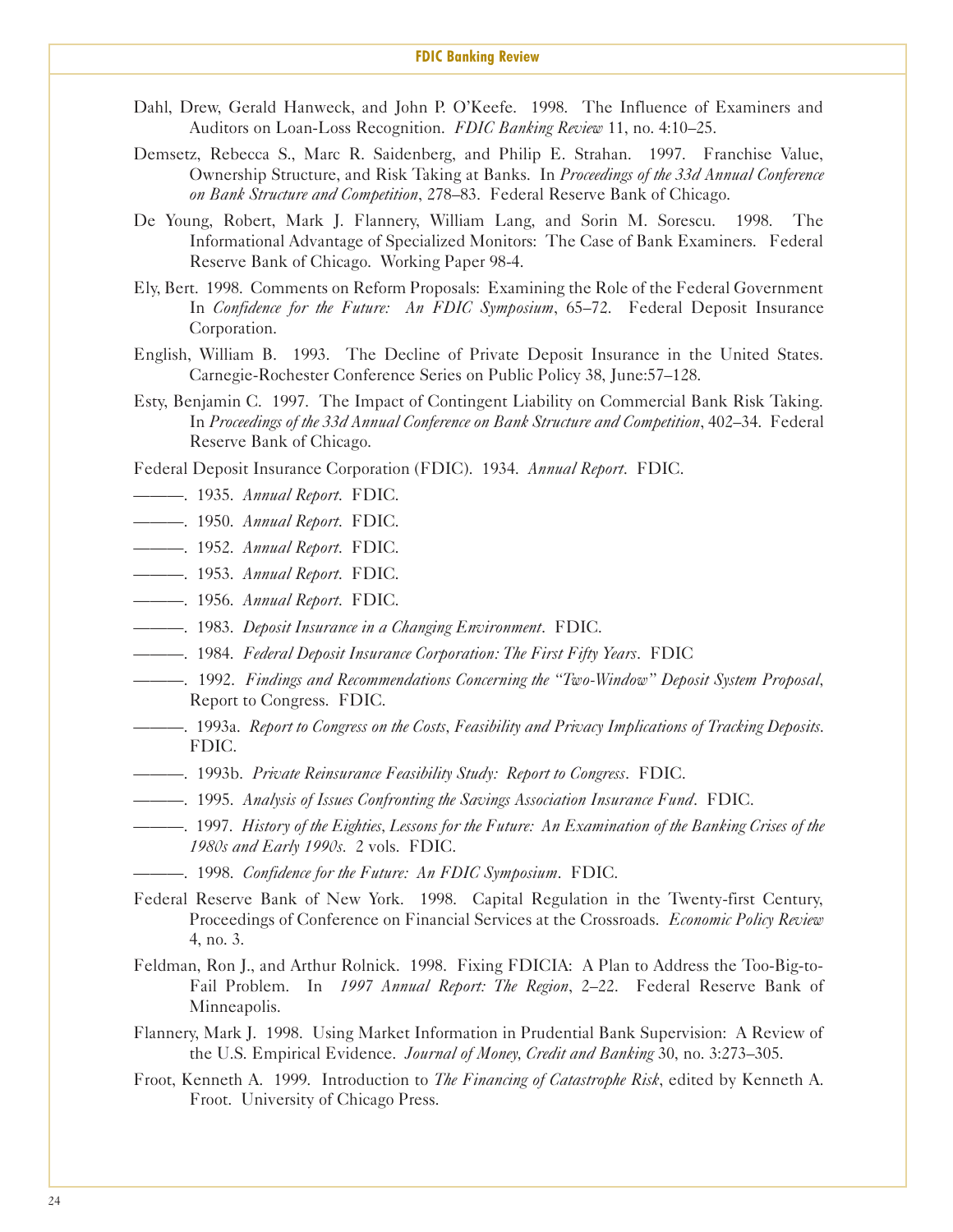Dahl, Drew, Gerald Hanweck, and John P. O'Keefe. 1998. The Influence of Examiners and Auditors on Loan-Loss Recognition. *FDIC Banking Review* 11, no. 4:10–25.

Demsetz, Rebecca S., Marc R. Saidenberg, and Philip E. Strahan. 1997. Franchise Value, Ownership Structure, and Risk Taking at Banks. In *Proceedings of the 33d Annual Conference on Bank Structure and Competition*, 278–83. Federal Reserve Bank of Chicago.

De Young, Robert, Mark J. Flannery, William Lang, and Sorin M. Sorescu. 1998. The Informational Advantage of Specialized Monitors: The Case of Bank Examiners. Federal Reserve Bank of Chicago. Working Paper 98-4.

Ely, Bert. 1998. Comments on Reform Proposals: Examining the Role of the Federal Government In *Confidence for the Future: An FDIC Symposium*, 65–72. Federal Deposit Insurance Corporation.

English, William B. 1993. The Decline of Private Deposit Insurance in the United States. Carnegie-Rochester Conference Series on Public Policy 38, June:57–128.

Esty, Benjamin C. 1997. The Impact of Contingent Liability on Commercial Bank Risk Taking. In *Proceedings of the 33d Annual Conference on Bank Structure and Competition*, 402–34. Federal Reserve Bank of Chicago.

Federal Deposit Insurance Corporation (FDIC). 1934. *Annual Report*. FDIC.

———. 1935. *Annual Report*. FDIC.

———. 1950. *Annual Report*. FDIC.

———. 1952. *Annual Report*. FDIC.

———. 1953. *Annual Report*. FDIC.

———. 1956. *Annual Report*. FDIC.

———. 1983. *Deposit Insurance in a Changing Environment*. FDIC.

———. 1984. *Federal Deposit Insurance Corporation: The First Fifty Years*. FDIC

———. 1992. *Findings and Recommendations Concerning the "Two-Window" Deposit System Proposal*, Report to Congress. FDIC.

———. 1993a. *Report to Congress on the Costs, Feasibility and Privacy Implications of Tracking Deposits*. FDIC.

———. 1993b. *Private Reinsurance Feasibility Study: Report to Congress*. FDIC.

———. 1995. *Analysis of Issues Confronting the Savings Association Insurance Fund*. FDIC.

———. 1997. *History of the Eighties, Lessons for the Future: An Examination of the Banking Crises of the 1980s and Early 1990s*. 2 vols. FDIC.

———. 1998. *Confidence for the Future: An FDIC Symposium*. FDIC.

Federal Reserve Bank of New York. 1998. Capital Regulation in the Twenty-first Century, Proceedings of Conference on Financial Services at the Crossroads. *Economic Policy Review* 4, no. 3.

Feldman, Ron J., and Arthur Rolnick. 1998. Fixing FDICIA: A Plan to Address the Too-Big-to-Fail Problem. In *1997 Annual Report: The Region*, 2–22. Federal Reserve Bank of Minneapolis.

Flannery, Mark J. 1998. Using Market Information in Prudential Bank Supervision: A Review of the U.S. Empirical Evidence. *Journal of Money, Credit and Banking* 30, no. 3:273–305.

Froot, Kenneth A. 1999. Introduction to *The Financing of Catastrophe Risk*, edited by Kenneth A. Froot. University of Chicago Press.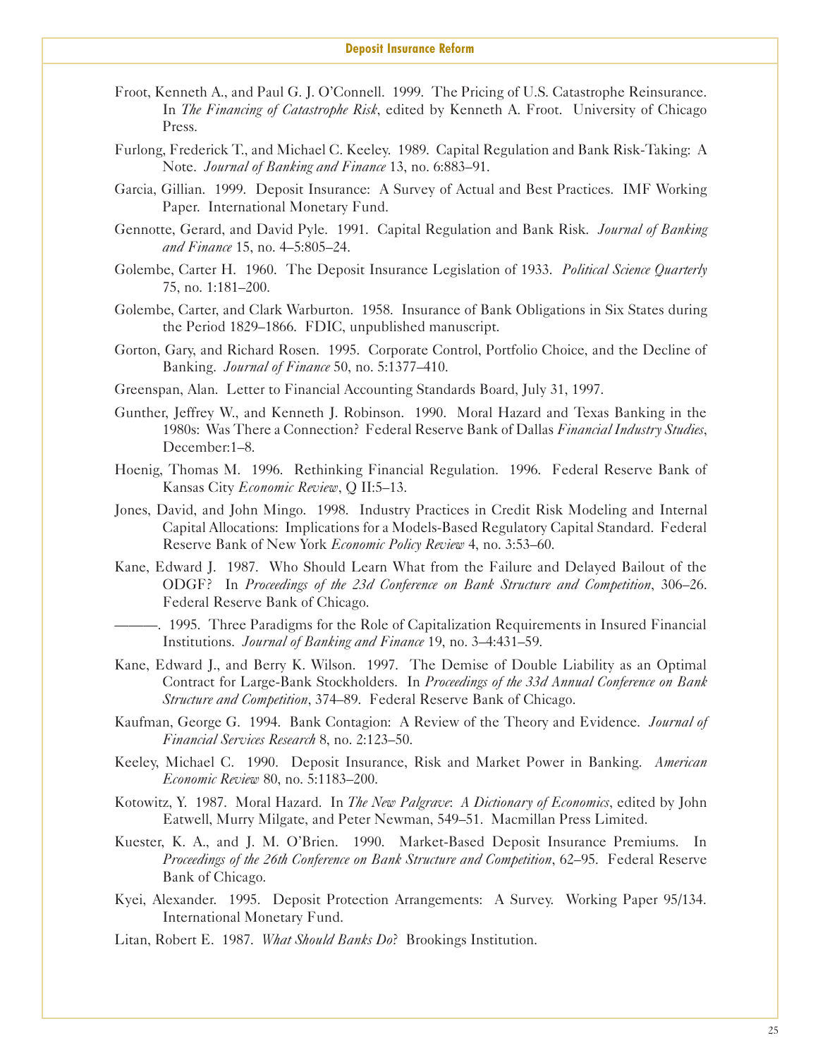Froot, Kenneth A., and Paul G. J. O'Connell. 1999. The Pricing of U.S. Catastrophe Reinsurance. In *The Financing of Catastrophe Risk*, edited by Kenneth A. Froot. University of Chicago Press.

Furlong, Frederick T., and Michael C. Keeley. 1989. Capital Regulation and Bank Risk-Taking: A Note. *Journal of Banking and Finance* 13, no. 6:883–91.

Garcia, Gillian. 1999. Deposit Insurance: A Survey of Actual and Best Practices. IMF Working Paper. International Monetary Fund.

Gennotte, Gerard, and David Pyle. 1991. Capital Regulation and Bank Risk. *Journal of Banking and Finance* 15, no. 4–5:805–24.

Golembe, Carter H. 1960. The Deposit Insurance Legislation of 1933. *Political Science Quarterly* 75, no. 1:181–200.

Golembe, Carter, and Clark Warburton. 1958. Insurance of Bank Obligations in Six States during the Period 1829–1866. FDIC, unpublished manuscript.

Gorton, Gary, and Richard Rosen. 1995. Corporate Control, Portfolio Choice, and the Decline of Banking. *Journal of Finance* 50, no. 5:1377–410.

Greenspan, Alan. Letter to Financial Accounting Standards Board, July 31, 1997.

Gunther, Jeffrey W., and Kenneth J. Robinson. 1990. Moral Hazard and Texas Banking in the 1980s: Was There a Connection? Federal Reserve Bank of Dallas *Financial Industry Studies*, December:1–8.

Hoenig, Thomas M. 1996. Rethinking Financial Regulation. 1996. Federal Reserve Bank of Kansas City *Economic Review*, Q II:5–13.

Jones, David, and John Mingo. 1998. Industry Practices in Credit Risk Modeling and Internal Capital Allocations: Implications for a Models-Based Regulatory Capital Standard. Federal Reserve Bank of New York *Economic Policy Review* 4, no. 3:53–60.

Kane, Edward J. 1987. Who Should Learn What from the Failure and Delayed Bailout of the ODGF? In *Proceedings of the 23d Conference on Bank Structure and Competition*, 306–26. Federal Reserve Bank of Chicago.

———. 1995. Three Paradigms for the Role of Capitalization Requirements in Insured Financial Institutions. *Journal of Banking and Finance* 19, no. 3–4:431–59.

Kane, Edward J., and Berry K. Wilson. 1997. The Demise of Double Liability as an Optimal Contract for Large-Bank Stockholders. In *Proceedings of the 33d Annual Conference on Bank Structure and Competition*, 374–89. Federal Reserve Bank of Chicago.

Kaufman, George G. 1994. Bank Contagion: A Review of the Theory and Evidence. *Journal of Financial Services Research* 8, no. 2:123–50.

Keeley, Michael C. 1990. Deposit Insurance, Risk and Market Power in Banking. *American Economic Review* 80, no. 5:1183–200.

Kotowitz, Y. 1987. Moral Hazard. In *The New Palgrave: A Dictionary of Economics*, edited by John Eatwell, Murry Milgate, and Peter Newman, 549–51. Macmillan Press Limited.

Kuester, K. A., and J. M. O'Brien. 1990. Market-Based Deposit Insurance Premiums. In *Proceedings of the 26th Conference on Bank Structure and Competition*, 62–95. Federal Reserve Bank of Chicago.

Kyei, Alexander. 1995. Deposit Protection Arrangements: A Survey. Working Paper 95/134. International Monetary Fund.

Litan, Robert E. 1987. *What Should Banks Do*? Brookings Institution.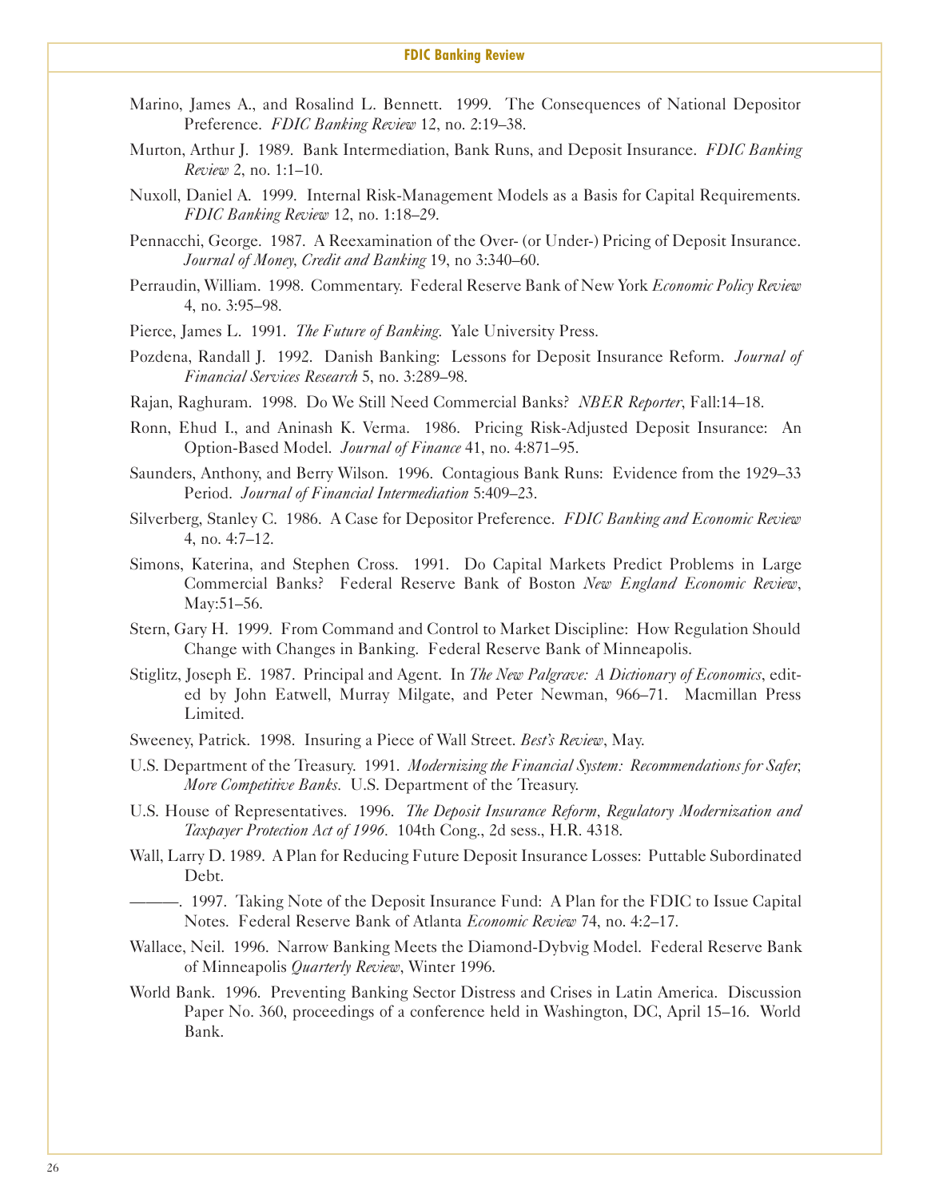Marino, James A., and Rosalind L. Bennett. 1999. The Consequences of National Depositor Preference. *FDIC Banking Review* 12, no. 2:19–38.

Murton, Arthur J. 1989. Bank Intermediation, Bank Runs, and Deposit Insurance. *FDIC Banking Review* 2, no. 1:1–10.

Nuxoll, Daniel A. 1999. Internal Risk-Management Models as a Basis for Capital Requirements. *FDIC Banking Review* 12, no. 1:18–29.

Pennacchi, George. 1987. A Reexamination of the Over- (or Under-) Pricing of Deposit Insurance. *Journal of Money, Credit and Banking* 19, no 3:340–60.

Perraudin, William. 1998. Commentary. Federal Reserve Bank of New York *Economic Policy Review* 4, no. 3:95–98.

Pierce, James L. 1991. *The Future of Banking.* Yale University Press.

Pozdena, Randall J. 1992. Danish Banking: Lessons for Deposit Insurance Reform. *Journal of Financial Services Research* 5, no. 3:289–98.

Rajan, Raghuram. 1998. Do We Still Need Commercial Banks? *NBER Reporter*, Fall:14–18.

Ronn, Ehud I., and Aninash K. Verma. 1986. Pricing Risk-Adjusted Deposit Insurance: An Option-Based Model. *Journal of Finance* 41, no. 4:871–95.

Saunders, Anthony, and Berry Wilson. 1996. Contagious Bank Runs: Evidence from the 1929–33 Period. *Journal of Financial Intermediation* 5:409–23.

Silverberg, Stanley C. 1986. A Case for Depositor Preference. *FDIC Banking and Economic Review* 4, no. 4:7–12.

Simons, Katerina, and Stephen Cross. 1991. Do Capital Markets Predict Problems in Large Commercial Banks? Federal Reserve Bank of Boston *New England Economic Review*, May:51–56.

Stern, Gary H. 1999. From Command and Control to Market Discipline: How Regulation Should Change with Changes in Banking. Federal Reserve Bank of Minneapolis.

Stiglitz, Joseph E. 1987. Principal and Agent. In *The New Palgrave: A Dictionary of Economics*, edited by John Eatwell, Murray Milgate, and Peter Newman, 966–71. Macmillan Press Limited.

Sweeney, Patrick. 1998. Insuring a Piece of Wall Street. *Best's Review*, May.

U.S. Department of the Treasury. 1991. *Modernizing the Financial System: Recommendations for Safer, More Competitive Banks.* U.S. Department of the Treasury.

U.S. House of Representatives. 1996. *The Deposit Insurance Reform, Regulatory Modernization and Taxpayer Protection Act of 1996.* 104th Cong., 2d sess., H.R. 4318.

Wall, Larry D. 1989. A Plan for Reducing Future Deposit Insurance Losses: Puttable Subordinated Debt.

———. 1997. Taking Note of the Deposit Insurance Fund: A Plan for the FDIC to Issue Capital Notes. Federal Reserve Bank of Atlanta *Economic Review* 74, no. 4:2–17.

Wallace, Neil. 1996. Narrow Banking Meets the Diamond-Dybvig Model. Federal Reserve Bank of Minneapolis *Quarterly Review*, Winter 1996.

World Bank. 1996. Preventing Banking Sector Distress and Crises in Latin America. Discussion Paper No. 360, proceedings of a conference held in Washington, DC, April 15–16. World Bank.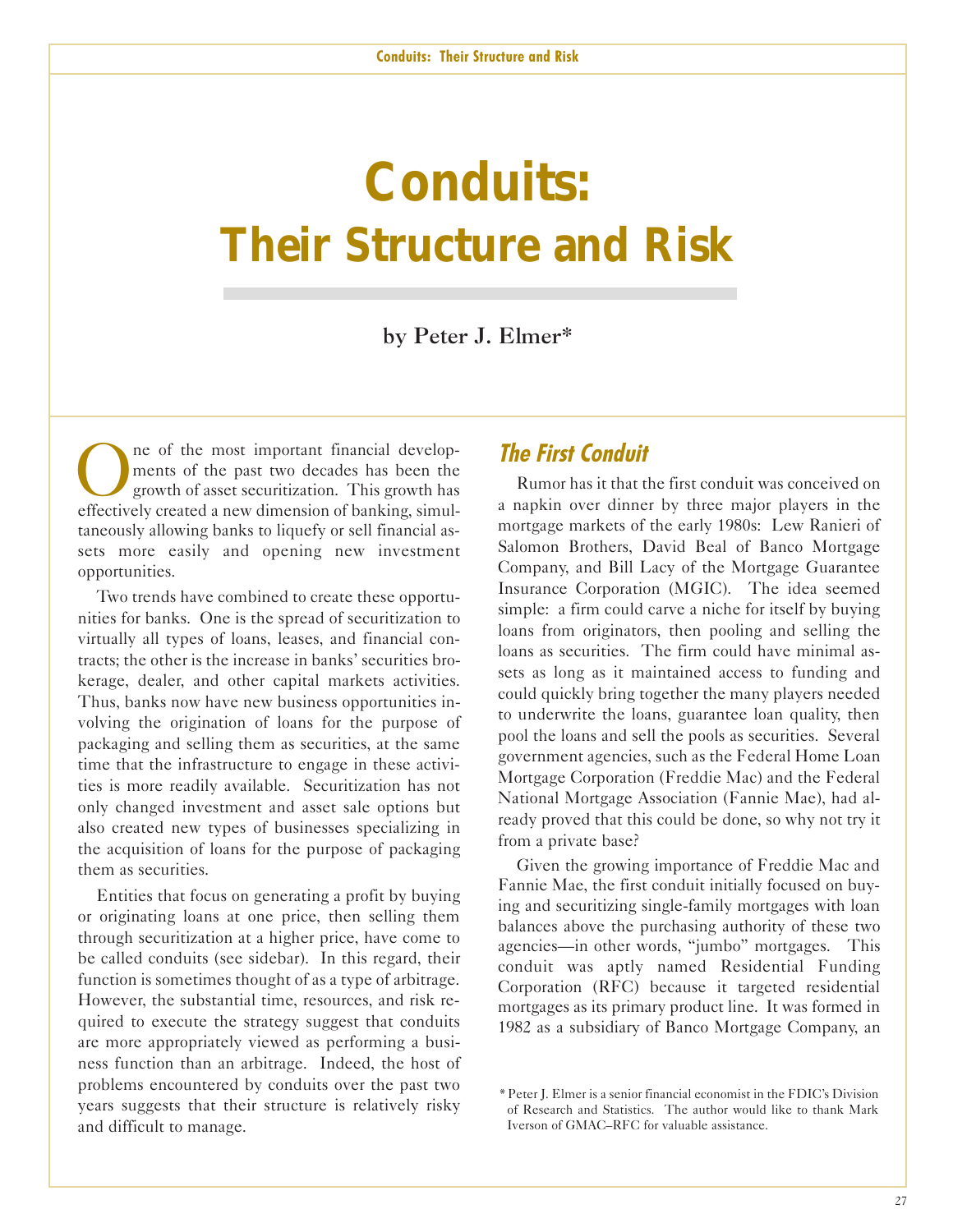# Conduits: Their Structure and Risk

by Peter J. Elmer*

One of the most important financial developments of the past two decades has been the growth of asset securitization. This growth has effectively created a new dimension of banking, simultaneously allowing banks to liquefy or sell financial assets more easily and opening new investment opportunities.

Two trends have combined to create these opportunities for banks. One is the spread of securitization to virtually all types of loans, leases, and financial contracts; the other is the increase in banks' securities brokerage, dealer, and other capital markets activities. Thus, banks now have new business opportunities involving the origination of loans for the purpose of packaging and selling them as securities, at the same time that the infrastructure to engage in these activities is more readily available. Securitization has not only changed investment and asset sale options but also created new types of businesses specializing in the acquisition of loans for the purpose of packaging them as securities.

Entities that focus on generating a profit by buying or originating loans at one price, then selling them through securitization at a higher price, have come to be called conduits (see sidebar). In this regard, their function is sometimes thought of as a type of arbitrage. However, the substantial time, resources, and risk required to execute the strategy suggest that conduits are more appropriately viewed as performing a business function than an arbitrage. Indeed, the host of problems encountered by conduits over the past two years suggests that their structure is relatively risky and difficult to manage.

## *The First Conduit*

Rumor has it that the first conduit was conceived on a napkin over dinner by three major players in the mortgage markets of the early 1980s: Lew Ranieri of Salomon Brothers, David Beal of Banco Mortgage Company, and Bill Lacy of the Mortgage Guarantee Insurance Corporation (MGIC). The idea seemed simple: a firm could carve a niche for itself by buying loans from originators, then pooling and selling the loans as securities. The firm could have minimal assets as long as it maintained access to funding and could quickly bring together the many players needed to underwrite the loans, guarantee loan quality, then pool the loans and sell the pools as securities. Several government agencies, such as the Federal Home Loan Mortgage Corporation (Freddie Mac) and the Federal National Mortgage Association (Fannie Mae), had already proved that this could be done, so why not try it from a private base?

Given the growing importance of Freddie Mac and Fannie Mae, the first conduit initially focused on buying and securitizing single-family mortgages with loan balances above the purchasing authority of these two agencies—in other words, "jumbo" mortgages. This conduit was aptly named Residential Funding Corporation (RFC) because it targeted residential mortgages as its primary product line. It was formed in 1982 as a subsidiary of Banco Mortgage Company, an

\* Peter J. Elmer is a senior financial economist in the FDIC's Division of Research and Statistics. The author would like to thank Mark Iverson of GMAC–RFC for valuable assistance.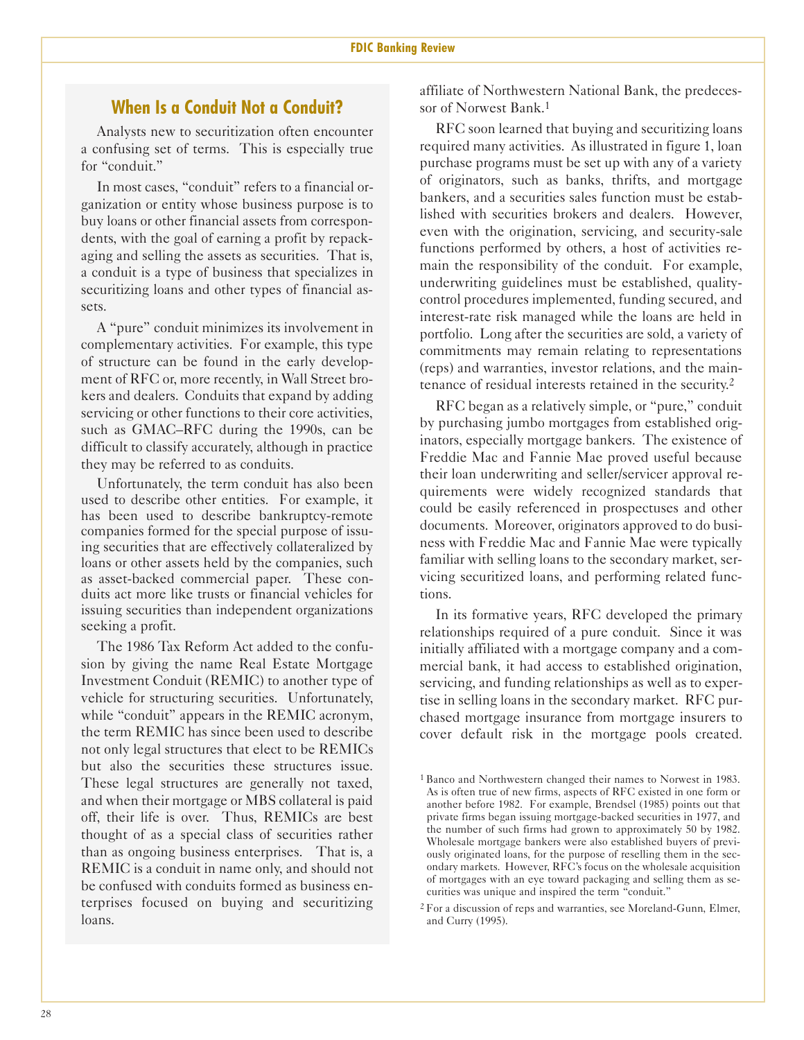## When Is a Conduit Not a Conduit?

Analysts new to securitization often encounter a confusing set of terms. This is especially true for "conduit."

In most cases, "conduit" refers to a financial organization or entity whose business purpose is to buy loans or other financial assets from correspondents, with the goal of earning a profit by repackaging and selling the assets as securities. That is, a conduit is a type of business that specializes in securitizing loans and other types of financial assets.

A "pure" conduit minimizes its involvement in complementary activities. For example, this type of structure can be found in the early development of RFC or, more recently, in Wall Street brokers and dealers. Conduits that expand by adding servicing or other functions to their core activities, such as GMAC–RFC during the 1990s, can be difficult to classify accurately, although in practice they may be referred to as conduits.

Unfortunately, the term conduit has also been used to describe other entities. For example, it has been used to describe bankruptcy-remote companies formed for the special purpose of issuing securities that are effectively collateralized by loans or other assets held by the companies, such as asset-backed commercial paper. These conduits act more like trusts or financial vehicles for issuing securities than independent organizations seeking a profit.

The 1986 Tax Reform Act added to the confusion by giving the name Real Estate Mortgage Investment Conduit (REMIC) to another type of vehicle for structuring securities. Unfortunately, while "conduit" appears in the REMIC acronym, the term REMIC has since been used to describe not only legal structures that elect to be REMICs but also the securities these structures issue. These legal structures are generally not taxed, and when their mortgage or MBS collateral is paid off, their life is over. Thus, REMICs are best thought of as a special class of securities rather than as ongoing business enterprises. That is, a REMIC is a conduit in name only, and should not be confused with conduits formed as business enterprises focused on buying and securitizing loans.

affiliate of Northwestern National Bank, the predecessor of Norwest Bank.[1]

RFC soon learned that buying and securitizing loans required many activities. As illustrated in figure 1, loan purchase programs must be set up with any of a variety of originators, such as banks, thrifts, and mortgage bankers, and a securities sales function must be established with securities brokers and dealers. However, even with the origination, servicing, and security-sale functions performed by others, a host of activities remain the responsibility of the conduit. For example, underwriting guidelines must be established, quality-control procedures implemented, funding secured, and interest-rate risk managed while the loans are held in portfolio. Long after the securities are sold, a variety of commitments may remain relating to representations (reps) and warranties, investor relations, and the maintenance of residual interests retained in the security.[2]

RFC began as a relatively simple, or "pure," conduit by purchasing jumbo mortgages from established originators, especially mortgage bankers. The existence of Freddie Mac and Fannie Mae proved useful because their loan underwriting and seller/servicer approval requirements were widely recognized standards that could be easily referenced in prospectuses and other documents. Moreover, originators approved to do business with Freddie Mac and Fannie Mae were typically familiar with selling loans to the secondary market, servicing securitized loans, and performing related functions.

In its formative years, RFC developed the primary relationships required of a pure conduit. Since it was initially affiliated with a mortgage company and a commercial bank, it had access to established origination, servicing, and funding relationships as well as to expertise in selling loans in the secondary market. RFC purchased mortgage insurance from mortgage insurers to cover default risk in the mortgage pools created.

[1] Banco and Northwestern changed their names to Norwest in 1983. As is often true of new firms, aspects of RFC existed in one form or another before 1982. For example, Brendsel (1985) points out that private firms began issuing mortgage-backed securities in 1977, and the number of such firms had grown to approximately 50 by 1982. Wholesale mortgage bankers were also established buyers of previously originated loans, for the purpose of reselling them in the secondary markets. However, RFC's focus on the wholesale acquisition of mortgages with an eye toward packaging and selling them as securities was unique and inspired the term "conduit."

[2] For a discussion of reps and warranties, see Moreland-Gunn, Elmer, and Curry (1995).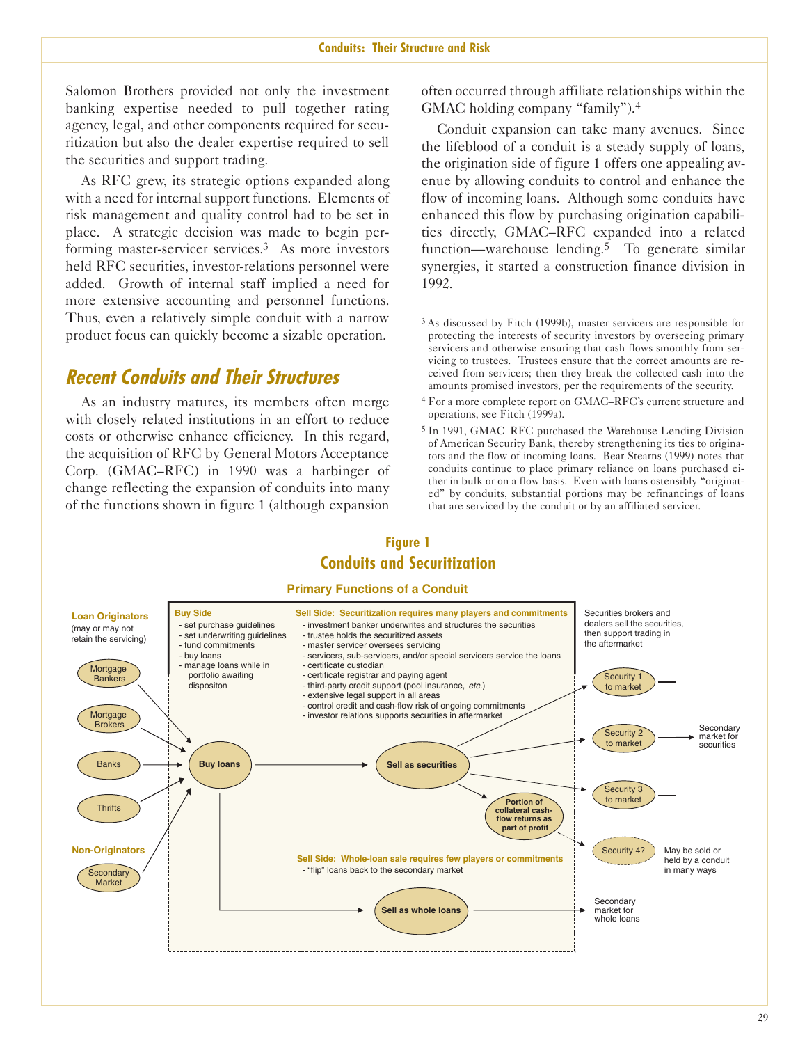Salomon Brothers provided not only the investment banking expertise needed to pull together rating agency, legal, and other components required for securitization but also the dealer expertise required to sell the securities and support trading.

As RFC grew, its strategic options expanded along with a need for internal support functions. Elements of risk management and quality control had to be set in place. A strategic decision was made to begin performing master-servicer services.[3] As more investors held RFC securities, investor-relations personnel were added. Growth of internal staff implied a need for more extensive accounting and personnel functions. Thus, even a relatively simple conduit with a narrow product focus can quickly become a sizable operation.

## *Recent Conduits and Their Structures*

As an industry matures, its members often merge with closely related institutions in an effort to reduce costs or otherwise enhance efficiency. In this regard, the acquisition of RFC by General Motors Acceptance Corp. (GMAC–RFC) in 1990 was a harbinger of change reflecting the expansion of conduits into many of the functions shown in figure 1 (although expansion often occurred through affiliate relationships within the GMAC holding company "family").[4]

Conduit expansion can take many avenues. Since the lifeblood of a conduit is a steady supply of loans, the origination side of figure 1 offers one appealing avenue by allowing conduits to control and enhance the flow of incoming loans. Although some conduits have enhanced this flow by purchasing origination capabilities directly, GMAC–RFC expanded into a related function—warehouse lending.[5] To generate similar synergies, it started a construction finance division in 1992.

[3] As discussed by Fitch (1999b), master servicers are responsible for protecting the interests of security investors by overseeing primary servicers and otherwise ensuring that cash flows smoothly from servicing to trustees. Trustees ensure that the correct amounts are received from servicers; then they break the collected cash into the amounts promised investors, per the requirements of the security.

[4] For a more complete report on GMAC–RFC's current structure and operations, see Fitch (1999a).

[5] In 1991, GMAC–RFC purchased the Warehouse Lending Division of American Security Bank, thereby strengthening its ties to originators and the flow of incoming loans. Bear Stearns (1999) notes that conduits continue to place primary reliance on loans purchased either in bulk or on a flow basis. Even with loans ostensibly "originated" by conduits, substantial portions may be refinancings of loans that are serviced by the conduit or by an affiliated servicer.

**Figure 1**
**Conduits and Securitization**

**Primary Functions of a Conduit**

**Loan Originators** (may or may not retain the servicing)
- Mortgage Bankers
- Mortgage Brokers
- Banks
- Thrifts

**Non-Originators**
- Secondary Market

**Buy Side**
- set purchase guidelines
- set underwriting guidelines
- fund commitments
- buy loans
- manage loans while in portfolio awaiting dispositon

**Sell Side: Securitization requires many players and commitments**
- investment banker underwrites and structures the securities
- trustee holds the securitized assets
- master servicer oversees servicing
- servicers, sub-servicers, and/or special servicers service the loans
- certificate custodian
- certificate registrar and paying agent
- third-party credit support (pool insurance, *etc.*)
- extensive legal support in all areas
- control credit and cash-flow risk of ongoing commitments
- investor relations supports securities in aftermarket

Buy loans → Sell as securities → Security 1 to market / Security 2 to market / Security 3 to market → Secondary market for securities

Portion of collateral cash-flow returns as part of profit → Security 4? (May be sold or held by a conduit in many ways)

Securities brokers and dealers sell the securities, then support trading in the aftermarket

**Sell Side: Whole-loan sale requires few players or commitments**
- "flip" loans back to the secondary market

Buy loans → Sell as whole loans → Secondary market for whole loans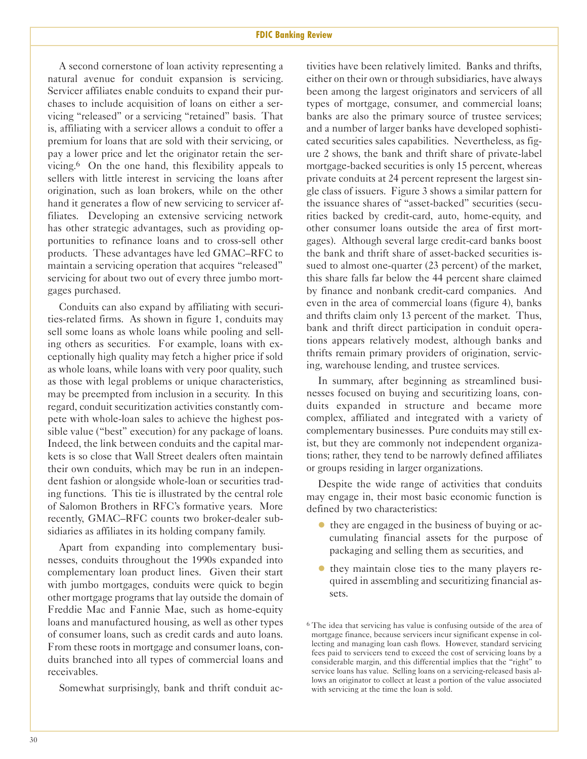A second cornerstone of loan activity representing a natural avenue for conduit expansion is servicing. Servicer affiliates enable conduits to expand their purchases to include acquisition of loans on either a servicing "released" or a servicing "retained" basis. That is, affiliating with a servicer allows a conduit to offer a premium for loans that are sold with their servicing, or pay a lower price and let the originator retain the servicing.[6] On the one hand, this flexibility appeals to sellers with little interest in servicing the loans after origination, such as loan brokers, while on the other hand it generates a flow of new servicing to servicer affiliates. Developing an extensive servicing network has other strategic advantages, such as providing opportunities to refinance loans and to cross-sell other products. These advantages have led GMAC–RFC to maintain a servicing operation that acquires "released" servicing for about two out of every three jumbo mortgages purchased.

Conduits can also expand by affiliating with securities-related firms. As shown in figure 1, conduits may sell some loans as whole loans while pooling and selling others as securities. For example, loans with exceptionally high quality may fetch a higher price if sold as whole loans, while loans with very poor quality, such as those with legal problems or unique characteristics, may be preempted from inclusion in a security. In this regard, conduit securitization activities constantly compete with whole-loan sales to achieve the highest possible value ("best" execution) for any package of loans. Indeed, the link between conduits and the capital markets is so close that Wall Street dealers often maintain their own conduits, which may be run in an independent fashion or alongside whole-loan or securities trading functions. This tie is illustrated by the central role of Salomon Brothers in RFC's formative years. More recently, GMAC–RFC counts two broker-dealer subsidiaries as affiliates in its holding company family.

Apart from expanding into complementary businesses, conduits throughout the 1990s expanded into complementary loan product lines. Given their start with jumbo mortgages, conduits were quick to begin other mortgage programs that lay outside the domain of Freddie Mac and Fannie Mae, such as home-equity loans and manufactured housing, as well as other types of consumer loans, such as credit cards and auto loans. From these roots in mortgage and consumer loans, conduits branched into all types of commercial loans and receivables.

Somewhat surprisingly, bank and thrift conduit activities have been relatively limited. Banks and thrifts, either on their own or through subsidiaries, have always been among the largest originators and servicers of all types of mortgage, consumer, and commercial loans; banks are also the primary source of trustee services; and a number of larger banks have developed sophisticated securities sales capabilities. Nevertheless, as figure 2 shows, the bank and thrift share of private-label mortgage-backed securities is only 15 percent, whereas private conduits at 24 percent represent the largest single class of issuers. Figure 3 shows a similar pattern for the issuance shares of "asset-backed" securities (securities backed by credit-card, auto, home-equity, and other consumer loans outside the area of first mortgages). Although several large credit-card banks boost the bank and thrift share of asset-backed securities issued to almost one-quarter (23 percent) of the market, this share falls far below the 44 percent share claimed by finance and nonbank credit-card companies. And even in the area of commercial loans (figure 4), banks and thrifts claim only 13 percent of the market. Thus, bank and thrift direct participation in conduit operations appears relatively modest, although banks and thrifts remain primary providers of origination, servicing, warehouse lending, and trustee services.

In summary, after beginning as streamlined businesses focused on buying and securitizing loans, conduits expanded in structure and became more complex, affiliated and integrated with a variety of complementary businesses. Pure conduits may still exist, but they are commonly not independent organizations; rather, they tend to be narrowly defined affiliates or groups residing in larger organizations.

Despite the wide range of activities that conduits may engage in, their most basic economic function is defined by two characteristics:

- they are engaged in the business of buying or accumulating financial assets for the purpose of packaging and selling them as securities, and
- they maintain close ties to the many players required in assembling and securitizing financial assets.

[6] The idea that servicing has value is confusing outside of the area of mortgage finance, because servicers incur significant expense in collecting and managing loan cash flows. However, standard servicing fees paid to servicers tend to exceed the cost of servicing loans by a considerable margin, and this differential implies that the "right" to service loans has value. Selling loans on a servicing-released basis allows an originator to collect at least a portion of the value associated with servicing at the time the loan is sold.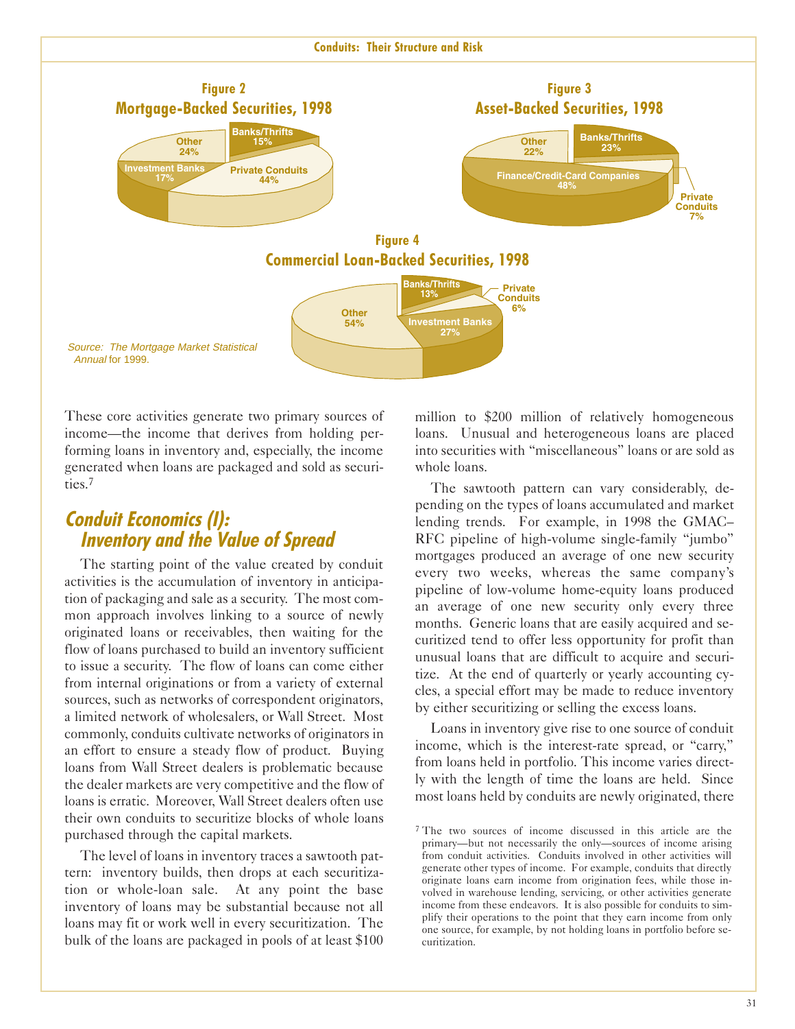**Figure 2**
**Mortgage-Backed Securities, 1998**

| Category | Share |
|---|---|
| Banks/Thrifts | 15% |
| Private Conduits | 44% |
| Investment Banks | 17% |
| Other | 24% |

**Figure 3**
**Asset-Backed Securities, 1998**

| Category | Share |
|---|---|
| Banks/Thrifts | 23% |
| Private Conduits | 7% |
| Finance/Credit-Card Companies | 48% |
| Other | 22% |

**Figure 4**
**Commercial Loan-Backed Securities, 1998**

| Category | Share |
|---|---|
| Banks/Thrifts | 13% |
| Private Conduits | 6% |
| Investment Banks | 27% |
| Other | 54% |

Source: *The Mortgage Market Statistical Annual* for 1999.

These core activities generate two primary sources of income—the income that derives from holding performing loans in inventory and, especially, the income generated when loans are packaged and sold as securities.[7]

## *Conduit Economics (I): Inventory and the Value of Spread*

The starting point of the value created by conduit activities is the accumulation of inventory in anticipation of packaging and sale as a security. The most common approach involves linking to a source of newly originated loans or receivables, then waiting for the flow of loans purchased to build an inventory sufficient to issue a security. The flow of loans can come either from internal originations or from a variety of external sources, such as networks of correspondent originators, a limited network of wholesalers, or Wall Street. Most commonly, conduits cultivate networks of originators in an effort to ensure a steady flow of product. Buying loans from Wall Street dealers is problematic because the dealer markets are very competitive and the flow of loans is erratic. Moreover, Wall Street dealers often use their own conduits to securitize blocks of whole loans purchased through the capital markets.

The level of loans in inventory traces a sawtooth pattern: inventory builds, then drops at each securitization or whole-loan sale. At any point the base inventory of loans may be substantial because not all loans may fit or work well in every securitization. The bulk of the loans are packaged in pools of at least $100 million to $200 million of relatively homogeneous loans. Unusual and heterogeneous loans are placed into securities with "miscellaneous" loans or are sold as whole loans.

The sawtooth pattern can vary considerably, depending on the types of loans accumulated and market lending trends. For example, in 1998 the GMAC–RFC pipeline of high-volume single-family "jumbo" mortgages produced an average of one new security every two weeks, whereas the same company's pipeline of low-volume home-equity loans produced an average of one new security only every three months. Generic loans that are easily acquired and securitized tend to offer less opportunity for profit than unusual loans that are difficult to acquire and securitize. At the end of quarterly or yearly accounting cycles, a special effort may be made to reduce inventory by either securitizing or selling the excess loans.

Loans in inventory give rise to one source of conduit income, which is the interest-rate spread, or "carry," from loans held in portfolio. This income varies directly with the length of time the loans are held. Since most loans held by conduits are newly originated, there

[7] The two sources of income discussed in this article are the primary—but not necessarily the only—sources of income arising from conduit activities. Conduits involved in other activities will generate other types of income. For example, conduits that directly originate loans earn income from origination fees, while those involved in warehouse lending, servicing, or other activities generate income from these endeavors. It is also possible for conduits to simplify their operations to the point that they earn income from only one source, for example, by not holding loans in portfolio before securitization.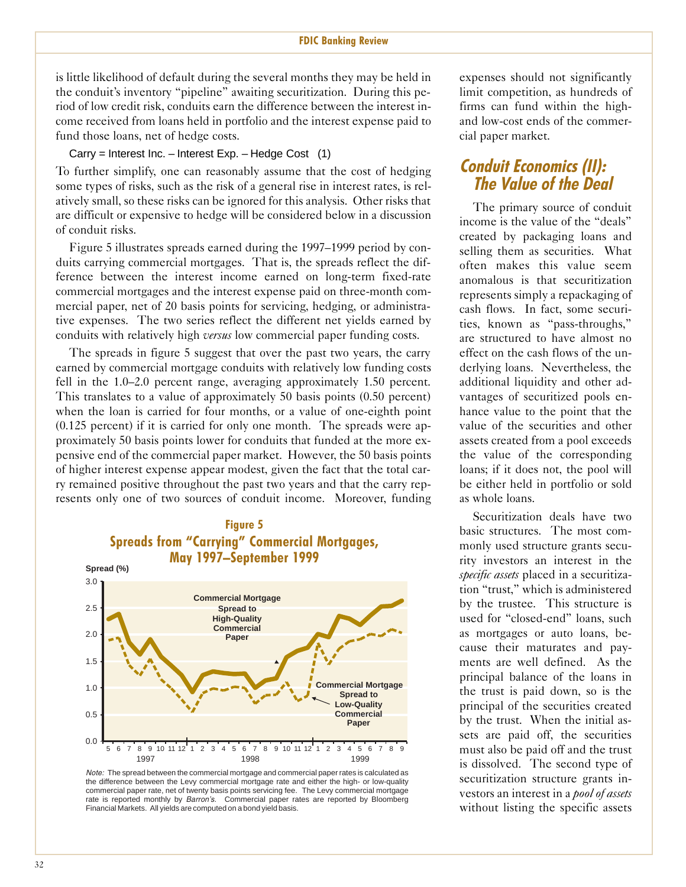is little likelihood of default during the several months they may be held in the conduit's inventory "pipeline" awaiting securitization. During this period of low credit risk, conduits earn the difference between the interest income received from loans held in portfolio and the interest expense paid to fund those loans, net of hedge costs.

$$\text{Carry} = \text{Interest Inc.} - \text{Interest Exp.} - \text{Hedge Cost} \quad (1)$$

To further simplify, one can reasonably assume that the cost of hedging some types of risks, such as the risk of a general rise in interest rates, is relatively small, so these risks can be ignored for this analysis. Other risks that are difficult or expensive to hedge will be considered below in a discussion of conduit risks.

Figure 5 illustrates spreads earned during the 1997–1999 period by conduits carrying commercial mortgages. That is, the spreads reflect the difference between the interest income earned on long-term fixed-rate commercial mortgages and the interest expense paid on three-month commercial paper, net of 20 basis points for servicing, hedging, or administrative expenses. The two series reflect the different net yields earned by conduits with relatively high *versus* low commercial paper funding costs.

The spreads in figure 5 suggest that over the past two years, the carry earned by commercial mortgage conduits with relatively low funding costs fell in the 1.0–2.0 percent range, averaging approximately 1.50 percent. This translates to a value of approximately 50 basis points (0.50 percent) when the loan is carried for four months, or a value of one-eighth point (0.125 percent) if it is carried for only one month. The spreads were approximately 50 basis points lower for conduits that funded at the more expensive end of the commercial paper market. However, the 50 basis points of higher interest expense appear modest, given the fact that the total carry remained positive throughout the past two years and that the carry represents only one of two sources of conduit income. Moreover, funding expenses should not significantly limit competition, as hundreds of firms can fund within the high- and low-cost ends of the commercial paper market.

**Figure 5**
**Spreads from "Carrying" Commercial Mortgages, May 1997–September 1999**

*Note:* The spread between the commercial mortgage and commercial paper rates is calculated as the difference between the Levy commercial mortgage rate and either the high- or low-quality commercial paper rate, net of twenty basis points servicing fee. The Levy commercial mortgage rate is reported monthly by *Barron's*. Commercial paper rates are reported by Bloomberg Financial Markets. All yields are computed on a bond yield basis.

## Conduit Economics (II): The Value of the Deal

The primary source of conduit income is the value of the "deals" created by packaging loans and selling them as securities. What often makes this value seem anomalous is that securitization represents simply a repackaging of cash flows. In fact, some securities, known as "pass-throughs," are structured to have almost no effect on the cash flows of the underlying loans. Nevertheless, the additional liquidity and other advantages of securitized pools enhance value to the point that the value of the securities and other assets created from a pool exceeds the value of the corresponding loans; if it does not, the pool will be either held in portfolio or sold as whole loans.

Securitization deals have two basic structures. The most commonly used structure grants security investors an interest in the *specific assets* placed in a securitization "trust," which is administered by the trustee. This structure is used for "closed-end" loans, such as mortgages or auto loans, because their maturates and payments are well defined. As the principal balance of the loans in the trust is paid down, so is the principal of the securities created by the trust. When the initial assets are paid off, the securities must also be paid off and the trust is dissolved. The second type of securitization structure grants investors an interest in a *pool of assets* without listing the specific assets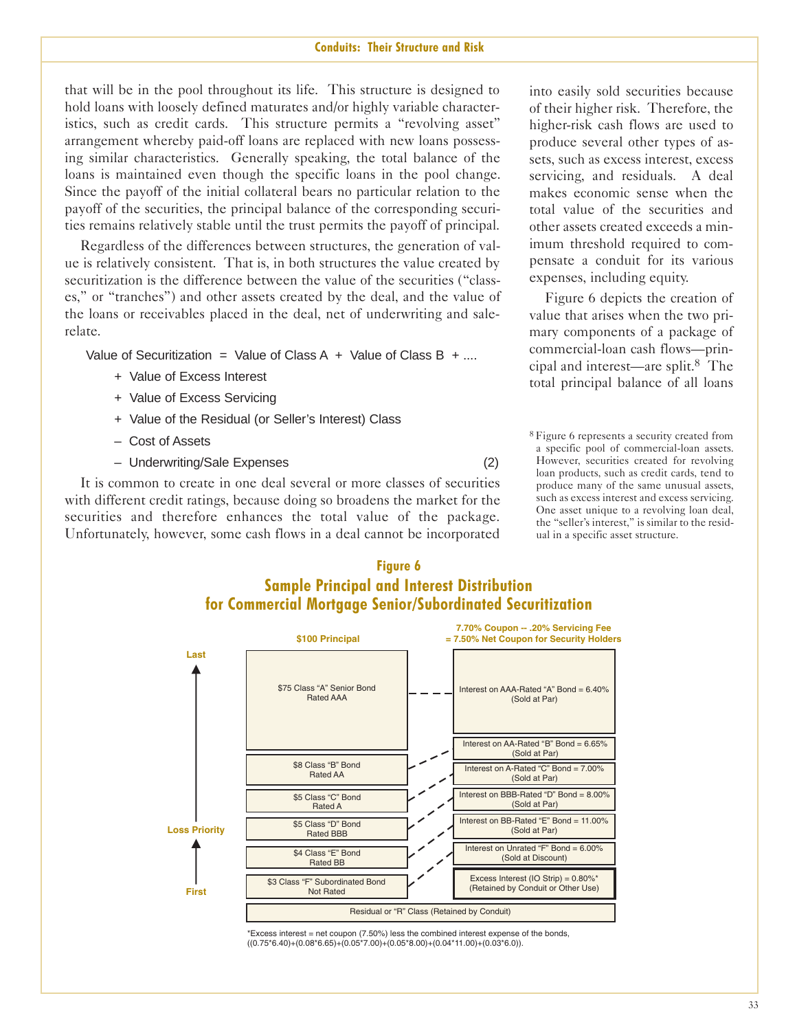that will be in the pool throughout its life. This structure is designed to hold loans with loosely defined maturates and/or highly variable characteristics, such as credit cards. This structure permits a "revolving asset" arrangement whereby paid-off loans are replaced with new loans possessing similar characteristics. Generally speaking, the total balance of the loans is maintained even though the specific loans in the pool change. Since the payoff of the initial collateral bears no particular relation to the payoff of the securities, the principal balance of the corresponding securities remains relatively stable until the trust permits the payoff of principal.

Regardless of the differences between structures, the generation of value is relatively consistent. That is, in both structures the value created by securitization is the difference between the value of the securities ("classes," or "tranches") and other assets created by the deal, and the value of the loans or receivables placed in the deal, net of underwriting and sale-relate.

Value of Securitization = Value of Class A + Value of Class B + ....

+ Value of Excess Interest

+ Value of Excess Servicing

+ Value of the Residual (or Seller's Interest) Class

– Cost of Assets

– Underwriting/Sale Expenses (2)

It is common to create in one deal several or more classes of securities with different credit ratings, because doing so broadens the market for the securities and therefore enhances the total value of the package. Unfortunately, however, some cash flows in a deal cannot be incorporated into easily sold securities because of their higher risk. Therefore, the higher-risk cash flows are used to produce several other types of assets, such as excess interest, excess servicing, and residuals. A deal makes economic sense when the total value of the securities and other assets created exceeds a minimum threshold required to compensate a conduit for its various expenses, including equity.

Figure 6 depicts the creation of value that arises when the two primary components of a package of commercial-loan cash flows—principal and interest—are split.[8] The total principal balance of all loans

[8] Figure 6 represents a security created from a specific pool of commercial-loan assets. However, securities created for revolving loan products, such as credit cards, tend to produce many of the same unusual assets, such as excess interest and excess servicing. One asset unique to a revolving loan deal, the "seller's interest," is similar to the residual in a specific asset structure.

**Figure 6**
**Sample Principal and Interest Distribution for Commercial Mortgage Senior/Subordinated Securitization**

| Loss Priority | $100 Principal | 7.70% Coupon -- .20% Servicing Fee = 7.50% Net Coupon for Security Holders |
|---|---|---|
| Last | $75 Class "A" Senior Bond Rated AAA | Interest on AAA-Rated "A" Bond = 6.40% (Sold at Par) |
| | $8 Class "B" Bond Rated AA | Interest on AA-Rated "B" Bond = 6.65% (Sold at Par) |
| | $5 Class "C" Bond Rated A | Interest on A-Rated "C" Bond = 7.00% (Sold at Par) |
| | $5 Class "D" Bond Rated BBB | Interest on BBB-Rated "D" Bond = 8.00% (Sold at Par) |
| | $4 Class "E" Bond Rated BB | Interest on BB-Rated "E" Bond = 11.00% (Sold at Par) |
| First | $3 Class "F" Subordinated Bond Not Rated | Interest on Unrated "F" Bond = 6.00% (Sold at Discount) |
| | | Excess Interest (IO Strip) = 0.80%* (Retained by Conduit or Other Use) |
| | Residual or "R" Class (Retained by Conduit) | |

*Excess interest = net coupon (7.50%) less the combined interest expense of the bonds, ((0.75*6.40)+(0.08*6.65)+(0.05*7.00)+(0.05*8.00)+(0.04*11.00)+(0.03*6.0)).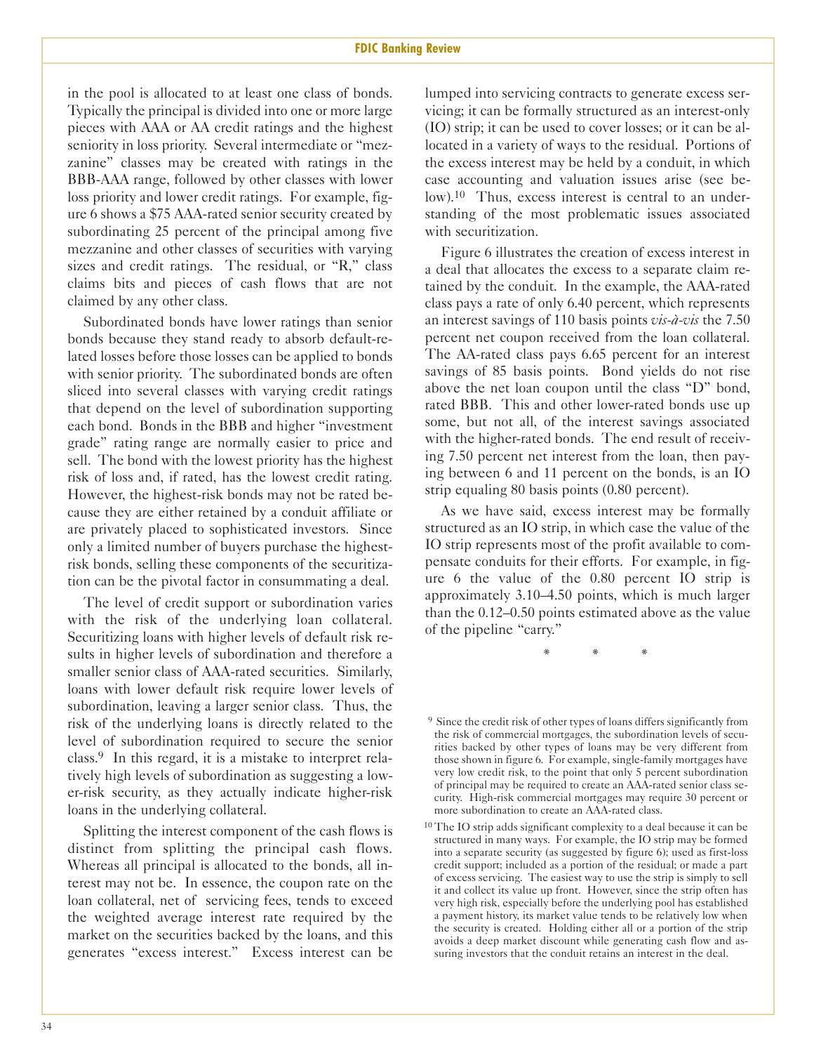in the pool is allocated to at least one class of bonds. Typically the principal is divided into one or more large pieces with AAA or AA credit ratings and the highest seniority in loss priority. Several intermediate or "mezzanine" classes may be created with ratings in the BBB-AAA range, followed by other classes with lower loss priority and lower credit ratings. For example, figure 6 shows a $75 AAA-rated senior security created by subordinating 25 percent of the principal among five mezzanine and other classes of securities with varying sizes and credit ratings. The residual, or "R," class claims bits and pieces of cash flows that are not claimed by any other class.

Subordinated bonds have lower ratings than senior bonds because they stand ready to absorb default-related losses before those losses can be applied to bonds with senior priority. The subordinated bonds are often sliced into several classes with varying credit ratings that depend on the level of subordination supporting each bond. Bonds in the BBB and higher "investment grade" rating range are normally easier to price and sell. The bond with the lowest priority has the highest risk of loss and, if rated, has the lowest credit rating. However, the highest-risk bonds may not be rated because they are either retained by a conduit affiliate or are privately placed to sophisticated investors. Since only a limited number of buyers purchase the highest-risk bonds, selling these components of the securitization can be the pivotal factor in consummating a deal.

The level of credit support or subordination varies with the risk of the underlying loan collateral. Securitizing loans with higher levels of default risk results in higher levels of subordination and therefore a smaller senior class of AAA-rated securities. Similarly, loans with lower default risk require lower levels of subordination, leaving a larger senior class. Thus, the risk of the underlying loans is directly related to the level of subordination required to secure the senior class.[9] In this regard, it is a mistake to interpret relatively high levels of subordination as suggesting a lower-risk security, as they actually indicate higher-risk loans in the underlying collateral.

Splitting the interest component of the cash flows is distinct from splitting the principal cash flows. Whereas all principal is allocated to the bonds, all interest may not be. In essence, the coupon rate on the loan collateral, net of servicing fees, tends to exceed the weighted average interest rate required by the market on the securities backed by the loans, and this generates "excess interest." Excess interest can be lumped into servicing contracts to generate excess servicing; it can be formally structured as an interest-only (IO) strip; it can be used to cover losses; or it can be allocated in a variety of ways to the residual. Portions of the excess interest may be held by a conduit, in which case accounting and valuation issues arise (see below).[10] Thus, excess interest is central to an understanding of the most problematic issues associated with securitization.

Figure 6 illustrates the creation of excess interest in a deal that allocates the excess to a separate claim retained by the conduit. In the example, the AAA-rated class pays a rate of only 6.40 percent, which represents an interest savings of 110 basis points *vis-à-vis* the 7.50 percent net coupon received from the loan collateral. The AA-rated class pays 6.65 percent for an interest savings of 85 basis points. Bond yields do not rise above the net loan coupon until the class "D" bond, rated BBB. This and other lower-rated bonds use up some, but not all, of the interest savings associated with the higher-rated bonds. The end result of receiving 7.50 percent net interest from the loan, then paying between 6 and 11 percent on the bonds, is an IO strip equaling 80 basis points (0.80 percent).

As we have said, excess interest may be formally structured as an IO strip, in which case the value of the IO strip represents most of the profit available to compensate conduits for their efforts. For example, in figure 6 the value of the 0.80 percent IO strip is approximately 3.10–4.50 points, which is much larger than the 0.12–0.50 points estimated above as the value of the pipeline "carry."

\* \* \*

[9] Since the credit risk of other types of loans differs significantly from the risk of commercial mortgages, the subordination levels of securities backed by other types of loans may be very different from those shown in figure 6. For example, single-family mortgages have very low credit risk, to the point that only 5 percent subordination of principal may be required to create an AAA-rated senior class security. High-risk commercial mortgages may require 30 percent or more subordination to create an AAA-rated class.

[10] The IO strip adds significant complexity to a deal because it can be structured in many ways. For example, the IO strip may be formed into a separate security (as suggested by figure 6); used as first-loss credit support; included as a portion of the residual; or made a part of excess servicing. The easiest way to use the strip is simply to sell it and collect its value up front. However, since the strip often has very high risk, especially before the underlying pool has established a payment history, its market value tends to be relatively low when the security is created. Holding either all or a portion of the strip avoids a deep market discount while generating cash flow and assuring investors that the conduit retains an interest in the deal.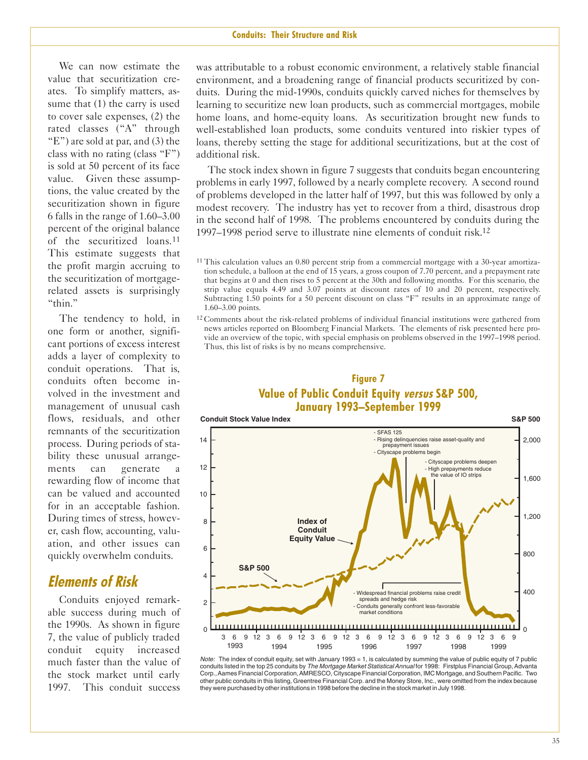We can now estimate the value that securitization creates. To simplify matters, assume that (1) the carry is used to cover sale expenses, (2) the rated classes ("A" through "E") are sold at par, and (3) the class with no rating (class "F") is sold at 50 percent of its face value. Given these assumptions, the value created by the securitization shown in figure 6 falls in the range of 1.60–3.00 percent of the original balance of the securitized loans.[11] This estimate suggests that the profit margin accruing to the securitization of mortgage-related assets is surprisingly "thin."

The tendency to hold, in one form or another, significant portions of excess interest adds a layer of complexity to conduit operations. That is, conduits often become involved in the investment and management of unusual cash flows, residuals, and other remnants of the securitization process. During periods of stability these unusual arrangements can generate a rewarding flow of income that can be valued and accounted for in an acceptable fashion. During times of stress, however, cash flow, accounting, valuation, and other issues can quickly overwhelm conduits.

## Elements of Risk

Conduits enjoyed remarkable success during much of the 1990s. As shown in figure 7, the value of publicly traded conduit equity increased much faster than the value of the stock market until early 1997. This conduit success was attributable to a robust economic environment, a relatively stable financial environment, and a broadening range of financial products securitized by conduits. During the mid-1990s, conduits quickly carved niches for themselves by learning to securitize new loan products, such as commercial mortgages, mobile home loans, and home-equity loans. As securitization brought new funds to well-established loan products, some conduits ventured into riskier types of loans, thereby setting the stage for additional securitizations, but at the cost of additional risk.

The stock index shown in figure 7 suggests that conduits began encountering problems in early 1997, followed by a nearly complete recovery. A second round of problems developed in the latter half of 1997, but this was followed by only a modest recovery. The industry has yet to recover from a third, disastrous drop in the second half of 1998. The problems encountered by conduits during the 1997–1998 period serve to illustrate nine elements of conduit risk.[12]

[11] This calculation values an 0.80 percent strip from a commercial mortgage with a 30-year amortization schedule, a balloon at the end of 15 years, a gross coupon of 7.70 percent, and a prepayment rate that begins at 0 and then rises to 5 percent at the 30th and following months. For this scenario, the strip value equals 4.49 and 3.07 points at discount rates of 10 and 20 percent, respectively. Subtracting 1.50 points for a 50 percent discount on class "F" results in an approximate range of 1.60–3.00 points.

[12] Comments about the risk-related problems of individual financial institutions were gathered from news articles reported on Bloomberg Financial Markets. The elements of risk presented here provide an overview of the topic, with special emphasis on problems observed in the 1997–1998 period. Thus, this list of risks is by no means comprehensive.

**Figure 7**
**Value of Public Conduit Equity *versus* S&P 500, January 1993–September 1999**

Conduit Stock Value Index | S&P 500

- SFAS 125
- Rising delinquencies raise asset-quality and prepayment issues
- Cityscape problems begin
- Cityscape problems deepen
- High prepayments reduce the value of IO strips
- Widespread financial problems raise credit spreads and hedge risk
- Conduits generally confront less-favorable market conditions

*Note:* The index of conduit equity, set with January 1993 = 1, is calculated by summing the value of public equity of 7 public conduits listed in the top 25 conduits by *The Mortgage Market Statistical Annual* for 1998: Firstplus Financial Group, Advanta Corp., Aames Financial Corporation, AMRESCO, Cityscape Financial Corporation, IMC Mortgage, and Southern Pacific. Two other public conduits in this listing, Greentree Financial Corp. and the Money Store, Inc., were omitted from the index because they were purchased by other institutions in 1998 before the decline in the stock market in July 1998.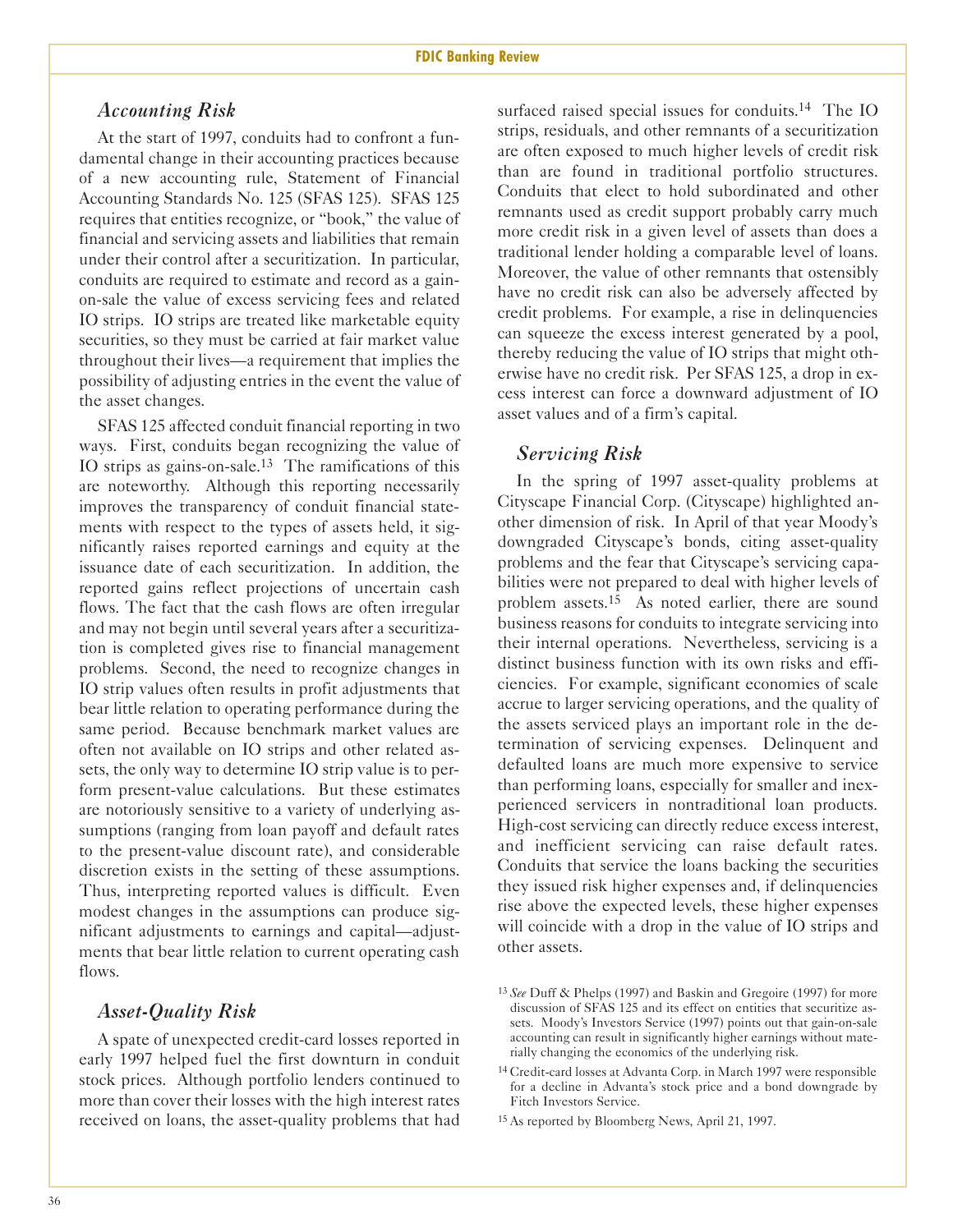### *Accounting Risk*

At the start of 1997, conduits had to confront a fundamental change in their accounting practices because of a new accounting rule, Statement of Financial Accounting Standards No. 125 (SFAS 125). SFAS 125 requires that entities recognize, or "book," the value of financial and servicing assets and liabilities that remain under their control after a securitization. In particular, conduits are required to estimate and record as a gain-on-sale the value of excess servicing fees and related IO strips. IO strips are treated like marketable equity securities, so they must be carried at fair market value throughout their lives—a requirement that implies the possibility of adjusting entries in the event the value of the asset changes.

SFAS 125 affected conduit financial reporting in two ways. First, conduits began recognizing the value of IO strips as gains-on-sale.[13] The ramifications of this are noteworthy. Although this reporting necessarily improves the transparency of conduit financial statements with respect to the types of assets held, it significantly raises reported earnings and equity at the issuance date of each securitization. In addition, the reported gains reflect projections of uncertain cash flows. The fact that the cash flows are often irregular and may not begin until several years after a securitization is completed gives rise to financial management problems. Second, the need to recognize changes in IO strip values often results in profit adjustments that bear little relation to operating performance during the same period. Because benchmark market values are often not available on IO strips and other related assets, the only way to determine IO strip value is to perform present-value calculations. But these estimates are notoriously sensitive to a variety of underlying assumptions (ranging from loan payoff and default rates to the present-value discount rate), and considerable discretion exists in the setting of these assumptions. Thus, interpreting reported values is difficult. Even modest changes in the assumptions can produce significant adjustments to earnings and capital—adjustments that bear little relation to current operating cash flows.

### *Asset-Quality Risk*

A spate of unexpected credit-card losses reported in early 1997 helped fuel the first downturn in conduit stock prices. Although portfolio lenders continued to more than cover their losses with the high interest rates received on loans, the asset-quality problems that had surfaced raised special issues for conduits.[14] The IO strips, residuals, and other remnants of a securitization are often exposed to much higher levels of credit risk than are found in traditional portfolio structures. Conduits that elect to hold subordinated and other remnants used as credit support probably carry much more credit risk in a given level of assets than does a traditional lender holding a comparable level of loans. Moreover, the value of other remnants that ostensibly have no credit risk can also be adversely affected by credit problems. For example, a rise in delinquencies can squeeze the excess interest generated by a pool, thereby reducing the value of IO strips that might otherwise have no credit risk. Per SFAS 125, a drop in excess interest can force a downward adjustment of IO asset values and of a firm's capital.

### *Servicing Risk*

In the spring of 1997 asset-quality problems at Cityscape Financial Corp. (Cityscape) highlighted another dimension of risk. In April of that year Moody's downgraded Cityscape's bonds, citing asset-quality problems and the fear that Cityscape's servicing capabilities were not prepared to deal with higher levels of problem assets.[15] As noted earlier, there are sound business reasons for conduits to integrate servicing into their internal operations. Nevertheless, servicing is a distinct business function with its own risks and efficiencies. For example, significant economies of scale accrue to larger servicing operations, and the quality of the assets serviced plays an important role in the determination of servicing expenses. Delinquent and defaulted loans are much more expensive to service than performing loans, especially for smaller and inexperienced servicers in nontraditional loan products. High-cost servicing can directly reduce excess interest, and inefficient servicing can raise default rates. Conduits that service the loans backing the securities they issued risk higher expenses and, if delinquencies rise above the expected levels, these higher expenses will coincide with a drop in the value of IO strips and other assets.

[13] *See* Duff & Phelps (1997) and Baskin and Gregoire (1997) for more discussion of SFAS 125 and its effect on entities that securitize assets. Moody's Investors Service (1997) points out that gain-on-sale accounting can result in significantly higher earnings without materially changing the economics of the underlying risk.

[14] Credit-card losses at Advanta Corp. in March 1997 were responsible for a decline in Advanta's stock price and a bond downgrade by Fitch Investors Service.

[15] As reported by Bloomberg News, April 21, 1997.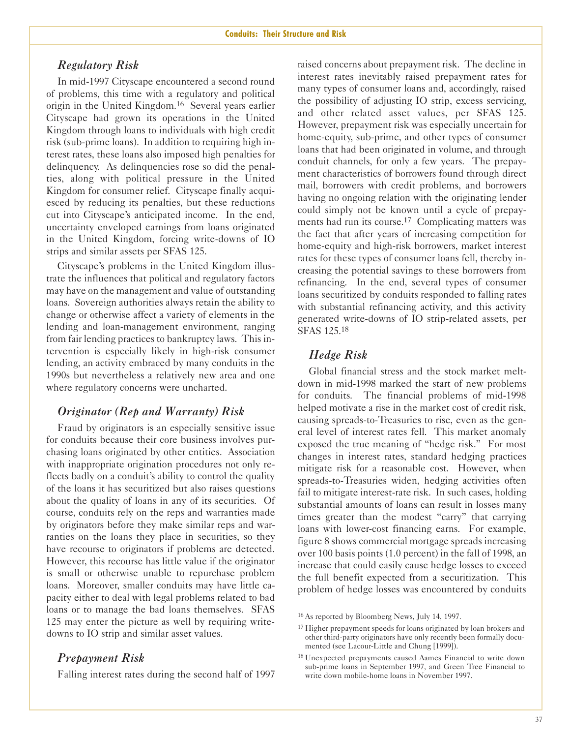### *Regulatory Risk*

In mid-1997 Cityscape encountered a second round of problems, this time with a regulatory and political origin in the United Kingdom.[16] Several years earlier Cityscape had grown its operations in the United Kingdom through loans to individuals with high credit risk (sub-prime loans). In addition to requiring high interest rates, these loans also imposed high penalties for delinquency. As delinquencies rose so did the penalties, along with political pressure in the United Kingdom for consumer relief. Cityscape finally acquiesced by reducing its penalties, but these reductions cut into Cityscape's anticipated income. In the end, uncertainty enveloped earnings from loans originated in the United Kingdom, forcing write-downs of IO strips and similar assets per SFAS 125.

Cityscape's problems in the United Kingdom illustrate the influences that political and regulatory factors may have on the management and value of outstanding loans. Sovereign authorities always retain the ability to change or otherwise affect a variety of elements in the lending and loan-management environment, ranging from fair lending practices to bankruptcy laws. This intervention is especially likely in high-risk consumer lending, an activity embraced by many conduits in the 1990s but nevertheless a relatively new area and one where regulatory concerns were uncharted.

### *Originator (Rep and Warranty) Risk*

Fraud by originators is an especially sensitive issue for conduits because their core business involves purchasing loans originated by other entities. Association with inappropriate origination procedures not only reflects badly on a conduit's ability to control the quality of the loans it has securitized but also raises questions about the quality of loans in any of its securities. Of course, conduits rely on the reps and warranties made by originators before they make similar reps and warranties on the loans they place in securities, so they have recourse to originators if problems are detected. However, this recourse has little value if the originator is small or otherwise unable to repurchase problem loans. Moreover, smaller conduits may have little capacity either to deal with legal problems related to bad loans or to manage the bad loans themselves. SFAS 125 may enter the picture as well by requiring write-downs to IO strip and similar asset values.

### *Prepayment Risk*

Falling interest rates during the second half of 1997 raised concerns about prepayment risk. The decline in interest rates inevitably raised prepayment rates for many types of consumer loans and, accordingly, raised the possibility of adjusting IO strip, excess servicing, and other related asset values, per SFAS 125. However, prepayment risk was especially uncertain for home-equity, sub-prime, and other types of consumer loans that had been originated in volume, and through conduit channels, for only a few years. The prepayment characteristics of borrowers found through direct mail, borrowers with credit problems, and borrowers having no ongoing relation with the originating lender could simply not be known until a cycle of prepayments had run its course.[17] Complicating matters was the fact that after years of increasing competition for home-equity and high-risk borrowers, market interest rates for these types of consumer loans fell, thereby increasing the potential savings to these borrowers from refinancing. In the end, several types of consumer loans securitized by conduits responded to falling rates with substantial refinancing activity, and this activity generated write-downs of IO strip-related assets, per SFAS 125.[18]

### *Hedge Risk*

Global financial stress and the stock market meltdown in mid-1998 marked the start of new problems for conduits. The financial problems of mid-1998 helped motivate a rise in the market cost of credit risk, causing spreads-to-Treasuries to rise, even as the general level of interest rates fell. This market anomaly exposed the true meaning of "hedge risk." For most changes in interest rates, standard hedging practices mitigate risk for a reasonable cost. However, when spreads-to-Treasuries widen, hedging activities often fail to mitigate interest-rate risk. In such cases, holding substantial amounts of loans can result in losses many times greater than the modest "carry" that carrying loans with lower-cost financing earns. For example, figure 8 shows commercial mortgage spreads increasing over 100 basis points (1.0 percent) in the fall of 1998, an increase that could easily cause hedge losses to exceed the full benefit expected from a securitization. This problem of hedge losses was encountered by conduits

---

[16] As reported by Bloomberg News, July 14, 1997.

[17] Higher prepayment speeds for loans originated by loan brokers and other third-party originators have only recently been formally documented (see Lacour-Little and Chung [1999]).

[18] Unexpected prepayments caused Aames Financial to write down sub-prime loans in September 1997, and Green Tree Financial to write down mobile-home loans in November 1997.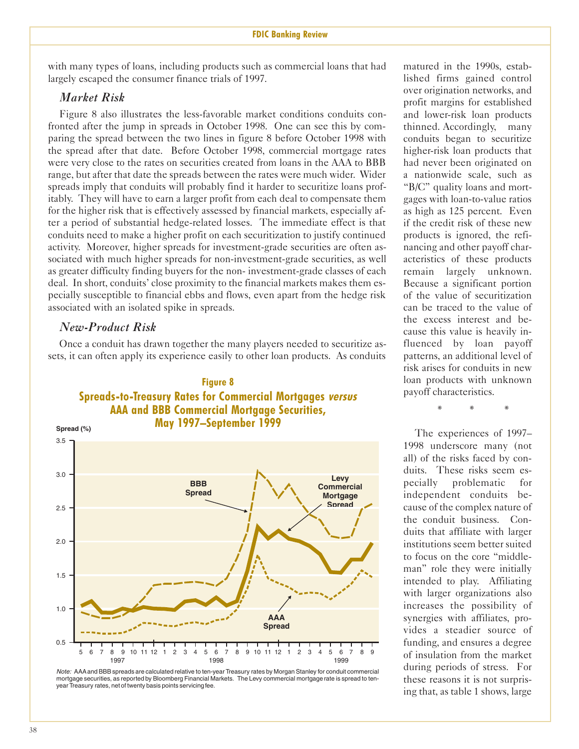with many types of loans, including products such as commercial loans that had largely escaped the consumer finance trials of 1997.

### *Market Risk*

Figure 8 also illustrates the less-favorable market conditions conduits confronted after the jump in spreads in October 1998. One can see this by comparing the spread between the two lines in figure 8 before October 1998 with the spread after that date. Before October 1998, commercial mortgage rates were very close to the rates on securities created from loans in the AAA to BBB range, but after that date the spreads between the rates were much wider. Wider spreads imply that conduits will probably find it harder to securitize loans profitably. They will have to earn a larger profit from each deal to compensate them for the higher risk that is effectively assessed by financial markets, especially after a period of substantial hedge-related losses. The immediate effect is that conduits need to make a higher profit on each securitization to justify continued activity. Moreover, higher spreads for investment-grade securities are often associated with much higher spreads for non-investment-grade securities, as well as greater difficulty finding buyers for the non- investment-grade classes of each deal. In short, conduits' close proximity to the financial markets makes them especially susceptible to financial ebbs and flows, even apart from the hedge risk associated with an isolated spike in spreads.

### *New-Product Risk*

Once a conduit has drawn together the many players needed to securitize assets, it can often apply its experience easily to other loan products. As conduits matured in the 1990s, established firms gained control over origination networks, and profit margins for established and lower-risk loan products thinned. Accordingly, many conduits began to securitize higher-risk loan products that had never been originated on a nationwide scale, such as "B/C" quality loans and mortgages with loan-to-value ratios as high as 125 percent. Even if the credit risk of these new products is ignored, the refinancing and other payoff characteristics of these products remain largely unknown. Because a significant portion of the value of securitization can be traced to the value of the excess interest and because this value is heavily influenced by loan payoff patterns, an additional level of risk arises for conduits in new loan products with unknown payoff characteristics.

\* \* \*

The experiences of 1997–1998 underscore many (not all) of the risks faced by conduits. These risks seem especially problematic for independent conduits because of the complex nature of the conduit business. Conduits that affiliate with larger institutions seem better suited to focus on the core "middleman" role they were initially intended to play. Affiliating with larger organizations also increases the possibility of synergies with affiliates, provides a steadier source of funding, and ensures a degree of insulation from the market during periods of stress. For these reasons it is not surprising that, as table 1 shows, large

**Figure 8**
**Spreads-to-Treasury Rates for Commercial Mortgages *versus* AAA and BBB Commercial Mortgage Securities, May 1997–September 1999**

*Note:* AAA and BBB spreads are calculated relative to ten-year Treasury rates by Morgan Stanley for conduit commercial mortgage securities, as reported by Bloomberg Financial Markets. The Levy commercial mortgage rate is spread to ten-year Treasury rates, net of twenty basis points servicing fee.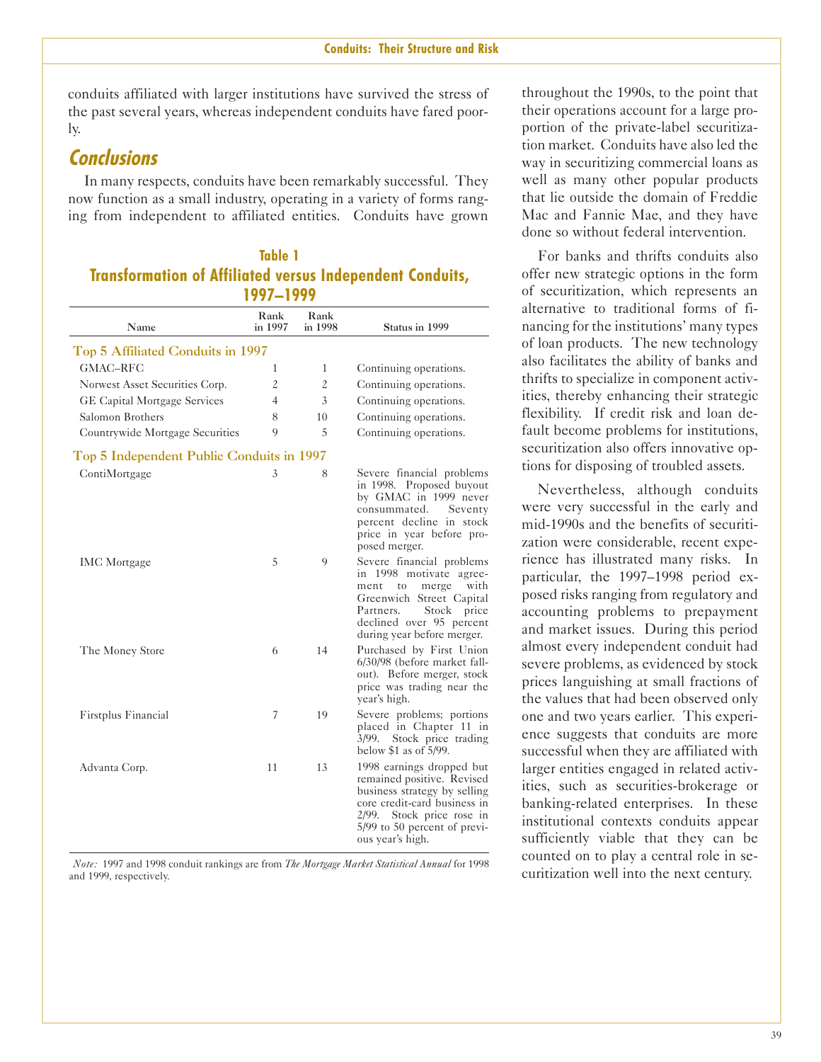conduits affiliated with larger institutions have survived the stress of the past several years, whereas independent conduits have fared poorly.

## Conclusions

In many respects, conduits have been remarkably successful. They now function as a small industry, operating in a variety of forms ranging from independent to affiliated entities. Conduits have grown throughout the 1990s, to the point that their operations account for a large proportion of the private-label securitization market. Conduits have also led the way in securitizing commercial loans as well as many other popular products that lie outside the domain of Freddie Mac and Fannie Mae, and they have done so without federal intervention.

For banks and thrifts conduits also offer new strategic options in the form of securitization, which represents an alternative to traditional forms of financing for the institutions' many types of loan products. The new technology also facilitates the ability of banks and thrifts to specialize in component activities, thereby enhancing their strategic flexibility. If credit risk and loan default become problems for institutions, securitization also offers innovative options for disposing of troubled assets.

Nevertheless, although conduits were very successful in the early and mid-1990s and the benefits of securitization were considerable, recent experience has illustrated many risks. In particular, the 1997–1998 period exposed risks ranging from regulatory and accounting problems to prepayment and market issues. During this period almost every independent conduit had severe problems, as evidenced by stock prices languishing at small fractions of the values that had been observed only one and two years earlier. This experience suggests that conduits are more successful when they are affiliated with larger entities engaged in related activities, such as securities-brokerage or banking-related enterprises. In these institutional contexts conduits appear sufficiently viable that they can be counted on to play a central role in securitization well into the next century.

**Table 1**
**Transformation of Affiliated versus Independent Conduits, 1997–1999**

| Name | Rank in 1997 | Rank in 1998 | Status in 1999 |
|---|---|---|---|
| **Top 5 Affiliated Conduits in 1997** | | | |
| GMAC–RFC | 1 | 1 | Continuing operations. |
| Norwest Asset Securities Corp. | 2 | 2 | Continuing operations. |
| GE Capital Mortgage Services | 4 | 3 | Continuing operations. |
| Salomon Brothers | 8 | 10 | Continuing operations. |
| Countrywide Mortgage Securities | 9 | 5 | Continuing operations. |
| **Top 5 Independent Public Conduits in 1997** | | | |
| ContiMortgage | 3 | 8 | Severe financial problems in 1998. Proposed buyout by GMAC in 1999 never consummated. Seventy percent decline in stock price in year before proposed merger. |
| IMC Mortgage | 5 | 9 | Severe financial problems in 1998 motivate agreement to merge with Greenwich Street Capital Partners. Stock price declined over 95 percent during year before merger. |
| The Money Store | 6 | 14 | Purchased by First Union 6/30/98 (before market fallout). Before merger, stock price was trading near the year's high. |
| Firstplus Financial | 7 | 19 | Severe problems; portions placed in Chapter 11 in 3/99. Stock price trading below $1 as of 5/99. |
| Advanta Corp. | 11 | 13 | 1998 earnings dropped but remained positive. Revised business strategy by selling core credit-card business in 2/99. Stock price rose in 5/99 to 50 percent of previous year's high. |

*Note:* 1997 and 1998 conduit rankings are from *The Mortgage Market Statistical Annual* for 1998 and 1999, respectively.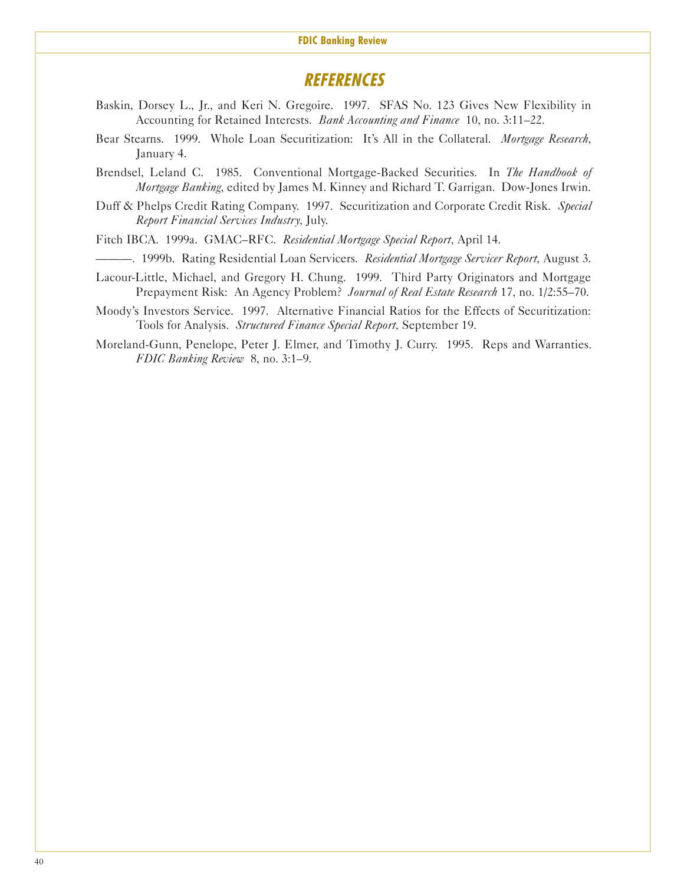## REFERENCES

Baskin, Dorsey L., Jr., and Keri N. Gregoire. 1997. SFAS No. 123 Gives New Flexibility in Accounting for Retained Interests. *Bank Accounting and Finance* 10, no. 3:11–22.

Bear Stearns. 1999. Whole Loan Securitization: It's All in the Collateral. *Mortgage Research*, January 4.

Brendsel, Leland C. 1985. Conventional Mortgage-Backed Securities. In *The Handbook of Mortgage Banking*, edited by James M. Kinney and Richard T. Garrigan. Dow-Jones Irwin.

Duff & Phelps Credit Rating Company. 1997. Securitization and Corporate Credit Risk. *Special Report Financial Services Industry*, July.

Fitch IBCA. 1999a. GMAC–RFC. *Residential Mortgage Special Report*, April 14.

———. 1999b. Rating Residential Loan Servicers. *Residential Mortgage Servicer Report*, August 3.

Lacour-Little, Michael, and Gregory H. Chung. 1999. Third Party Originators and Mortgage Prepayment Risk: An Agency Problem? *Journal of Real Estate Research* 17, no. 1/2:55–70.

Moody's Investors Service. 1997. Alternative Financial Ratios for the Effects of Securitization: Tools for Analysis. *Structured Finance Special Report*, September 19.

Moreland-Gunn, Penelope, Peter J. Elmer, and Timothy J. Curry. 1995. Reps and Warranties. *FDIC Banking Review* 8, no. 3:1–9.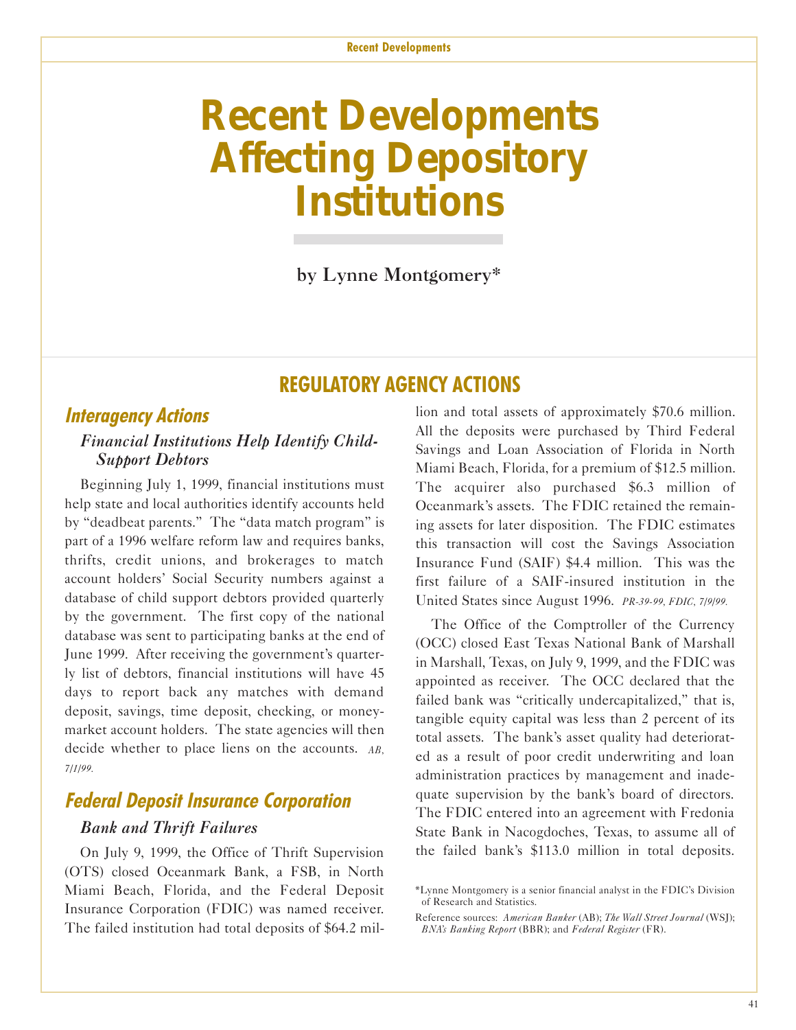# Recent Developments Affecting Depository Institutions

by Lynne Montgomery*

## REGULATORY AGENCY ACTIONS

### Interagency Actions

#### *Financial Institutions Help Identify Child-Support Debtors*

Beginning July 1, 1999, financial institutions must help state and local authorities identify accounts held by "deadbeat parents." The "data match program" is part of a 1996 welfare reform law and requires banks, thrifts, credit unions, and brokerages to match account holders' Social Security numbers against a database of child support debtors provided quarterly by the government. The first copy of the national database was sent to participating banks at the end of June 1999. After receiving the government's quarterly list of debtors, financial institutions will have 45 days to report back any matches with demand deposit, savings, time deposit, checking, or money-market account holders. The state agencies will then decide whether to place liens on the accounts. *AB, 7/1/99.*

### Federal Deposit Insurance Corporation

#### *Bank and Thrift Failures*

On July 9, 1999, the Office of Thrift Supervision (OTS) closed Oceanmark Bank, a FSB, in North Miami Beach, Florida, and the Federal Deposit Insurance Corporation (FDIC) was named receiver. The failed institution had total deposits of $64.2 million and total assets of approximately $70.6 million. All the deposits were purchased by Third Federal Savings and Loan Association of Florida in North Miami Beach, Florida, for a premium of $12.5 million. The acquirer also purchased $6.3 million of Oceanmark's assets. The FDIC retained the remaining assets for later disposition. The FDIC estimates this transaction will cost the Savings Association Insurance Fund (SAIF) $4.4 million. This was the first failure of a SAIF-insured institution in the United States since August 1996. *PR-39-99, FDIC, 7/9/99.*

The Office of the Comptroller of the Currency (OCC) closed East Texas National Bank of Marshall in Marshall, Texas, on July 9, 1999, and the FDIC was appointed as receiver. The OCC declared that the failed bank was "critically undercapitalized," that is, tangible equity capital was less than 2 percent of its total assets. The bank's asset quality had deteriorated as a result of poor credit underwriting and loan administration practices by management and inadequate supervision by the bank's board of directors. The FDIC entered into an agreement with Fredonia State Bank in Nacogdoches, Texas, to assume all of the failed bank's $113.0 million in total deposits.

---

*Lynne Montgomery is a senior financial analyst in the FDIC's Division of Research and Statistics.

Reference sources: *American Banker* (AB); *The Wall Street Journal* (WSJ); *BNA's Banking Report* (BBR); and *Federal Register* (FR).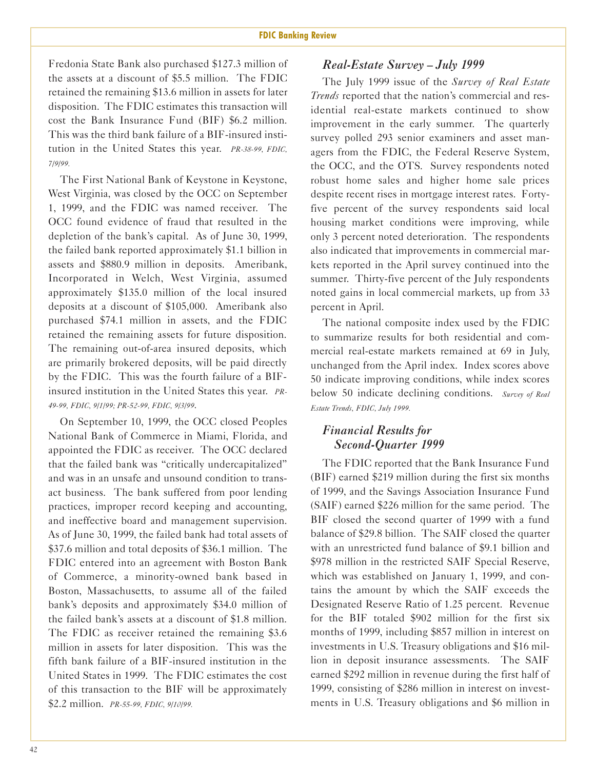Fredonia State Bank also purchased $127.3 million of the assets at a discount of $5.5 million. The FDIC retained the remaining $13.6 million in assets for later disposition. The FDIC estimates this transaction will cost the Bank Insurance Fund (BIF) $6.2 million. This was the third bank failure of a BIF-insured institution in the United States this year. *PR-38-99, FDIC, 7/9/99.*

The First National Bank of Keystone in Keystone, West Virginia, was closed by the OCC on September 1, 1999, and the FDIC was named receiver. The OCC found evidence of fraud that resulted in the depletion of the bank's capital. As of June 30, 1999, the failed bank reported approximately $1.1 billion in assets and $880.9 million in deposits. Ameribank, Incorporated in Welch, West Virginia, assumed approximately $135.0 million of the local insured deposits at a discount of $105,000. Ameribank also purchased $74.1 million in assets, and the FDIC retained the remaining assets for future disposition. The remaining out-of-area insured deposits, which are primarily brokered deposits, will be paid directly by the FDIC. This was the fourth failure of a BIF-insured institution in the United States this year. *PR-49-99, FDIC, 9/1/99; PR-52-99, FDIC, 9/3/99.*

On September 10, 1999, the OCC closed Peoples National Bank of Commerce in Miami, Florida, and appointed the FDIC as receiver. The OCC declared that the failed bank was "critically undercapitalized" and was in an unsafe and unsound condition to transact business. The bank suffered from poor lending practices, improper record keeping and accounting, and ineffective board and management supervision. As of June 30, 1999, the failed bank had total assets of $37.6 million and total deposits of $36.1 million. The FDIC entered into an agreement with Boston Bank of Commerce, a minority-owned bank based in Boston, Massachusetts, to assume all of the failed bank's deposits and approximately $34.0 million of the failed bank's assets at a discount of $1.8 million. The FDIC as receiver retained the remaining $3.6 million in assets for later disposition. This was the fifth bank failure of a BIF-insured institution in the United States in 1999. The FDIC estimates the cost of this transaction to the BIF will be approximately $2.2 million. *PR-55-99, FDIC, 9/10/99.*

### *Real-Estate Survey – July 1999*

The July 1999 issue of the *Survey of Real Estate Trends* reported that the nation's commercial and residential real-estate markets continued to show improvement in the early summer. The quarterly survey polled 293 senior examiners and asset managers from the FDIC, the Federal Reserve System, the OCC, and the OTS. Survey respondents noted robust home sales and higher home sale prices despite recent rises in mortgage interest rates. Forty-five percent of the survey respondents said local housing market conditions were improving, while only 3 percent noted deterioration. The respondents also indicated that improvements in commercial markets reported in the April survey continued into the summer. Thirty-five percent of the July respondents noted gains in local commercial markets, up from 33 percent in April.

The national composite index used by the FDIC to summarize results for both residential and commercial real-estate markets remained at 69 in July, unchanged from the April index. Index scores above 50 indicate improving conditions, while index scores below 50 indicate declining conditions. *Survey of Real Estate Trends, FDIC, July 1999.*

### *Financial Results for Second-Quarter 1999*

The FDIC reported that the Bank Insurance Fund (BIF) earned $219 million during the first six months of 1999, and the Savings Association Insurance Fund (SAIF) earned $226 million for the same period. The BIF closed the second quarter of 1999 with a fund balance of $29.8 billion. The SAIF closed the quarter with an unrestricted fund balance of $9.1 billion and $978 million in the restricted SAIF Special Reserve, which was established on January 1, 1999, and contains the amount by which the SAIF exceeds the Designated Reserve Ratio of 1.25 percent. Revenue for the BIF totaled $902 million for the first six months of 1999, including $857 million in interest on investments in U.S. Treasury obligations and $16 million in deposit insurance assessments. The SAIF earned $292 million in revenue during the first half of 1999, consisting of $286 million in interest on investments in U.S. Treasury obligations and $6 million in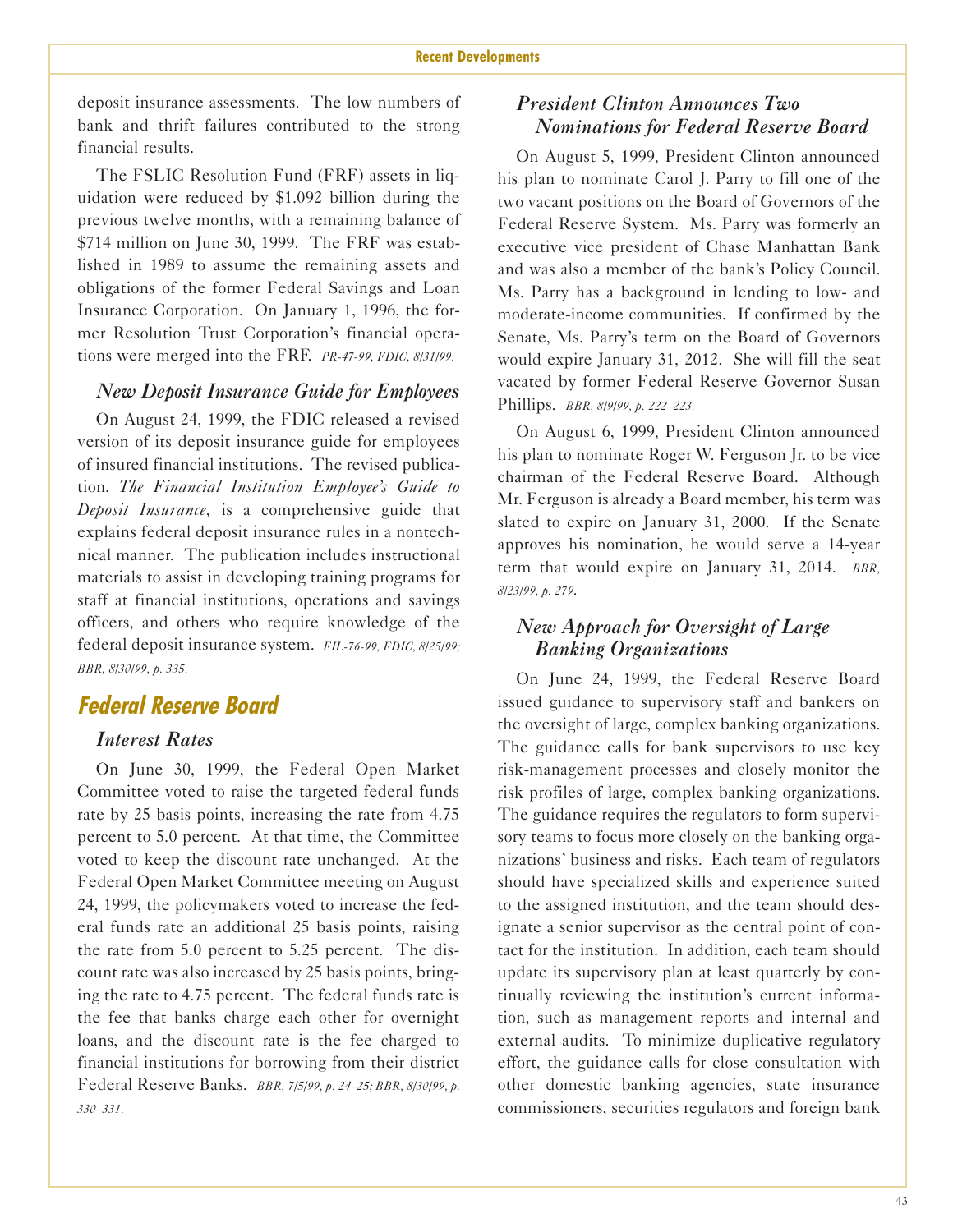deposit insurance assessments. The low numbers of bank and thrift failures contributed to the strong financial results.

The FSLIC Resolution Fund (FRF) assets in liquidation were reduced by $1.092 billion during the previous twelve months, with a remaining balance of $714 million on June 30, 1999. The FRF was established in 1989 to assume the remaining assets and obligations of the former Federal Savings and Loan Insurance Corporation. On January 1, 1996, the former Resolution Trust Corporation's financial operations were merged into the FRF. *PR-47-99, FDIC, 8/31/99.*

### *New Deposit Insurance Guide for Employees*

On August 24, 1999, the FDIC released a revised version of its deposit insurance guide for employees of insured financial institutions. The revised publication, *The Financial Institution Employee's Guide to Deposit Insurance*, is a comprehensive guide that explains federal deposit insurance rules in a nontechnical manner. The publication includes instructional materials to assist in developing training programs for staff at financial institutions, operations and savings officers, and others who require knowledge of the federal deposit insurance system. *FIL-76-99, FDIC, 8/25/99; BBR, 8/30/99, p. 335.*

## Federal Reserve Board

### *Interest Rates*

On June 30, 1999, the Federal Open Market Committee voted to raise the targeted federal funds rate by 25 basis points, increasing the rate from 4.75 percent to 5.0 percent. At that time, the Committee voted to keep the discount rate unchanged. At the Federal Open Market Committee meeting on August 24, 1999, the policymakers voted to increase the federal funds rate an additional 25 basis points, raising the rate from 5.0 percent to 5.25 percent. The discount rate was also increased by 25 basis points, bringing the rate to 4.75 percent. The federal funds rate is the fee that banks charge each other for overnight loans, and the discount rate is the fee charged to financial institutions for borrowing from their district Federal Reserve Banks. *BBR, 7/5/99, p. 24–25; BBR, 8/30/99, p. 330–331.*

### *President Clinton Announces Two Nominations for Federal Reserve Board*

On August 5, 1999, President Clinton announced his plan to nominate Carol J. Parry to fill one of the two vacant positions on the Board of Governors of the Federal Reserve System. Ms. Parry was formerly an executive vice president of Chase Manhattan Bank and was also a member of the bank's Policy Council. Ms. Parry has a background in lending to low- and moderate-income communities. If confirmed by the Senate, Ms. Parry's term on the Board of Governors would expire January 31, 2012. She will fill the seat vacated by former Federal Reserve Governor Susan Phillips. *BBR, 8/9/99, p. 222–223.*

On August 6, 1999, President Clinton announced his plan to nominate Roger W. Ferguson Jr. to be vice chairman of the Federal Reserve Board. Although Mr. Ferguson is already a Board member, his term was slated to expire on January 31, 2000. If the Senate approves his nomination, he would serve a 14-year term that would expire on January 31, 2014. *BBR, 8/23/99, p. 279.*

### *New Approach for Oversight of Large Banking Organizations*

On June 24, 1999, the Federal Reserve Board issued guidance to supervisory staff and bankers on the oversight of large, complex banking organizations. The guidance calls for bank supervisors to use key risk-management processes and closely monitor the risk profiles of large, complex banking organizations. The guidance requires the regulators to form supervisory teams to focus more closely on the banking organizations' business and risks. Each team of regulators should have specialized skills and experience suited to the assigned institution, and the team should designate a senior supervisor as the central point of contact for the institution. In addition, each team should update its supervisory plan at least quarterly by continually reviewing the institution's current information, such as management reports and internal and external audits. To minimize duplicative regulatory effort, the guidance calls for close consultation with other domestic banking agencies, state insurance commissioners, securities regulators and foreign bank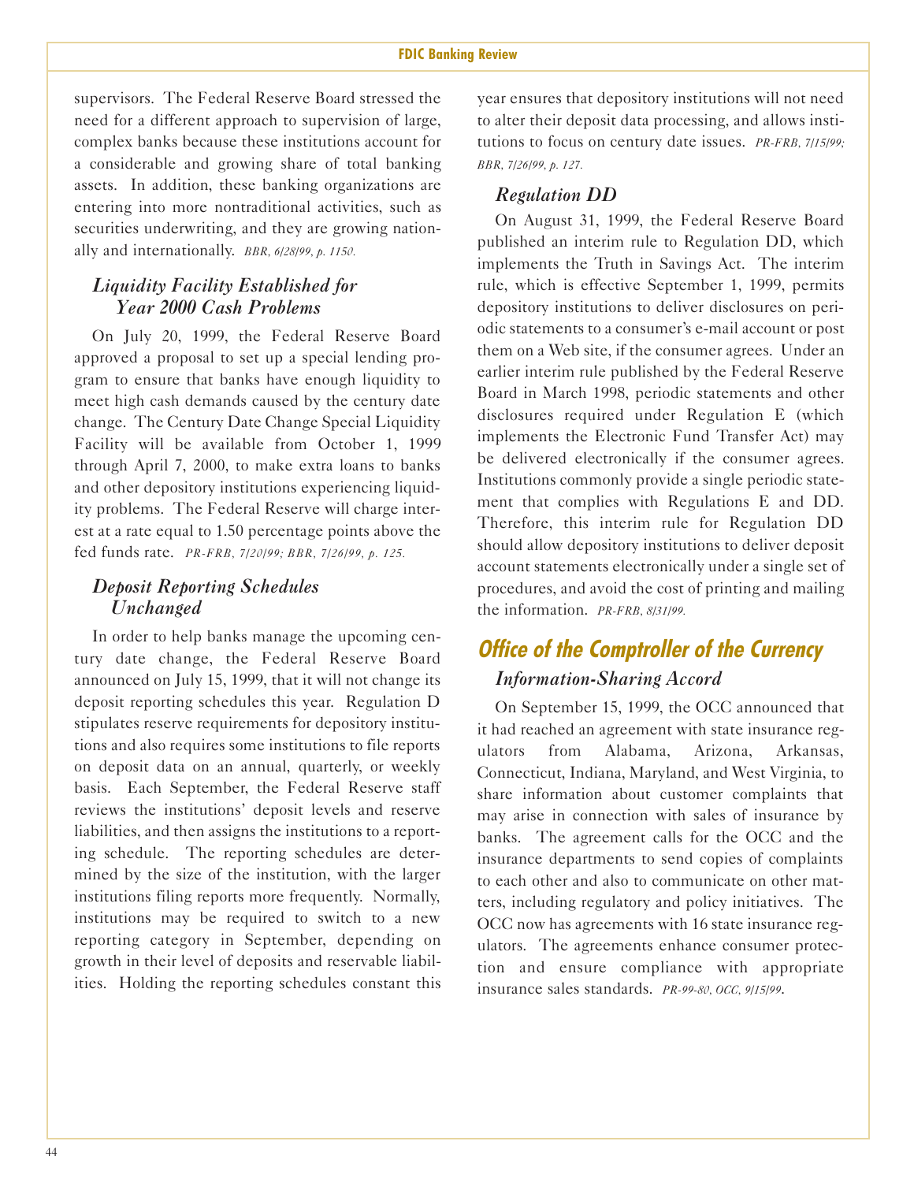supervisors. The Federal Reserve Board stressed the need for a different approach to supervision of large, complex banks because these institutions account for a considerable and growing share of total banking assets. In addition, these banking organizations are entering into more nontraditional activities, such as securities underwriting, and they are growing nationally and internationally. *BBR, 6/28/99, p. 1150.*

### Liquidity Facility Established for Year 2000 Cash Problems

On July 20, 1999, the Federal Reserve Board approved a proposal to set up a special lending program to ensure that banks have enough liquidity to meet high cash demands caused by the century date change. The Century Date Change Special Liquidity Facility will be available from October 1, 1999 through April 7, 2000, to make extra loans to banks and other depository institutions experiencing liquidity problems. The Federal Reserve will charge interest at a rate equal to 1.50 percentage points above the fed funds rate. *PR-FRB, 7/20/99; BBR, 7/26/99, p. 125.*

### Deposit Reporting Schedules Unchanged

In order to help banks manage the upcoming century date change, the Federal Reserve Board announced on July 15, 1999, that it will not change its deposit reporting schedules this year. Regulation D stipulates reserve requirements for depository institutions and also requires some institutions to file reports on deposit data on an annual, quarterly, or weekly basis. Each September, the Federal Reserve staff reviews the institutions' deposit levels and reserve liabilities, and then assigns the institutions to a reporting schedule. The reporting schedules are determined by the size of the institution, with the larger institutions filing reports more frequently. Normally, institutions may be required to switch to a new reporting category in September, depending on growth in their level of deposits and reservable liabilities. Holding the reporting schedules constant this year ensures that depository institutions will not need to alter their deposit data processing, and allows institutions to focus on century date issues. *PR-FRB, 7/15/99; BBR, 7/26/99, p. 127.*

### Regulation DD

On August 31, 1999, the Federal Reserve Board published an interim rule to Regulation DD, which implements the Truth in Savings Act. The interim rule, which is effective September 1, 1999, permits depository institutions to deliver disclosures on periodic statements to a consumer's e-mail account or post them on a Web site, if the consumer agrees. Under an earlier interim rule published by the Federal Reserve Board in March 1998, periodic statements and other disclosures required under Regulation E (which implements the Electronic Fund Transfer Act) may be delivered electronically if the consumer agrees. Institutions commonly provide a single periodic statement that complies with Regulations E and DD. Therefore, this interim rule for Regulation DD should allow depository institutions to deliver deposit account statements electronically under a single set of procedures, and avoid the cost of printing and mailing the information. *PR-FRB, 8/31/99.*

## Office of the Comptroller of the Currency

### Information-Sharing Accord

On September 15, 1999, the OCC announced that it had reached an agreement with state insurance regulators from Alabama, Arizona, Arkansas, Connecticut, Indiana, Maryland, and West Virginia, to share information about customer complaints that may arise in connection with sales of insurance by banks. The agreement calls for the OCC and the insurance departments to send copies of complaints to each other and also to communicate on other matters, including regulatory and policy initiatives. The OCC now has agreements with 16 state insurance regulators. The agreements enhance consumer protection and ensure compliance with appropriate insurance sales standards. *PR-99-80, OCC, 9/15/99.*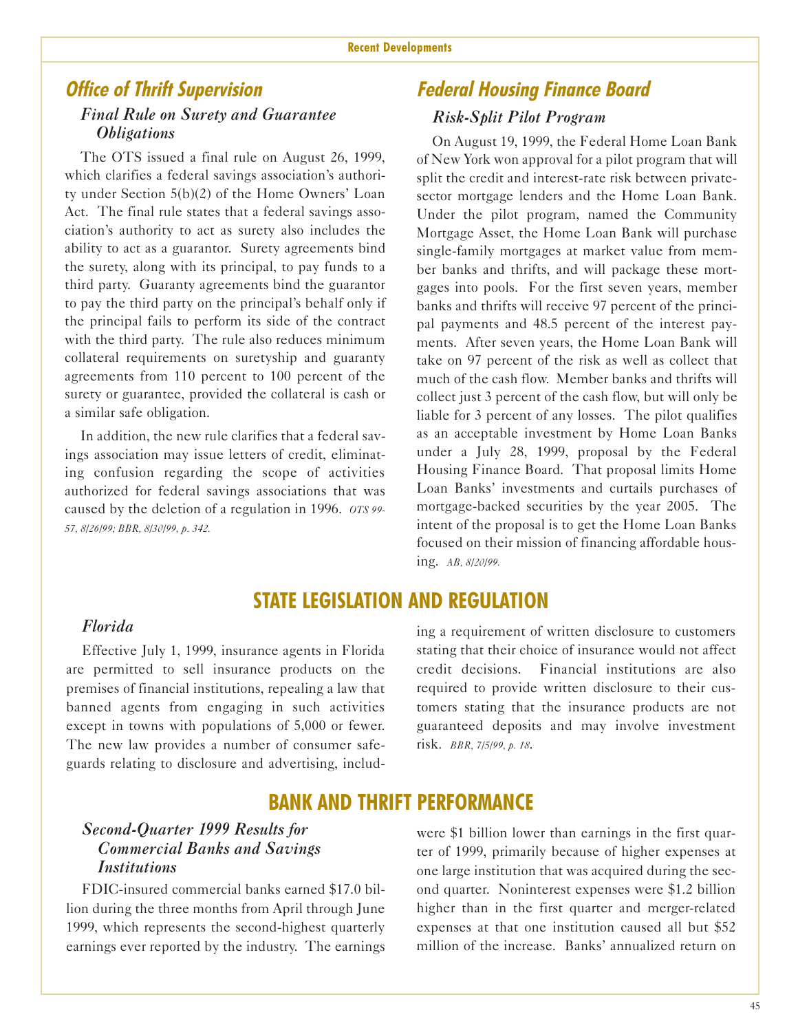## Office of Thrift Supervision

### *Final Rule on Surety and Guarantee Obligations*

The OTS issued a final rule on August 26, 1999, which clarifies a federal savings association's authority under Section 5(b)(2) of the Home Owners' Loan Act. The final rule states that a federal savings association's authority to act as surety also includes the ability to act as a guarantor. Surety agreements bind the surety, along with its principal, to pay funds to a third party. Guaranty agreements bind the guarantor to pay the third party on the principal's behalf only if the principal fails to perform its side of the contract with the third party. The rule also reduces minimum collateral requirements on suretyship and guaranty agreements from 110 percent to 100 percent of the surety or guarantee, provided the collateral is cash or a similar safe obligation.

In addition, the new rule clarifies that a federal savings association may issue letters of credit, eliminating confusion regarding the scope of activities authorized for federal savings associations that was caused by the deletion of a regulation in 1996. *OTS 99-57, 8/26/99; BBR, 8/30/99, p. 342.*

## Federal Housing Finance Board

### *Risk-Split Pilot Program*

On August 19, 1999, the Federal Home Loan Bank of New York won approval for a pilot program that will split the credit and interest-rate risk between private-sector mortgage lenders and the Home Loan Bank. Under the pilot program, named the Community Mortgage Asset, the Home Loan Bank will purchase single-family mortgages at market value from member banks and thrifts, and will package these mortgages into pools. For the first seven years, member banks and thrifts will receive 97 percent of the principal payments and 48.5 percent of the interest payments. After seven years, the Home Loan Bank will take on 97 percent of the risk as well as collect that much of the cash flow. Member banks and thrifts will collect just 3 percent of the cash flow, but will only be liable for 3 percent of any losses. The pilot qualifies as an acceptable investment by Home Loan Banks under a July 28, 1999, proposal by the Federal Housing Finance Board. That proposal limits Home Loan Banks' investments and curtails purchases of mortgage-backed securities by the year 2005. The intent of the proposal is to get the Home Loan Banks focused on their mission of financing affordable housing. *AB, 8/20/99.*

# STATE LEGISLATION AND REGULATION

### *Florida*

Effective July 1, 1999, insurance agents in Florida are permitted to sell insurance products on the premises of financial institutions, repealing a law that banned agents from engaging in such activities except in towns with populations of 5,000 or fewer. The new law provides a number of consumer safeguards relating to disclosure and advertising, including a requirement of written disclosure to customers stating that their choice of insurance would not affect credit decisions. Financial institutions are also required to provide written disclosure to their customers stating that the insurance products are not guaranteed deposits and may involve investment risk. *BBR, 7/5/99, p. 18.*

# BANK AND THRIFT PERFORMANCE

### *Second-Quarter 1999 Results for Commercial Banks and Savings Institutions*

FDIC-insured commercial banks earned $17.0 billion during the three months from April through June 1999, which represents the second-highest quarterly earnings ever reported by the industry. The earnings were $1 billion lower than earnings in the first quarter of 1999, primarily because of higher expenses at one large institution that was acquired during the second quarter. Noninterest expenses were $1.2 billion higher than in the first quarter and merger-related expenses at that one institution caused all but $52 million of the increase. Banks' annualized return on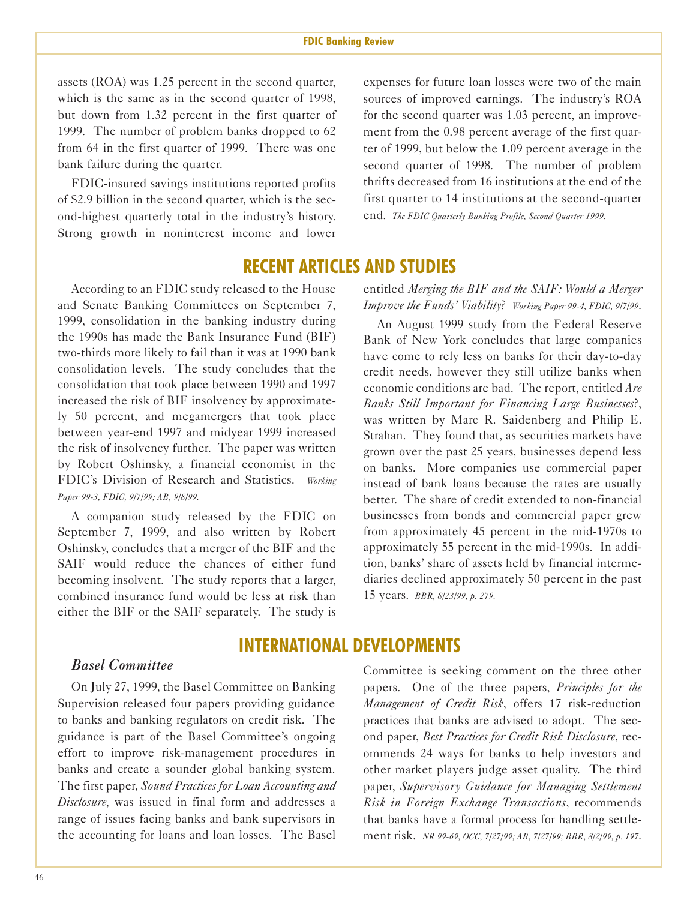assets (ROA) was 1.25 percent in the second quarter, which is the same as in the second quarter of 1998, but down from 1.32 percent in the first quarter of 1999. The number of problem banks dropped to 62 from 64 in the first quarter of 1999. There was one bank failure during the quarter.

FDIC-insured savings institutions reported profits of $2.9 billion in the second quarter, which is the second-highest quarterly total in the industry's history. Strong growth in noninterest income and lower expenses for future loan losses were two of the main sources of improved earnings. The industry's ROA for the second quarter was 1.03 percent, an improvement from the 0.98 percent average of the first quarter of 1999, but below the 1.09 percent average in the second quarter of 1998. The number of problem thrifts decreased from 16 institutions at the end of the first quarter to 14 institutions at the second-quarter end. *The FDIC Quarterly Banking Profile, Second Quarter 1999.*

# RECENT ARTICLES AND STUDIES

According to an FDIC study released to the House and Senate Banking Committees on September 7, 1999, consolidation in the banking industry during the 1990s has made the Bank Insurance Fund (BIF) two-thirds more likely to fail than it was at 1990 bank consolidation levels. The study concludes that the consolidation that took place between 1990 and 1997 increased the risk of BIF insolvency by approximately 50 percent, and megamergers that took place between year-end 1997 and midyear 1999 increased the risk of insolvency further. The paper was written by Robert Oshinsky, a financial economist in the FDIC's Division of Research and Statistics. *Working Paper 99-3, FDIC, 9/7/99; AB, 9/8/99.*

A companion study released by the FDIC on September 7, 1999, and also written by Robert Oshinsky, concludes that a merger of the BIF and the SAIF would reduce the chances of either fund becoming insolvent. The study reports that a larger, combined insurance fund would be less at risk than either the BIF or the SAIF separately. The study is entitled *Merging the BIF and the SAIF: Would a Merger Improve the Funds' Viability*? *Working Paper 99-4, FDIC, 9/7/99.*

An August 1999 study from the Federal Reserve Bank of New York concludes that large companies have come to rely less on banks for their day-to-day credit needs, however they still utilize banks when economic conditions are bad. The report, entitled *Are Banks Still Important for Financing Large Businesses*?, was written by Marc R. Saidenberg and Philip E. Strahan. They found that, as securities markets have grown over the past 25 years, businesses depend less on banks. More companies use commercial paper instead of bank loans because the rates are usually better. The share of credit extended to non-financial businesses from bonds and commercial paper grew from approximately 45 percent in the mid-1970s to approximately 55 percent in the mid-1990s. In addition, banks' share of assets held by financial intermediaries declined approximately 50 percent in the past 15 years. *BBR, 8/23/99, p. 279.*

# INTERNATIONAL DEVELOPMENTS

### *Basel Committee*

On July 27, 1999, the Basel Committee on Banking Supervision released four papers providing guidance to banks and banking regulators on credit risk. The guidance is part of the Basel Committee's ongoing effort to improve risk-management procedures in banks and create a sounder global banking system. The first paper, *Sound Practices for Loan Accounting and Disclosure*, was issued in final form and addresses a range of issues facing banks and bank supervisors in the accounting for loans and loan losses. The Basel Committee is seeking comment on the three other papers. One of the three papers, *Principles for the Management of Credit Risk*, offers 17 risk-reduction practices that banks are advised to adopt. The second paper, *Best Practices for Credit Risk Disclosure*, recommends 24 ways for banks to help investors and other market players judge asset quality. The third paper, *Supervisory Guidance for Managing Settlement Risk in Foreign Exchange Transactions*, recommends that banks have a formal process for handling settlement risk. *NR 99-69, OCC, 7/27/99; AB, 7/27/99; BBR, 8/2/99, p. 197.*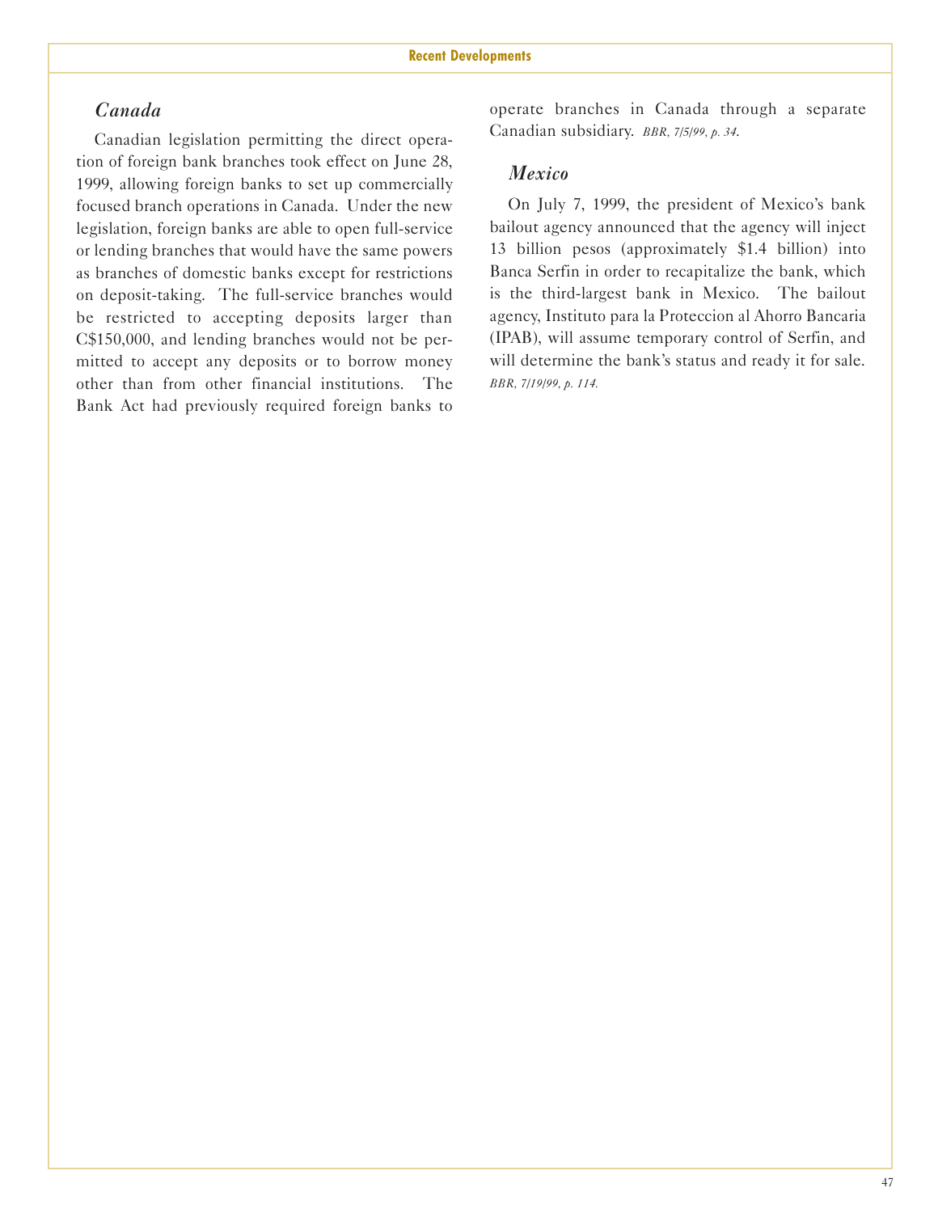### *Canada*

Canadian legislation permitting the direct operation of foreign bank branches took effect on June 28, 1999, allowing foreign banks to set up commercially focused branch operations in Canada. Under the new legislation, foreign banks are able to open full-service or lending branches that would have the same powers as branches of domestic banks except for restrictions on deposit-taking. The full-service branches would be restricted to accepting deposits larger than C$150,000, and lending branches would not be permitted to accept any deposits or to borrow money other than from other financial institutions. The Bank Act had previously required foreign banks to operate branches in Canada through a separate Canadian subsidiary. *BBR, 7/5/99, p. 34.*

### *Mexico*

On July 7, 1999, the president of Mexico's bank bailout agency announced that the agency will inject 13 billion pesos (approximately $1.4 billion) into Banca Serfin in order to recapitalize the bank, which is the third-largest bank in Mexico. The bailout agency, Instituto para la Proteccion al Ahorro Bancaria (IPAB), will assume temporary control of Serfin, and will determine the bank's status and ready it for sale. *BBR, 7/19/99, p. 114.*